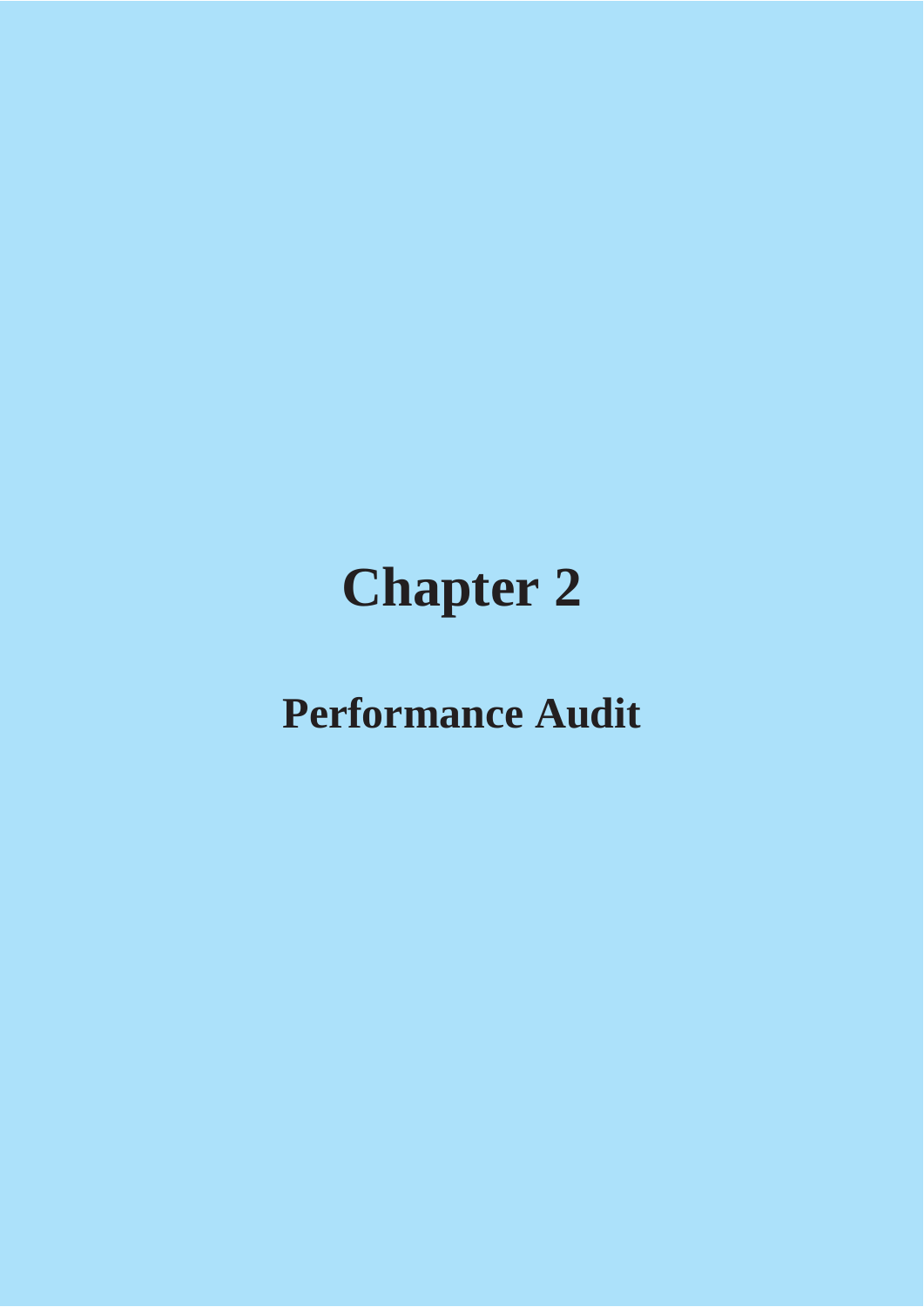# Chapter 2

## Performance Audit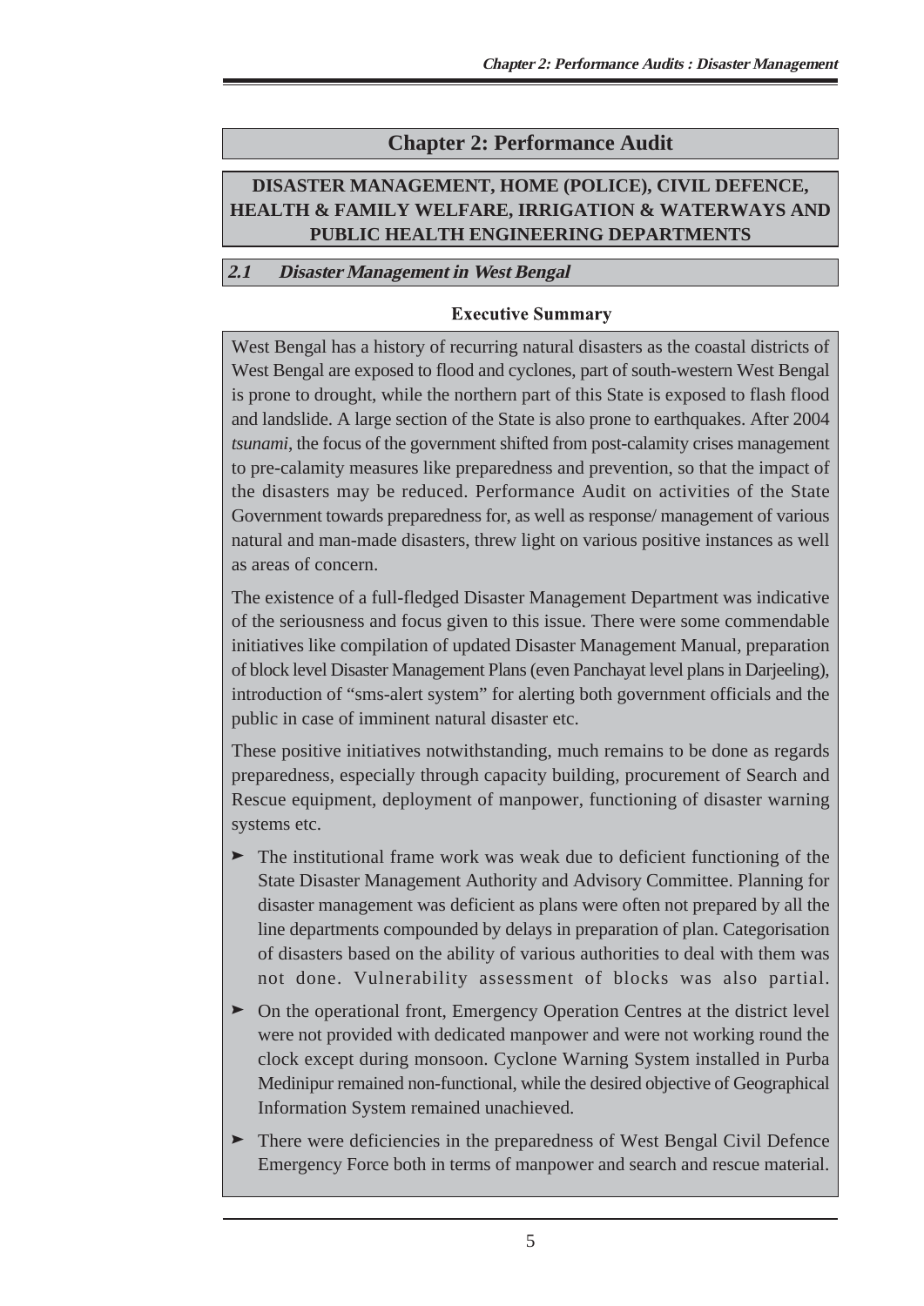# Chapter 2: Performance Audit

## DISASTER MANAGEMENT, HOME (POLICE), CIVIL DEFENCE, HEALTH & FAMILY WELFARE, IRRIGATION & WATERWAYS AND PUBLIC HEALTH ENGINEERING DEPARTMENTS

### *2.1 Disaster Management in West Bengal*

**Executive Summary**

West Bengal has a history of recurring natural disasters as the coastal districts of West Bengal are exposed to flood and cyclones, part of south-western West Bengal is prone to drought, while the northern part of this State is exposed to flash flood and landslide. A large section of the State is also prone to earthquakes. After 2004 *tsunami*, the focus of the government shifted from post-calamity crises management to pre-calamity measures like preparedness and prevention, so that the impact of the disasters may be reduced. Performance Audit on activities of the State Government towards preparedness for, as well as response/ management of various natural and man-made disasters, threw light on various positive instances as well as areas of concern.

The existence of a full-fledged Disaster Management Department was indicative of the seriousness and focus given to this issue. There were some commendable initiatives like compilation of updated Disaster Management Manual, preparation of block level Disaster Management Plans (even Panchayat level plans in Darjeeling), introduction of "sms-alert system" for alerting both government officials and the public in case of imminent natural disaster etc.

These positive initiatives notwithstanding, much remains to be done as regards preparedness, especially through capacity building, procurement of Search and Rescue equipment, deployment of manpower, functioning of disaster warning systems etc.

- The institutional frame work was weak due to deficient functioning of the State Disaster Management Authority and Advisory Committee. Planning for disaster management was deficient as plans were often not prepared by all the line departments compounded by delays in preparation of plan. Categorisation of disasters based on the ability of various authorities to deal with them was not done. Vulnerability assessment of blocks was also partial.
- On the operational front, Emergency Operation Centres at the district level were not provided with dedicated manpower and were not working round the clock except during monsoon. Cyclone Warning System installed in Purba Medinipur remained non-functional, while the desired objective of Geographical Information System remained unachieved.
- There were deficiencies in the preparedness of West Bengal Civil Defence Emergency Force both in terms of manpower and search and rescue material.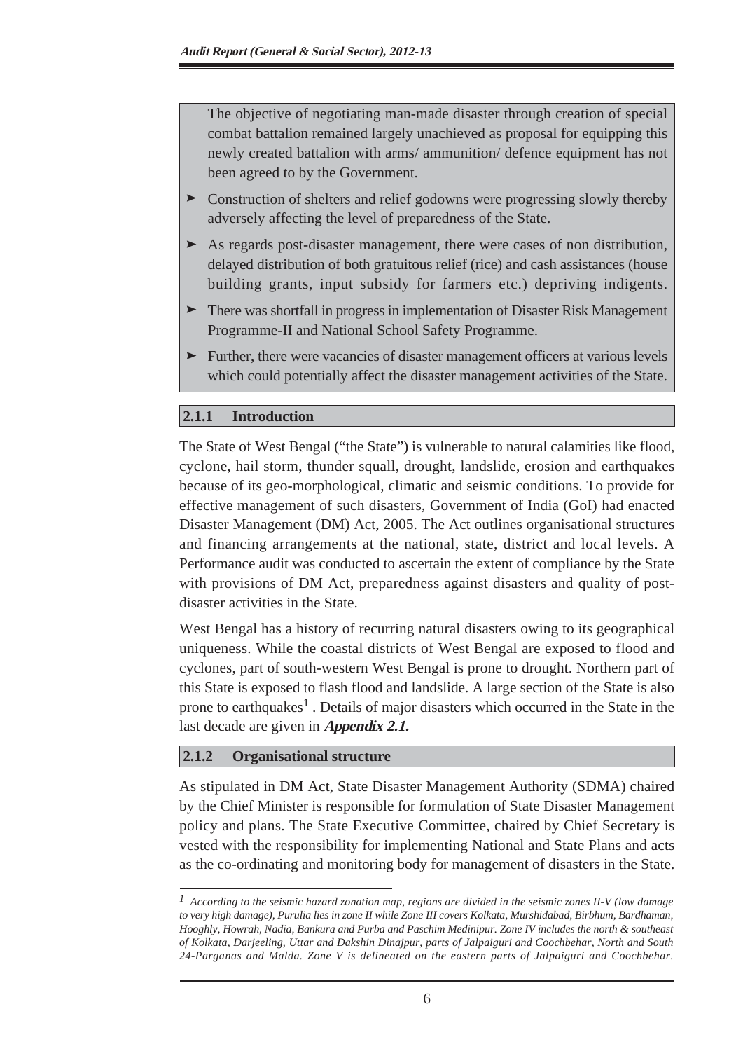The objective of negotiating man-made disaster through creation of special combat battalion remained largely unachieved as proposal for equipping this newly created battalion with arms/ ammunition/ defence equipment has not been agreed to by the Government.

- Construction of shelters and relief godowns were progressing slowly thereby adversely affecting the level of preparedness of the State.
- As regards post-disaster management, there were cases of non distribution, delayed distribution of both gratuitous relief (rice) and cash assistances (house building grants, input subsidy for farmers etc.) depriving indigents.
- There was shortfall in progress in implementation of Disaster Risk Management Programme-II and National School Safety Programme.
- Further, there were vacancies of disaster management officers at various levels which could potentially affect the disaster management activities of the State.

## 2.1.1 Introduction

The State of West Bengal ("the State") is vulnerable to natural calamities like flood, cyclone, hail storm, thunder squall, drought, landslide, erosion and earthquakes because of its geo-morphological, climatic and seismic conditions. To provide for effective management of such disasters, Government of India (GoI) had enacted Disaster Management (DM) Act, 2005. The Act outlines organisational structures and financing arrangements at the national, state, district and local levels. A Performance audit was conducted to ascertain the extent of compliance by the State with provisions of DM Act, preparedness against disasters and quality of post-disaster activities in the State.

West Bengal has a history of recurring natural disasters owing to its geographical uniqueness. While the coastal districts of West Bengal are exposed to flood and cyclones, part of south-western West Bengal is prone to drought. Northern part of this State is exposed to flash flood and landslide. A large section of the State is also prone to earthquakes[1] . Details of major disasters which occurred in the State in the last decade are given in ***Appendix 2.1.***

## 2.1.2 Organisational structure

As stipulated in DM Act, State Disaster Management Authority (SDMA) chaired by the Chief Minister is responsible for formulation of State Disaster Management policy and plans. The State Executive Committee, chaired by Chief Secretary is vested with the responsibility for implementing National and State Plans and acts as the co-ordinating and monitoring body for management of disasters in the State.

---

[1] *According to the seismic hazard zonation map, regions are divided in the seismic zones II-V (low damage to very high damage), Purulia lies in zone II while Zone III covers Kolkata, Murshidabad, Birbhum, Bardhaman, Hooghly, Howrah, Nadia, Bankura and Purba and Paschim Medinipur. Zone IV includes the north & southeast of Kolkata, Darjeeling, Uttar and Dakshin Dinajpur, parts of Jalpaiguri and Coochbehar, North and South 24-Parganas and Malda. Zone V is delineated on the eastern parts of Jalpaiguri and Coochbehar.*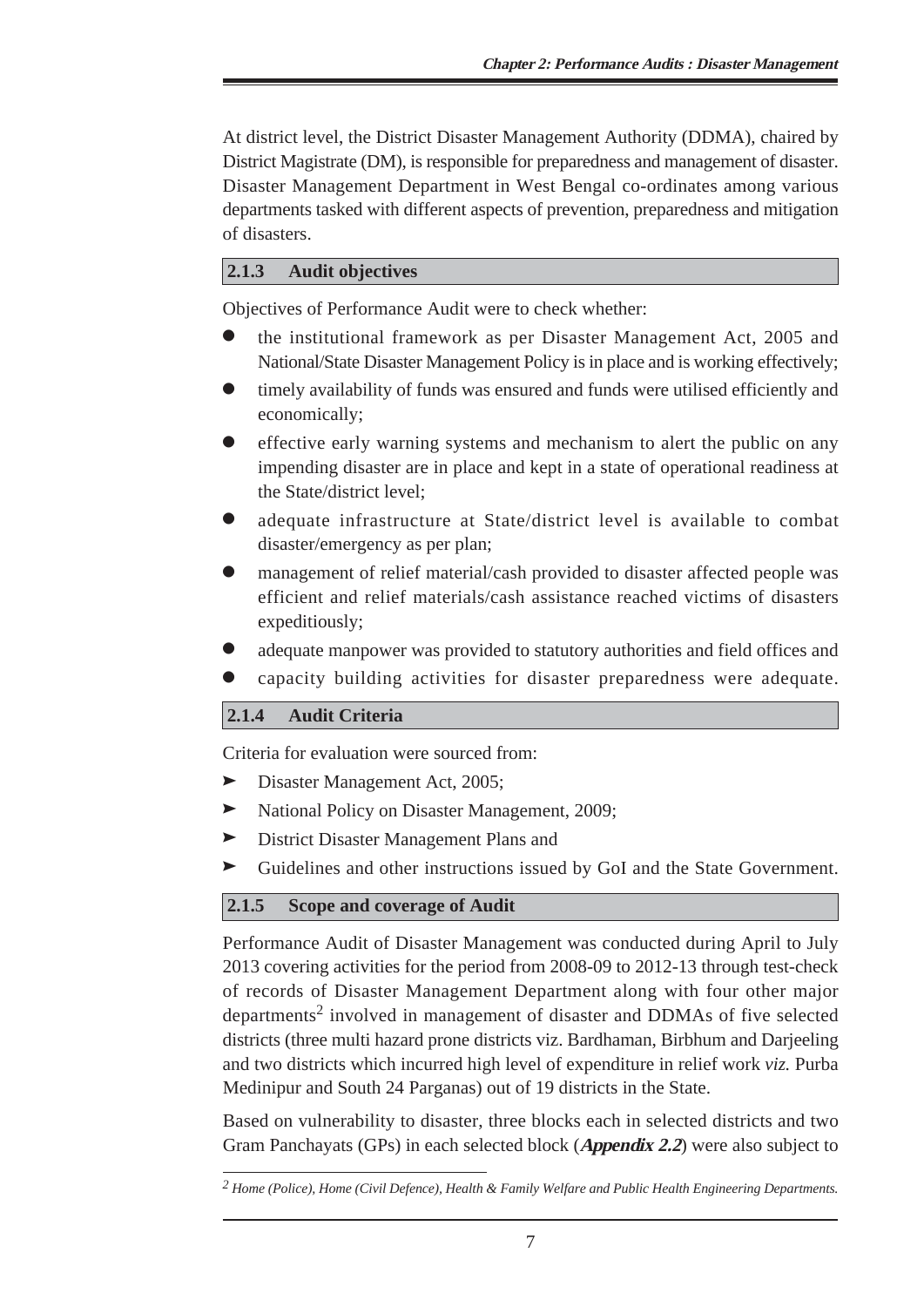At district level, the District Disaster Management Authority (DDMA), chaired by District Magistrate (DM), is responsible for preparedness and management of disaster. Disaster Management Department in West Bengal co-ordinates among various departments tasked with different aspects of prevention, preparedness and mitigation of disasters.

### 2.1.3 Audit objectives

Objectives of Performance Audit were to check whether:

- the institutional framework as per Disaster Management Act, 2005 and National/State Disaster Management Policy is in place and is working effectively;
- timely availability of funds was ensured and funds were utilised efficiently and economically;
- effective early warning systems and mechanism to alert the public on any impending disaster are in place and kept in a state of operational readiness at the State/district level;
- adequate infrastructure at State/district level is available to combat disaster/emergency as per plan;
- management of relief material/cash provided to disaster affected people was efficient and relief materials/cash assistance reached victims of disasters expeditiously;
- adequate manpower was provided to statutory authorities and field offices and
- capacity building activities for disaster preparedness were adequate.

### 2.1.4 Audit Criteria

Criteria for evaluation were sourced from:

- Disaster Management Act, 2005;
- National Policy on Disaster Management, 2009;
- District Disaster Management Plans and
- Guidelines and other instructions issued by GoI and the State Government.

### 2.1.5 Scope and coverage of Audit

Performance Audit of Disaster Management was conducted during April to July 2013 covering activities for the period from 2008-09 to 2012-13 through test-check of records of Disaster Management Department along with four other major departments[2] involved in management of disaster and DDMAs of five selected districts (three multi hazard prone districts viz. Bardhaman, Birbhum and Darjeeling and two districts which incurred high level of expenditure in relief work *viz.* Purba Medinipur and South 24 Parganas) out of 19 districts in the State.

Based on vulnerability to disaster, three blocks each in selected districts and two Gram Panchayats (GPs) in each selected block (***Appendix 2.2***) were also subject to

---

*[2] Home (Police), Home (Civil Defence), Health & Family Welfare and Public Health Engineering Departments.*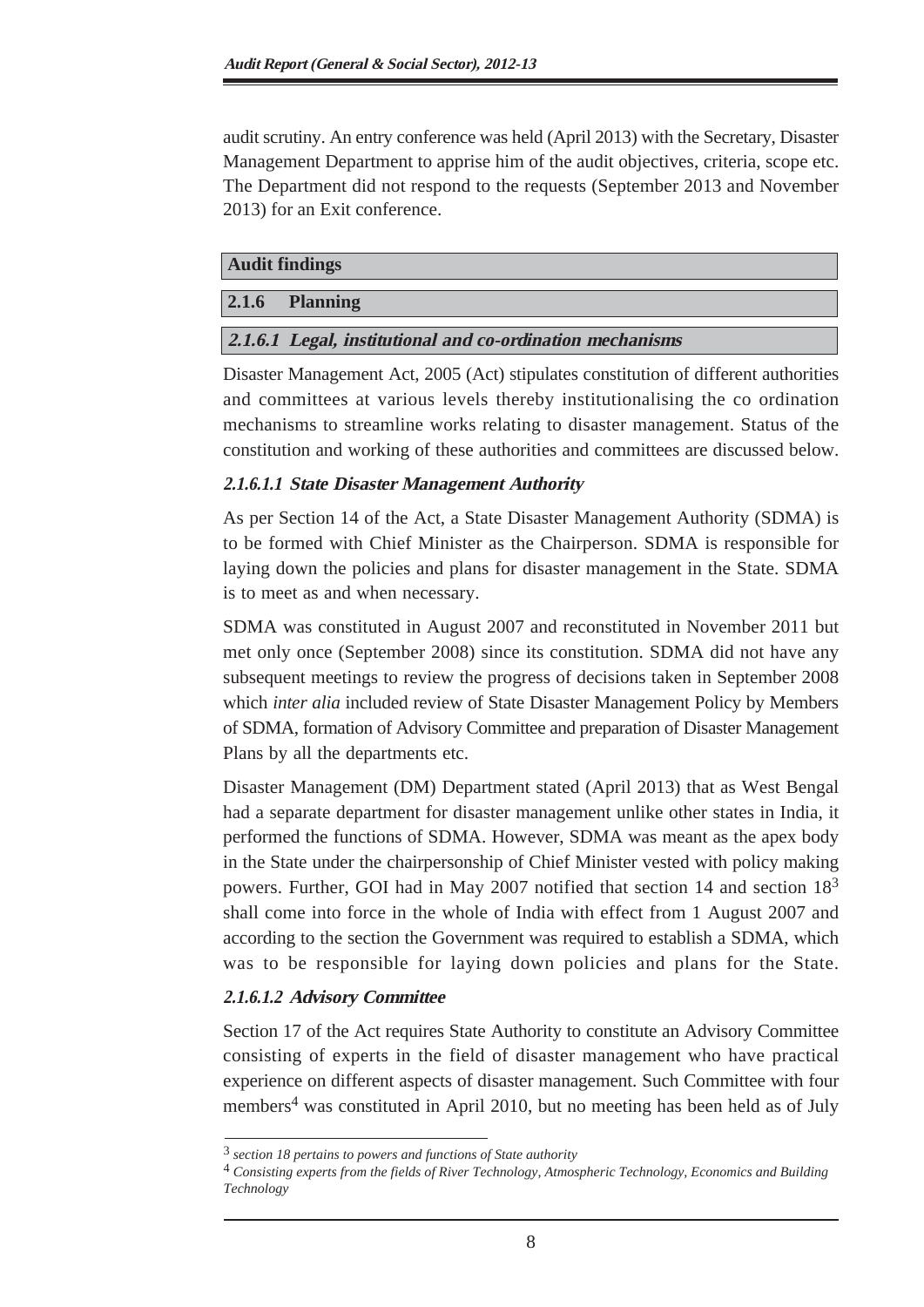audit scrutiny. An entry conference was held (April 2013) with the Secretary, Disaster Management Department to apprise him of the audit objectives, criteria, scope etc. The Department did not respond to the requests (September 2013 and November 2013) for an Exit conference.

## Audit findings

### 2.1.6 Planning

#### *2.1.6.1 Legal, institutional and co-ordination mechanisms*

Disaster Management Act, 2005 (Act) stipulates constitution of different authorities and committees at various levels thereby institutionalising the co ordination mechanisms to streamline works relating to disaster management. Status of the constitution and working of these authorities and committees are discussed below.

##### *2.1.6.1.1 State Disaster Management Authority*

As per Section 14 of the Act, a State Disaster Management Authority (SDMA) is to be formed with Chief Minister as the Chairperson. SDMA is responsible for laying down the policies and plans for disaster management in the State. SDMA is to meet as and when necessary.

SDMA was constituted in August 2007 and reconstituted in November 2011 but met only once (September 2008) since its constitution. SDMA did not have any subsequent meetings to review the progress of decisions taken in September 2008 which *inter alia* included review of State Disaster Management Policy by Members of SDMA, formation of Advisory Committee and preparation of Disaster Management Plans by all the departments etc.

Disaster Management (DM) Department stated (April 2013) that as West Bengal had a separate department for disaster management unlike other states in India, it performed the functions of SDMA. However, SDMA was meant as the apex body in the State under the chairpersonship of Chief Minister vested with policy making powers. Further, GOI had in May 2007 notified that section 14 and section 18[3] shall come into force in the whole of India with effect from 1 August 2007 and according to the section the Government was required to establish a SDMA, which was to be responsible for laying down policies and plans for the State.

##### *2.1.6.1.2 Advisory Committee*

Section 17 of the Act requires State Authority to constitute an Advisory Committee consisting of experts in the field of disaster management who have practical experience on different aspects of disaster management. Such Committee with four members[4] was constituted in April 2010, but no meeting has been held as of July

---

[3] *section 18 pertains to powers and functions of State authority*

[4] *Consisting experts from the fields of River Technology, Atmospheric Technology, Economics and Building Technology*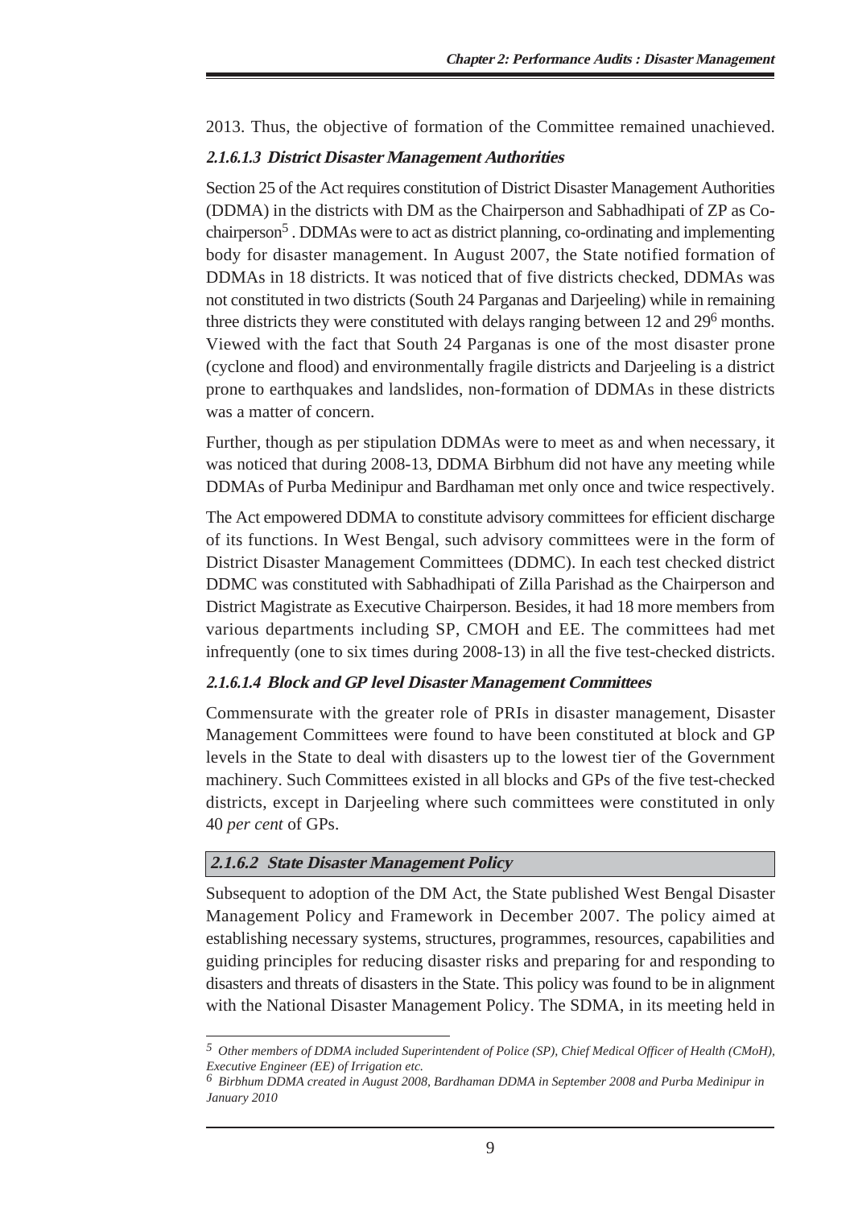2013. Thus, the objective of formation of the Committee remained unachieved.

#### *2.1.6.1.3 District Disaster Management Authorities*

Section 25 of the Act requires constitution of District Disaster Management Authorities (DDMA) in the districts with DM as the Chairperson and Sabhadhipati of ZP as Co-chairperson[5] . DDMAs were to act as district planning, co-ordinating and implementing body for disaster management. In August 2007, the State notified formation of DDMAs in 18 districts. It was noticed that of five districts checked, DDMAs was not constituted in two districts (South 24 Parganas and Darjeeling) while in remaining three districts they were constituted with delays ranging between 12 and 29[6] months. Viewed with the fact that South 24 Parganas is one of the most disaster prone (cyclone and flood) and environmentally fragile districts and Darjeeling is a district prone to earthquakes and landslides, non-formation of DDMAs in these districts was a matter of concern.

Further, though as per stipulation DDMAs were to meet as and when necessary, it was noticed that during 2008-13, DDMA Birbhum did not have any meeting while DDMAs of Purba Medinipur and Bardhaman met only once and twice respectively.

The Act empowered DDMA to constitute advisory committees for efficient discharge of its functions. In West Bengal, such advisory committees were in the form of District Disaster Management Committees (DDMC). In each test checked district DDMC was constituted with Sabhadhipati of Zilla Parishad as the Chairperson and District Magistrate as Executive Chairperson. Besides, it had 18 more members from various departments including SP, CMOH and EE. The committees had met infrequently (one to six times during 2008-13) in all the five test-checked districts.

#### *2.1.6.1.4 Block and GP level Disaster Management Committees*

Commensurate with the greater role of PRIs in disaster management, Disaster Management Committees were found to have been constituted at block and GP levels in the State to deal with disasters up to the lowest tier of the Government machinery. Such Committees existed in all blocks and GPs of the five test-checked districts, except in Darjeeling where such committees were constituted in only 40 *per cent* of GPs.

### *2.1.6.2 State Disaster Management Policy*

Subsequent to adoption of the DM Act, the State published West Bengal Disaster Management Policy and Framework in December 2007. The policy aimed at establishing necessary systems, structures, programmes, resources, capabilities and guiding principles for reducing disaster risks and preparing for and responding to disasters and threats of disasters in the State. This policy was found to be in alignment with the National Disaster Management Policy. The SDMA, in its meeting held in

---

[5] *Other members of DDMA included Superintendent of Police (SP), Chief Medical Officer of Health (CMoH), Executive Engineer (EE) of Irrigation etc.*

[6] *Birbhum DDMA created in August 2008, Bardhaman DDMA in September 2008 and Purba Medinipur in January 2010*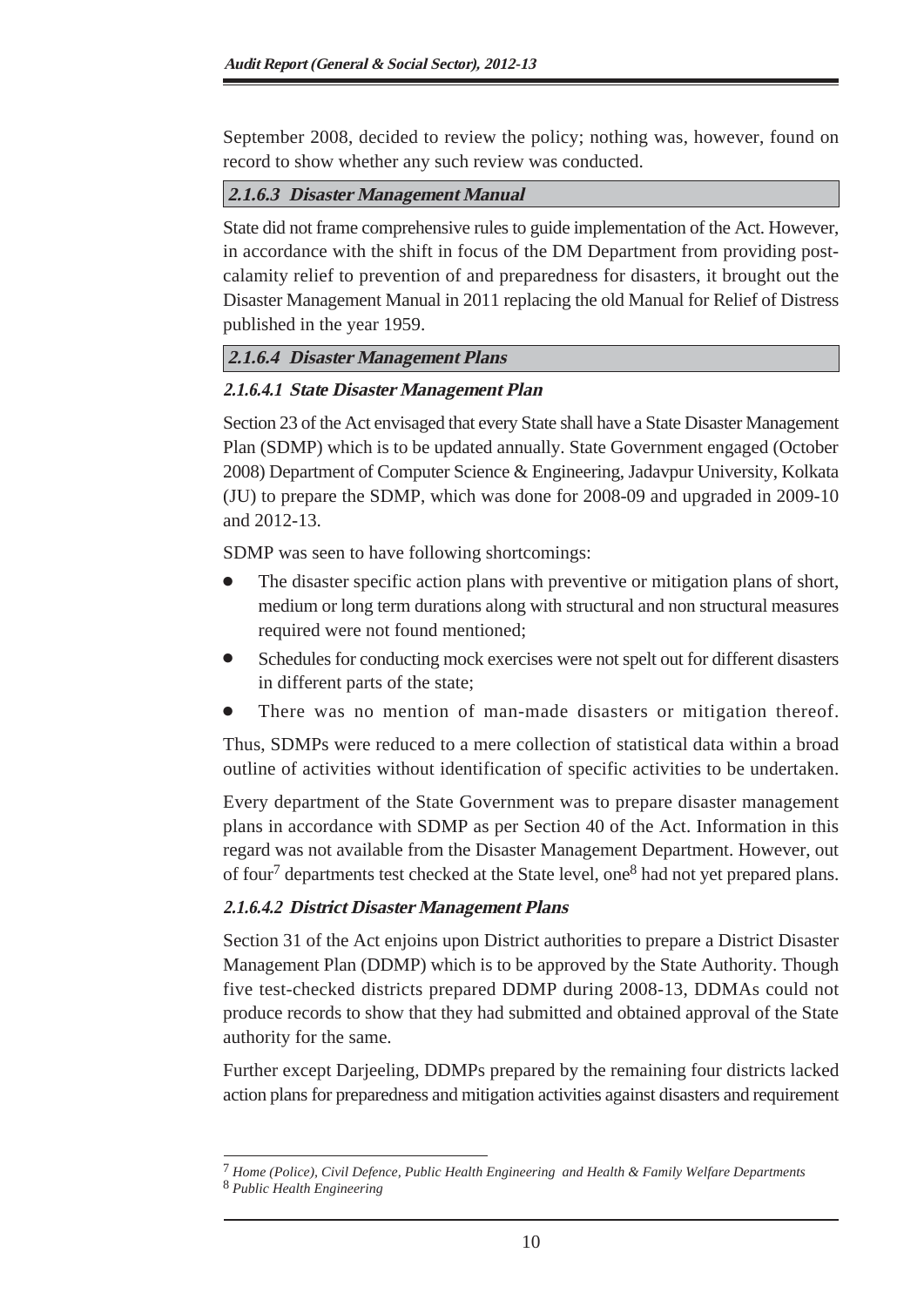September 2008, decided to review the policy; nothing was, however, found on record to show whether any such review was conducted.

### 2.1.6.3 Disaster Management Manual

State did not frame comprehensive rules to guide implementation of the Act. However, in accordance with the shift in focus of the DM Department from providing post-calamity relief to prevention of and preparedness for disasters, it brought out the Disaster Management Manual in 2011 replacing the old Manual for Relief of Distress published in the year 1959.

### 2.1.6.4 Disaster Management Plans

#### 2.1.6.4.1 State Disaster Management Plan

Section 23 of the Act envisaged that every State shall have a State Disaster Management Plan (SDMP) which is to be updated annually. State Government engaged (October 2008) Department of Computer Science & Engineering, Jadavpur University, Kolkata (JU) to prepare the SDMP, which was done for 2008-09 and upgraded in 2009-10 and 2012-13.

SDMP was seen to have following shortcomings:

- The disaster specific action plans with preventive or mitigation plans of short, medium or long term durations along with structural and non structural measures required were not found mentioned;
- Schedules for conducting mock exercises were not spelt out for different disasters in different parts of the state;
- There was no mention of man-made disasters or mitigation thereof.

Thus, SDMPs were reduced to a mere collection of statistical data within a broad outline of activities without identification of specific activities to be undertaken.

Every department of the State Government was to prepare disaster management plans in accordance with SDMP as per Section 40 of the Act. Information in this regard was not available from the Disaster Management Department. However, out of four[7] departments test checked at the State level, one[8] had not yet prepared plans.

#### 2.1.6.4.2 District Disaster Management Plans

Section 31 of the Act enjoins upon District authorities to prepare a District Disaster Management Plan (DDMP) which is to be approved by the State Authority. Though five test-checked districts prepared DDMP during 2008-13, DDMAs could not produce records to show that they had submitted and obtained approval of the State authority for the same.

Further except Darjeeling, DDMPs prepared by the remaining four districts lacked action plans for preparedness and mitigation activities against disasters and requirement

---

[7] *Home (Police), Civil Defence, Public Health Engineering and Health & Family Welfare Departments*

[8] *Public Health Engineering*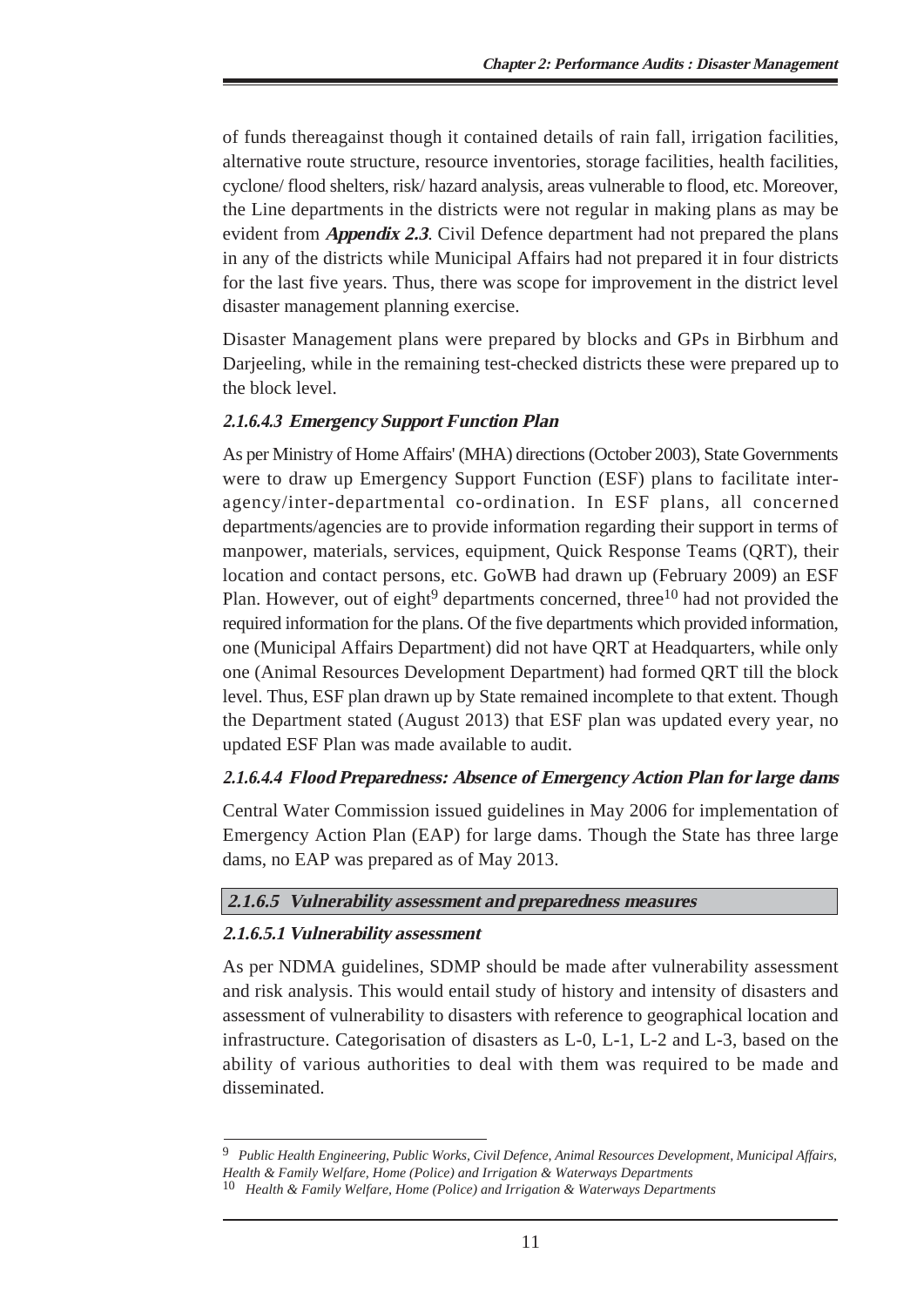of funds thereagainst though it contained details of rain fall, irrigation facilities, alternative route structure, resource inventories, storage facilities, health facilities, cyclone/ flood shelters, risk/ hazard analysis, areas vulnerable to flood, etc. Moreover, the Line departments in the districts were not regular in making plans as may be evident from ***Appendix 2.3***. Civil Defence department had not prepared the plans in any of the districts while Municipal Affairs had not prepared it in four districts for the last five years. Thus, there was scope for improvement in the district level disaster management planning exercise.

Disaster Management plans were prepared by blocks and GPs in Birbhum and Darjeeling, while in the remaining test-checked districts these were prepared up to the block level.

#### *2.1.6.4.3 Emergency Support Function Plan*

As per Ministry of Home Affairs' (MHA) directions (October 2003), State Governments were to draw up Emergency Support Function (ESF) plans to facilitate inter-agency/inter-departmental co-ordination. In ESF plans, all concerned departments/agencies are to provide information regarding their support in terms of manpower, materials, services, equipment, Quick Response Teams (QRT), their location and contact persons, etc. GoWB had drawn up (February 2009) an ESF Plan. However, out of eight[9] departments concerned, three[10] had not provided the required information for the plans. Of the five departments which provided information, one (Municipal Affairs Department) did not have QRT at Headquarters, while only one (Animal Resources Development Department) had formed QRT till the block level. Thus, ESF plan drawn up by State remained incomplete to that extent. Though the Department stated (August 2013) that ESF plan was updated every year, no updated ESF Plan was made available to audit.

#### *2.1.6.4.4 Flood Preparedness: Absence of Emergency Action Plan for large dams*

Central Water Commission issued guidelines in May 2006 for implementation of Emergency Action Plan (EAP) for large dams. Though the State has three large dams, no EAP was prepared as of May 2013.

### *2.1.6.5 Vulnerability assessment and preparedness measures*

#### *2.1.6.5.1 Vulnerability assessment*

As per NDMA guidelines, SDMP should be made after vulnerability assessment and risk analysis. This would entail study of history and intensity of disasters and assessment of vulnerability to disasters with reference to geographical location and infrastructure. Categorisation of disasters as L-0, L-1, L-2 and L-3, based on the ability of various authorities to deal with them was required to be made and disseminated.

---

[9] *Public Health Engineering, Public Works, Civil Defence, Animal Resources Development, Municipal Affairs, Health & Family Welfare, Home (Police) and Irrigation & Waterways Departments*

[10] *Health & Family Welfare, Home (Police) and Irrigation & Waterways Departments*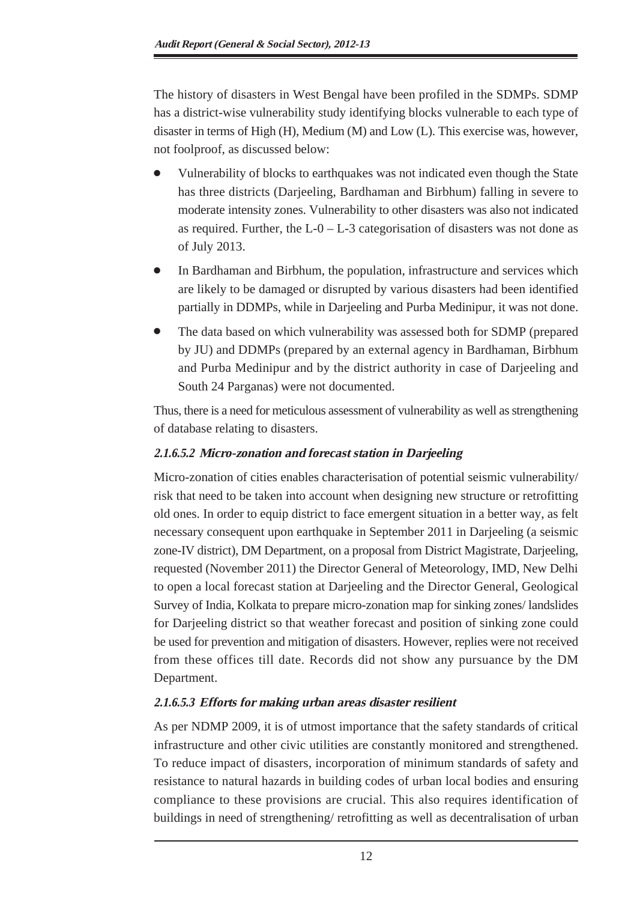The history of disasters in West Bengal have been profiled in the SDMPs. SDMP has a district-wise vulnerability study identifying blocks vulnerable to each type of disaster in terms of High (H), Medium (M) and Low (L). This exercise was, however, not foolproof, as discussed below:

- Vulnerability of blocks to earthquakes was not indicated even though the State has three districts (Darjeeling, Bardhaman and Birbhum) falling in severe to moderate intensity zones. Vulnerability to other disasters was also not indicated as required. Further, the L-0 – L-3 categorisation of disasters was not done as of July 2013.
- In Bardhaman and Birbhum, the population, infrastructure and services which are likely to be damaged or disrupted by various disasters had been identified partially in DDMPs, while in Darjeeling and Purba Medinipur, it was not done.
- The data based on which vulnerability was assessed both for SDMP (prepared by JU) and DDMPs (prepared by an external agency in Bardhaman, Birbhum and Purba Medinipur and by the district authority in case of Darjeeling and South 24 Parganas) were not documented.

Thus, there is a need for meticulous assessment of vulnerability as well as strengthening of database relating to disasters.

#### *2.1.6.5.2 Micro-zonation and forecast station in Darjeeling*

Micro-zonation of cities enables characterisation of potential seismic vulnerability/ risk that need to be taken into account when designing new structure or retrofitting old ones. In order to equip district to face emergent situation in a better way, as felt necessary consequent upon earthquake in September 2011 in Darjeeling (a seismic zone-IV district), DM Department, on a proposal from District Magistrate, Darjeeling, requested (November 2011) the Director General of Meteorology, IMD, New Delhi to open a local forecast station at Darjeeling and the Director General, Geological Survey of India, Kolkata to prepare micro-zonation map for sinking zones/ landslides for Darjeeling district so that weather forecast and position of sinking zone could be used for prevention and mitigation of disasters. However, replies were not received from these offices till date. Records did not show any pursuance by the DM Department.

#### *2.1.6.5.3 Efforts for making urban areas disaster resilient*

As per NDMP 2009, it is of utmost importance that the safety standards of critical infrastructure and other civic utilities are constantly monitored and strengthened. To reduce impact of disasters, incorporation of minimum standards of safety and resistance to natural hazards in building codes of urban local bodies and ensuring compliance to these provisions are crucial. This also requires identification of buildings in need of strengthening/ retrofitting as well as decentralisation of urban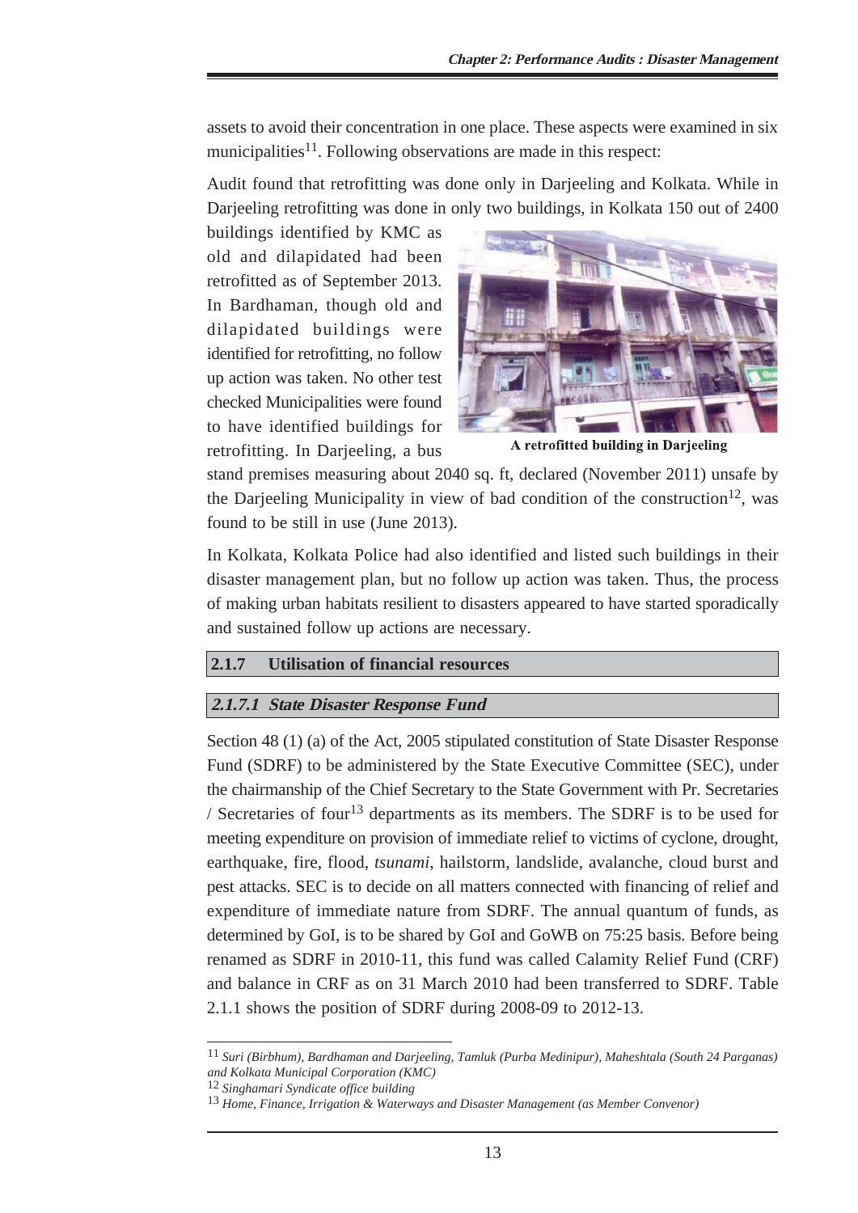assets to avoid their concentration in one place. These aspects were examined in six municipalities[11]. Following observations are made in this respect:

Audit found that retrofitting was done only in Darjeeling and Kolkata. While in Darjeeling retrofitting was done in only two buildings, in Kolkata 150 out of 2400 buildings identified by KMC as old and dilapidated had been retrofitted as of September 2013. In Bardhaman, though old and dilapidated buildings were identified for retrofitting, no follow up action was taken. No other test checked Municipalities were found to have identified buildings for retrofitting. In Darjeeling, a bus stand premises measuring about 2040 sq. ft, declared (November 2011) unsafe by the Darjeeling Municipality in view of bad condition of the construction[12], was found to be still in use (June 2013).

A retrofitted building in Darjeeling

In Kolkata, Kolkata Police had also identified and listed such buildings in their disaster management plan, but no follow up action was taken. Thus, the process of making urban habitats resilient to disasters appeared to have started sporadically and sustained follow up actions are necessary.

## 2.1.7 Utilisation of financial resources

### *2.1.7.1 State Disaster Response Fund*

Section 48 (1) (a) of the Act, 2005 stipulated constitution of State Disaster Response Fund (SDRF) to be administered by the State Executive Committee (SEC), under the chairmanship of the Chief Secretary to the State Government with Pr. Secretaries / Secretaries of four[13] departments as its members. The SDRF is to be used for meeting expenditure on provision of immediate relief to victims of cyclone, drought, earthquake, fire, flood, *tsunami*, hailstorm, landslide, avalanche, cloud burst and pest attacks. SEC is to decide on all matters connected with financing of relief and expenditure of immediate nature from SDRF. The annual quantum of funds, as determined by GoI, is to be shared by GoI and GoWB on 75:25 basis. Before being renamed as SDRF in 2010-11, this fund was called Calamity Relief Fund (CRF) and balance in CRF as on 31 March 2010 had been transferred to SDRF. Table 2.1.1 shows the position of SDRF during 2008-09 to 2012-13.

---

[11] *Suri (Birbhum), Bardhaman and Darjeeling, Tamluk (Purba Medinipur), Maheshtala (South 24 Parganas) and Kolkata Municipal Corporation (KMC)*

[12] *Singhamari Syndicate office building*

[13] *Home, Finance, Irrigation & Waterways and Disaster Management (as Member Convenor)*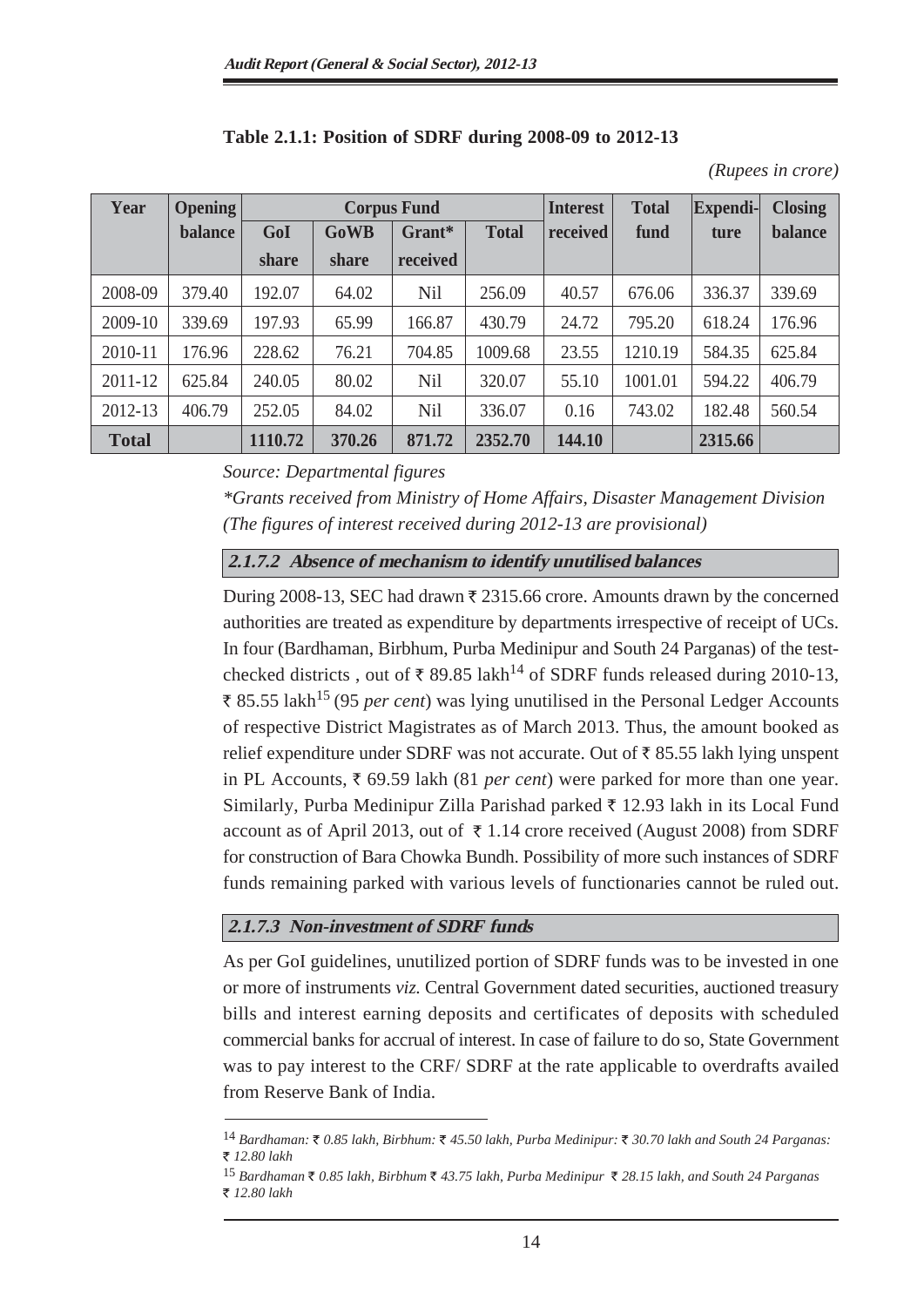**Table 2.1.1: Position of SDRF during 2008-09 to 2012-13**

*(Rupees in crore)*

| Year | Opening balance | Corpus Fund | | | | Interest received | Total fund | Expenditure | Closing balance |
|---|---|---|---|---|---|---|---|---|---|
| | | GoI share | GoWB share | Grant* received | Total | | | | |
| 2008-09 | 379.40 | 192.07 | 64.02 | Nil | 256.09 | 40.57 | 676.06 | 336.37 | 339.69 |
| 2009-10 | 339.69 | 197.93 | 65.99 | 166.87 | 430.79 | 24.72 | 795.20 | 618.24 | 176.96 |
| 2010-11 | 176.96 | 228.62 | 76.21 | 704.85 | 1009.68 | 23.55 | 1210.19 | 584.35 | 625.84 |
| 2011-12 | 625.84 | 240.05 | 80.02 | Nil | 320.07 | 55.10 | 1001.01 | 594.22 | 406.79 |
| 2012-13 | 406.79 | 252.05 | 84.02 | Nil | 336.07 | 0.16 | 743.02 | 182.48 | 560.54 |
| **Total** | | **1110.72** | **370.26** | **871.72** | **2352.70** | **144.10** | | **2315.66** | |

*Source: Departmental figures*

*\*Grants received from Ministry of Home Affairs, Disaster Management Division (The figures of interest received during 2012-13 are provisional)*

### 2.1.7.2 Absence of mechanism to identify unutilised balances

During 2008-13, SEC had drawn ₹ 2315.66 crore. Amounts drawn by the concerned authorities are treated as expenditure by departments irrespective of receipt of UCs. In four (Bardhaman, Birbhum, Purba Medinipur and South 24 Parganas) of the test-checked districts , out of ₹ 89.85 lakh[14] of SDRF funds released during 2010-13, ₹ 85.55 lakh[15] (95 *per cent*) was lying unutilised in the Personal Ledger Accounts of respective District Magistrates as of March 2013. Thus, the amount booked as relief expenditure under SDRF was not accurate. Out of ₹ 85.55 lakh lying unspent in PL Accounts, ₹ 69.59 lakh (81 *per cent*) were parked for more than one year. Similarly, Purba Medinipur Zilla Parishad parked ₹ 12.93 lakh in its Local Fund account as of April 2013, out of ₹ 1.14 crore received (August 2008) from SDRF for construction of Bara Chowka Bundh. Possibility of more such instances of SDRF funds remaining parked with various levels of functionaries cannot be ruled out.

### 2.1.7.3 Non-investment of SDRF funds

As per GoI guidelines, unutilized portion of SDRF funds was to be invested in one or more of instruments *viz.* Central Government dated securities, auctioned treasury bills and interest earning deposits and certificates of deposits with scheduled commercial banks for accrual of interest. In case of failure to do so, State Government was to pay interest to the CRF/ SDRF at the rate applicable to overdrafts availed from Reserve Bank of India.

---

[14] *Bardhaman: ₹ 0.85 lakh, Birbhum: ₹ 45.50 lakh, Purba Medinipur: ₹ 30.70 lakh and South 24 Parganas: ₹ 12.80 lakh*

[15] *Bardhaman ₹ 0.85 lakh, Birbhum ₹ 43.75 lakh, Purba Medinipur ₹ 28.15 lakh, and South 24 Parganas ₹ 12.80 lakh*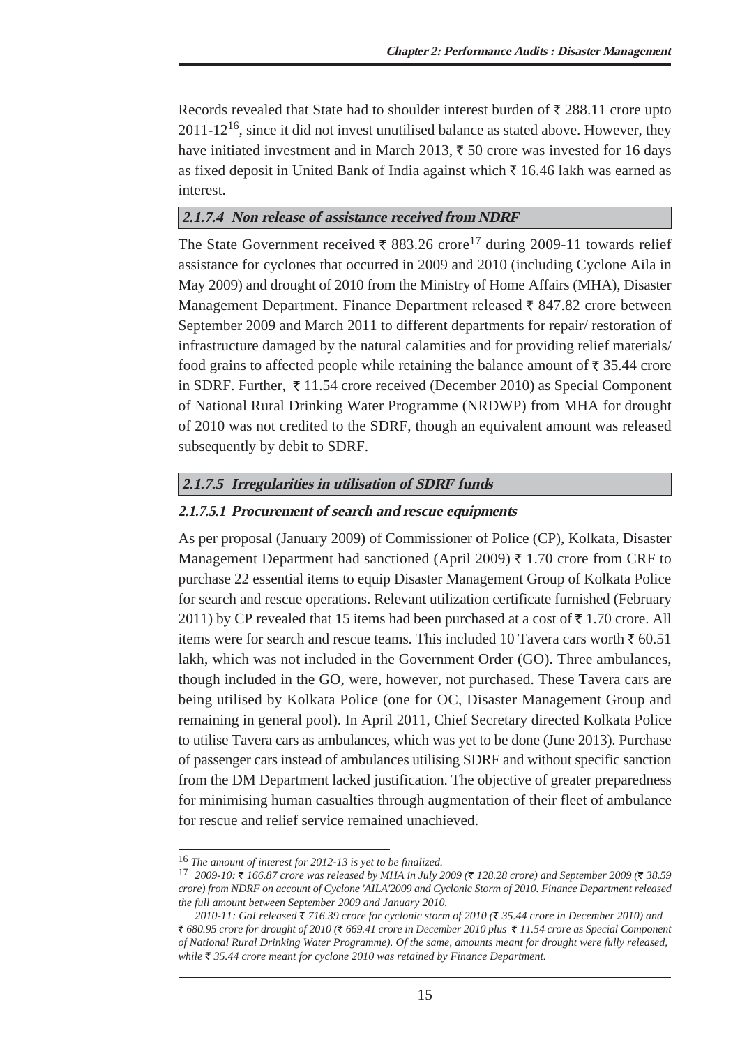Records revealed that State had to shoulder interest burden of ₹ 288.11 crore upto 2011-12[16], since it did not invest unutilised balance as stated above. However, they have initiated investment and in March 2013, ₹ 50 crore was invested for 16 days as fixed deposit in United Bank of India against which ₹ 16.46 lakh was earned as interest.

### 2.1.7.4 Non release of assistance received from NDRF

The State Government received ₹ 883.26 crore[17] during 2009-11 towards relief assistance for cyclones that occurred in 2009 and 2010 (including Cyclone Aila in May 2009) and drought of 2010 from the Ministry of Home Affairs (MHA), Disaster Management Department. Finance Department released ₹ 847.82 crore between September 2009 and March 2011 to different departments for repair/ restoration of infrastructure damaged by the natural calamities and for providing relief materials/ food grains to affected people while retaining the balance amount of ₹ 35.44 crore in SDRF. Further, ₹ 11.54 crore received (December 2010) as Special Component of National Rural Drinking Water Programme (NRDWP) from MHA for drought of 2010 was not credited to the SDRF, though an equivalent amount was released subsequently by debit to SDRF.

### 2.1.7.5 Irregularities in utilisation of SDRF funds

#### 2.1.7.5.1 Procurement of search and rescue equipments

As per proposal (January 2009) of Commissioner of Police (CP), Kolkata, Disaster Management Department had sanctioned (April 2009) ₹ 1.70 crore from CRF to purchase 22 essential items to equip Disaster Management Group of Kolkata Police for search and rescue operations. Relevant utilization certificate furnished (February 2011) by CP revealed that 15 items had been purchased at a cost of ₹ 1.70 crore. All items were for search and rescue teams. This included 10 Tavera cars worth ₹ 60.51 lakh, which was not included in the Government Order (GO). Three ambulances, though included in the GO, were, however, not purchased. These Tavera cars are being utilised by Kolkata Police (one for OC, Disaster Management Group and remaining in general pool). In April 2011, Chief Secretary directed Kolkata Police to utilise Tavera cars as ambulances, which was yet to be done (June 2013). Purchase of passenger cars instead of ambulances utilising SDRF and without specific sanction from the DM Department lacked justification. The objective of greater preparedness for minimising human casualties through augmentation of their fleet of ambulance for rescue and relief service remained unachieved.

---

[16] *The amount of interest for 2012-13 is yet to be finalized.*

[17] *2009-10: ₹ 166.87 crore was released by MHA in July 2009 (₹ 128.28 crore) and September 2009 (₹ 38.59 crore) from NDRF on account of Cyclone 'AILA'2009 and Cyclonic Storm of 2010. Finance Department released the full amount between September 2009 and January 2010.*

*2010-11: GoI released ₹ 716.39 crore for cyclonic storm of 2010 (₹ 35.44 crore in December 2010) and ₹ 680.95 crore for drought of 2010 (₹ 669.41 crore in December 2010 plus ₹ 11.54 crore as Special Component of National Rural Drinking Water Programme). Of the same, amounts meant for drought were fully released, while ₹ 35.44 crore meant for cyclone 2010 was retained by Finance Department.*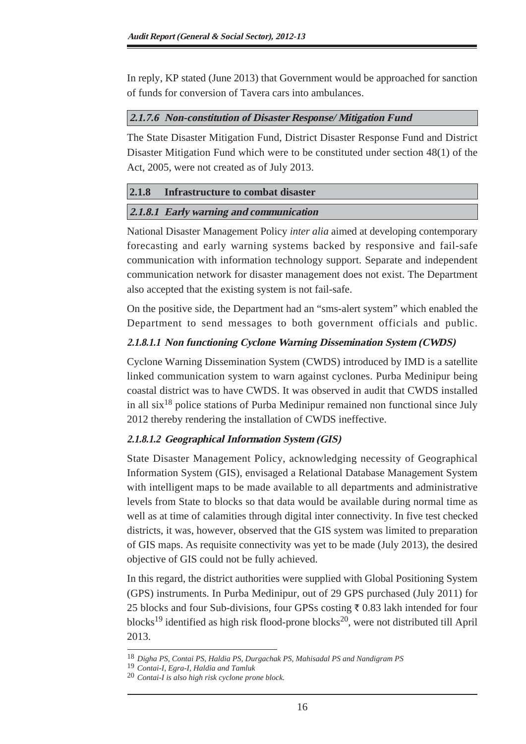In reply, KP stated (June 2013) that Government would be approached for sanction of funds for conversion of Tavera cars into ambulances.

#### *2.1.7.6 Non-constitution of Disaster Response/ Mitigation Fund*

The State Disaster Mitigation Fund, District Disaster Response Fund and District Disaster Mitigation Fund which were to be constituted under section 48(1) of the Act, 2005, were not created as of July 2013.

### 2.1.8 Infrastructure to combat disaster

#### *2.1.8.1 Early warning and communication*

National Disaster Management Policy *inter alia* aimed at developing contemporary forecasting and early warning systems backed by responsive and fail-safe communication with information technology support. Separate and independent communication network for disaster management does not exist. The Department also accepted that the existing system is not fail-safe.

On the positive side, the Department had an "sms-alert system" which enabled the Department to send messages to both government officials and public.

##### *2.1.8.1.1 Non functioning Cyclone Warning Dissemination System (CWDS)*

Cyclone Warning Dissemination System (CWDS) introduced by IMD is a satellite linked communication system to warn against cyclones. Purba Medinipur being coastal district was to have CWDS. It was observed in audit that CWDS installed in all six[18] police stations of Purba Medinipur remained non functional since July 2012 thereby rendering the installation of CWDS ineffective.

##### *2.1.8.1.2 Geographical Information System (GIS)*

State Disaster Management Policy, acknowledging necessity of Geographical Information System (GIS), envisaged a Relational Database Management System with intelligent maps to be made available to all departments and administrative levels from State to blocks so that data would be available during normal time as well as at time of calamities through digital inter connectivity. In five test checked districts, it was, however, observed that the GIS system was limited to preparation of GIS maps. As requisite connectivity was yet to be made (July 2013), the desired objective of GIS could not be fully achieved.

In this regard, the district authorities were supplied with Global Positioning System (GPS) instruments. In Purba Medinipur, out of 29 GPS purchased (July 2011) for 25 blocks and four Sub-divisions, four GPSs costing ₹ 0.83 lakh intended for four blocks[19] identified as high risk flood-prone blocks[20], were not distributed till April 2013.

---

[18] *Digha PS, Contai PS, Haldia PS, Durgachak PS, Mahisadal PS and Nandigram PS*

[19] *Contai-I, Egra-I, Haldia and Tamluk*

[20] *Contai-I is also high risk cyclone prone block.*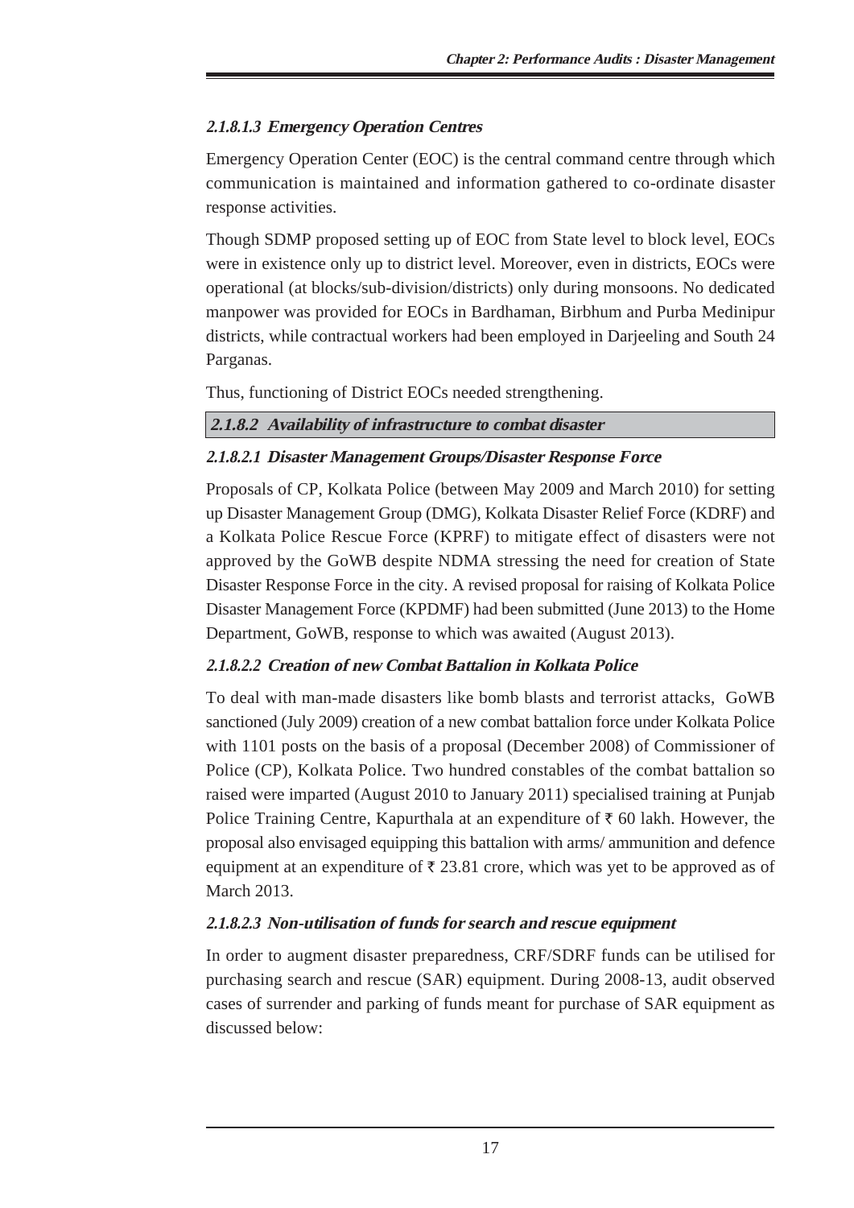#### *2.1.8.1.3 Emergency Operation Centres*

Emergency Operation Center (EOC) is the central command centre through which communication is maintained and information gathered to co-ordinate disaster response activities.

Though SDMP proposed setting up of EOC from State level to block level, EOCs were in existence only up to district level. Moreover, even in districts, EOCs were operational (at blocks/sub-division/districts) only during monsoons. No dedicated manpower was provided for EOCs in Bardhaman, Birbhum and Purba Medinipur districts, while contractual workers had been employed in Darjeeling and South 24 Parganas.

Thus, functioning of District EOCs needed strengthening.

### *2.1.8.2 Availability of infrastructure to combat disaster*

#### *2.1.8.2.1 Disaster Management Groups/Disaster Response Force*

Proposals of CP, Kolkata Police (between May 2009 and March 2010) for setting up Disaster Management Group (DMG), Kolkata Disaster Relief Force (KDRF) and a Kolkata Police Rescue Force (KPRF) to mitigate effect of disasters were not approved by the GoWB despite NDMA stressing the need for creation of State Disaster Response Force in the city. A revised proposal for raising of Kolkata Police Disaster Management Force (KPDMF) had been submitted (June 2013) to the Home Department, GoWB, response to which was awaited (August 2013).

#### *2.1.8.2.2 Creation of new Combat Battalion in Kolkata Police*

To deal with man-made disasters like bomb blasts and terrorist attacks, GoWB sanctioned (July 2009) creation of a new combat battalion force under Kolkata Police with 1101 posts on the basis of a proposal (December 2008) of Commissioner of Police (CP), Kolkata Police. Two hundred constables of the combat battalion so raised were imparted (August 2010 to January 2011) specialised training at Punjab Police Training Centre, Kapurthala at an expenditure of ₹ 60 lakh. However, the proposal also envisaged equipping this battalion with arms/ ammunition and defence equipment at an expenditure of ₹ 23.81 crore, which was yet to be approved as of March 2013.

#### *2.1.8.2.3 Non-utilisation of funds for search and rescue equipment*

In order to augment disaster preparedness, CRF/SDRF funds can be utilised for purchasing search and rescue (SAR) equipment. During 2008-13, audit observed cases of surrender and parking of funds meant for purchase of SAR equipment as discussed below: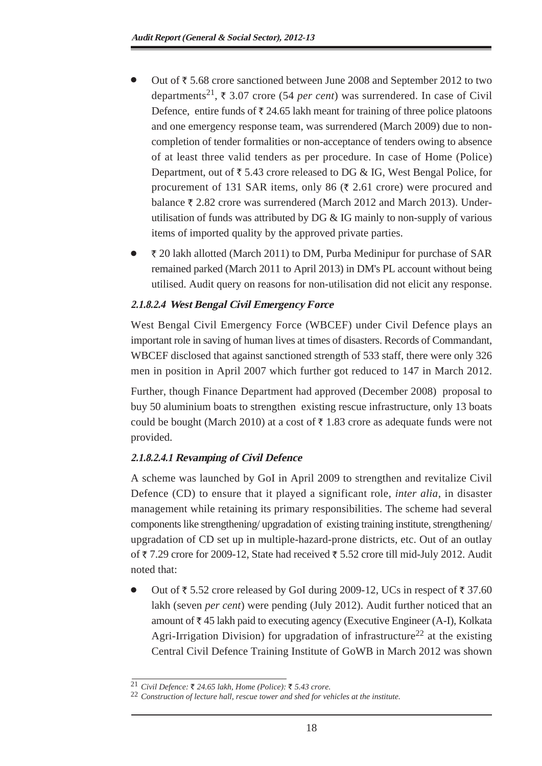- Out of ₹ 5.68 crore sanctioned between June 2008 and September 2012 to two departments[21], ₹ 3.07 crore (54 *per cent*) was surrendered. In case of Civil Defence, entire funds of ₹ 24.65 lakh meant for training of three police platoons and one emergency response team, was surrendered (March 2009) due to non-completion of tender formalities or non-acceptance of tenders owing to absence of at least three valid tenders as per procedure. In case of Home (Police) Department, out of ₹ 5.43 crore released to DG & IG, West Bengal Police, for procurement of 131 SAR items, only 86 (₹ 2.61 crore) were procured and balance ₹ 2.82 crore was surrendered (March 2012 and March 2013). Under-utilisation of funds was attributed by DG & IG mainly to non-supply of various items of imported quality by the approved private parties.

- ₹ 20 lakh allotted (March 2011) to DM, Purba Medinipur for purchase of SAR remained parked (March 2011 to April 2013) in DM's PL account without being utilised. Audit query on reasons for non-utilisation did not elicit any response.

#### *2.1.8.2.4 West Bengal Civil Emergency Force*

West Bengal Civil Emergency Force (WBCEF) under Civil Defence plays an important role in saving of human lives at times of disasters. Records of Commandant, WBCEF disclosed that against sanctioned strength of 533 staff, there were only 326 men in position in April 2007 which further got reduced to 147 in March 2012.

Further, though Finance Department had approved (December 2008) proposal to buy 50 aluminium boats to strengthen existing rescue infrastructure, only 13 boats could be bought (March 2010) at a cost of ₹ 1.83 crore as adequate funds were not provided.

#### *2.1.8.2.4.1 Revamping of Civil Defence*

A scheme was launched by GoI in April 2009 to strengthen and revitalize Civil Defence (CD) to ensure that it played a significant role, *inter alia*, in disaster management while retaining its primary responsibilities. The scheme had several components like strengthening/ upgradation of existing training institute, strengthening/ upgradation of CD set up in multiple-hazard-prone districts, etc. Out of an outlay of ₹ 7.29 crore for 2009-12, State had received ₹ 5.52 crore till mid-July 2012. Audit noted that:

- Out of ₹ 5.52 crore released by GoI during 2009-12, UCs in respect of ₹ 37.60 lakh (seven *per cent*) were pending (July 2012). Audit further noticed that an amount of ₹ 45 lakh paid to executing agency (Executive Engineer (A-I), Kolkata Agri-Irrigation Division) for upgradation of infrastructure[22] at the existing Central Civil Defence Training Institute of GoWB in March 2012 was shown

---

[21] *Civil Defence: ₹ 24.65 lakh, Home (Police): ₹ 5.43 crore.*

[22] *Construction of lecture hall, rescue tower and shed for vehicles at the institute.*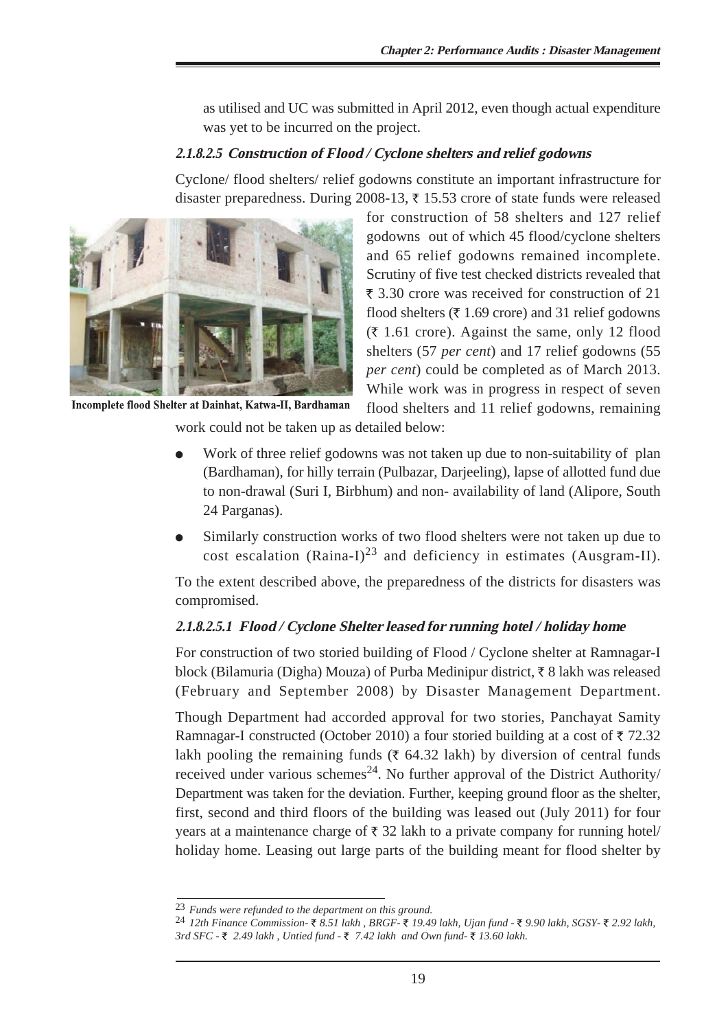as utilised and UC was submitted in April 2012, even though actual expenditure was yet to be incurred on the project.

#### *2.1.8.2.5 Construction of Flood / Cyclone shelters and relief godowns*

Cyclone/ flood shelters/ relief godowns constitute an important infrastructure for disaster preparedness. During 2008-13, ₹ 15.53 crore of state funds were released for construction of 58 shelters and 127 relief godowns out of which 45 flood/cyclone shelters and 65 relief godowns remained incomplete. Scrutiny of five test checked districts revealed that ₹ 3.30 crore was received for construction of 21 flood shelters (₹ 1.69 crore) and 31 relief godowns (₹ 1.61 crore). Against the same, only 12 flood shelters (57 *per cent*) and 17 relief godowns (55 *per cent*) could be completed as of March 2013. While work was in progress in respect of seven flood shelters and 11 relief godowns, remaining work could not be taken up as detailed below:

Incomplete flood Shelter at Dainhat, Katwa-II, Bardhaman

- Work of three relief godowns was not taken up due to non-suitability of plan (Bardhaman), for hilly terrain (Pulbazar, Darjeeling), lapse of allotted fund due to non-drawal (Suri I, Birbhum) and non- availability of land (Alipore, South 24 Parganas).
- Similarly construction works of two flood shelters were not taken up due to cost escalation (Raina-I)[23] and deficiency in estimates (Ausgram-II).

To the extent described above, the preparedness of the districts for disasters was compromised.

#### *2.1.8.2.5.1 Flood / Cyclone Shelter leased for running hotel / holiday home*

For construction of two storied building of Flood / Cyclone shelter at Ramnagar-I block (Bilamuria (Digha) Mouza) of Purba Medinipur district, ₹ 8 lakh was released (February and September 2008) by Disaster Management Department.

Though Department had accorded approval for two stories, Panchayat Samity Ramnagar-I constructed (October 2010) a four storied building at a cost of ₹ 72.32 lakh pooling the remaining funds (₹ 64.32 lakh) by diversion of central funds received under various schemes[24]. No further approval of the District Authority/ Department was taken for the deviation. Further, keeping ground floor as the shelter, first, second and third floors of the building was leased out (July 2011) for four years at a maintenance charge of ₹ 32 lakh to a private company for running hotel/ holiday home. Leasing out large parts of the building meant for flood shelter by

---

[23] *Funds were refunded to the department on this ground.*

[24] *12th Finance Commission- ₹ 8.51 lakh , BRGF- ₹ 19.49 lakh, Ujan fund - ₹ 9.90 lakh, SGSY- ₹ 2.92 lakh, 3rd SFC - ₹ 2.49 lakh , Untied fund - ₹ 7.42 lakh and Own fund- ₹ 13.60 lakh.*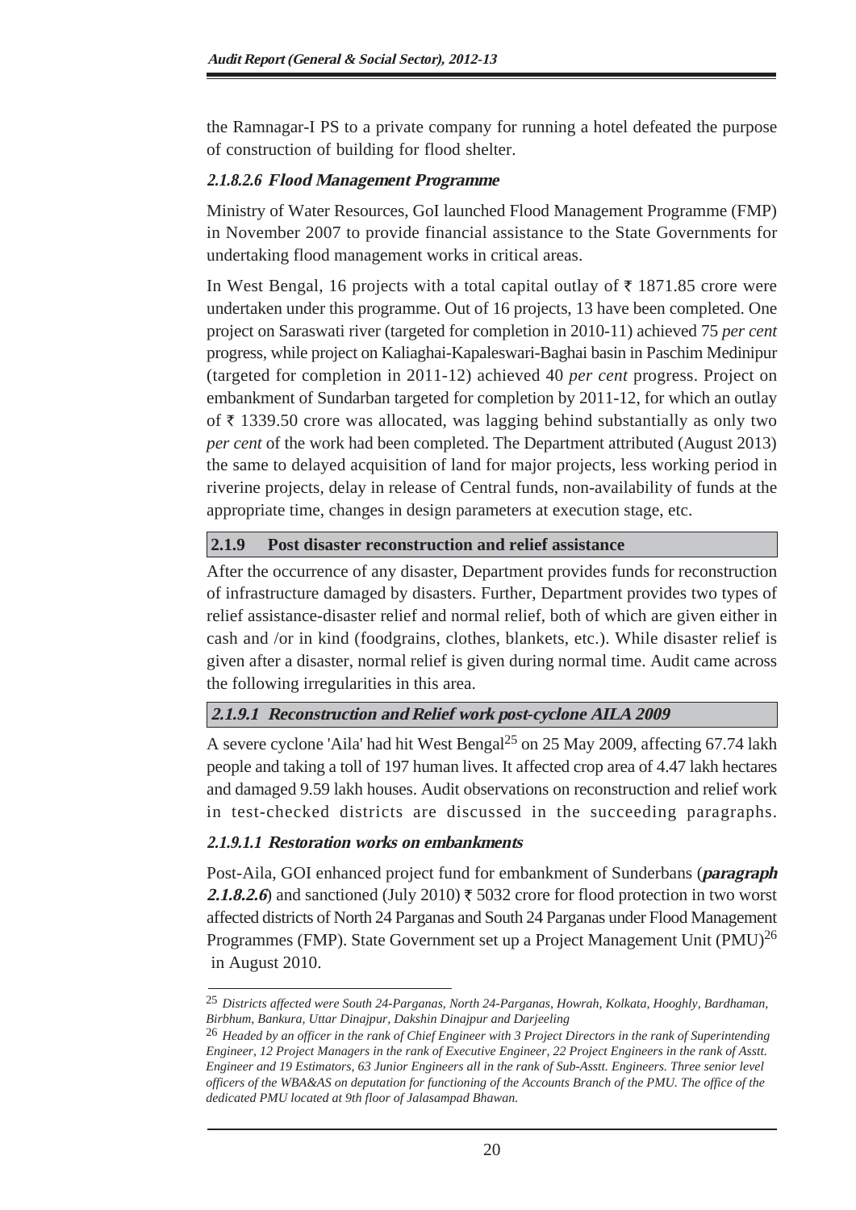the Ramnagar-I PS to a private company for running a hotel defeated the purpose of construction of building for flood shelter.

#### *2.1.8.2.6 Flood Management Programme*

Ministry of Water Resources, GoI launched Flood Management Programme (FMP) in November 2007 to provide financial assistance to the State Governments for undertaking flood management works in critical areas.

In West Bengal, 16 projects with a total capital outlay of ₹ 1871.85 crore were undertaken under this programme. Out of 16 projects, 13 have been completed. One project on Saraswati river (targeted for completion in 2010-11) achieved 75 *per cent* progress, while project on Kaliaghai-Kapaleswari-Baghai basin in Paschim Medinipur (targeted for completion in 2011-12) achieved 40 *per cent* progress. Project on embankment of Sundarban targeted for completion by 2011-12, for which an outlay of ₹ 1339.50 crore was allocated, was lagging behind substantially as only two *per cent* of the work had been completed. The Department attributed (August 2013) the same to delayed acquisition of land for major projects, less working period in riverine projects, delay in release of Central funds, non-availability of funds at the appropriate time, changes in design parameters at execution stage, etc.

## 2.1.9 Post disaster reconstruction and relief assistance

After the occurrence of any disaster, Department provides funds for reconstruction of infrastructure damaged by disasters. Further, Department provides two types of relief assistance-disaster relief and normal relief, both of which are given either in cash and /or in kind (foodgrains, clothes, blankets, etc.). While disaster relief is given after a disaster, normal relief is given during normal time. Audit came across the following irregularities in this area.

### *2.1.9.1 Reconstruction and Relief work post-cyclone AILA 2009*

A severe cyclone 'Aila' had hit West Bengal[25] on 25 May 2009, affecting 67.74 lakh people and taking a toll of 197 human lives. It affected crop area of 4.47 lakh hectares and damaged 9.59 lakh houses. Audit observations on reconstruction and relief work in test-checked districts are discussed in the succeeding paragraphs.

#### *2.1.9.1.1 Restoration works on embankments*

Post-Aila, GOI enhanced project fund for embankment of Sunderbans (***paragraph 2.1.8.2.6***) and sanctioned (July 2010) ₹ 5032 crore for flood protection in two worst affected districts of North 24 Parganas and South 24 Parganas under Flood Management Programmes (FMP). State Government set up a Project Management Unit (PMU)[26] in August 2010.

---

[25] *Districts affected were South 24-Parganas, North 24-Parganas, Howrah, Kolkata, Hooghly, Bardhaman, Birbhum, Bankura, Uttar Dinajpur, Dakshin Dinajpur and Darjeeling*

[26] *Headed by an officer in the rank of Chief Engineer with 3 Project Directors in the rank of Superintending Engineer, 12 Project Managers in the rank of Executive Engineer, 22 Project Engineers in the rank of Asstt. Engineer and 19 Estimators, 63 Junior Engineers all in the rank of Sub-Asstt. Engineers. Three senior level officers of the WBA&AS on deputation for functioning of the Accounts Branch of the PMU. The office of the dedicated PMU located at 9th floor of Jalasampad Bhawan.*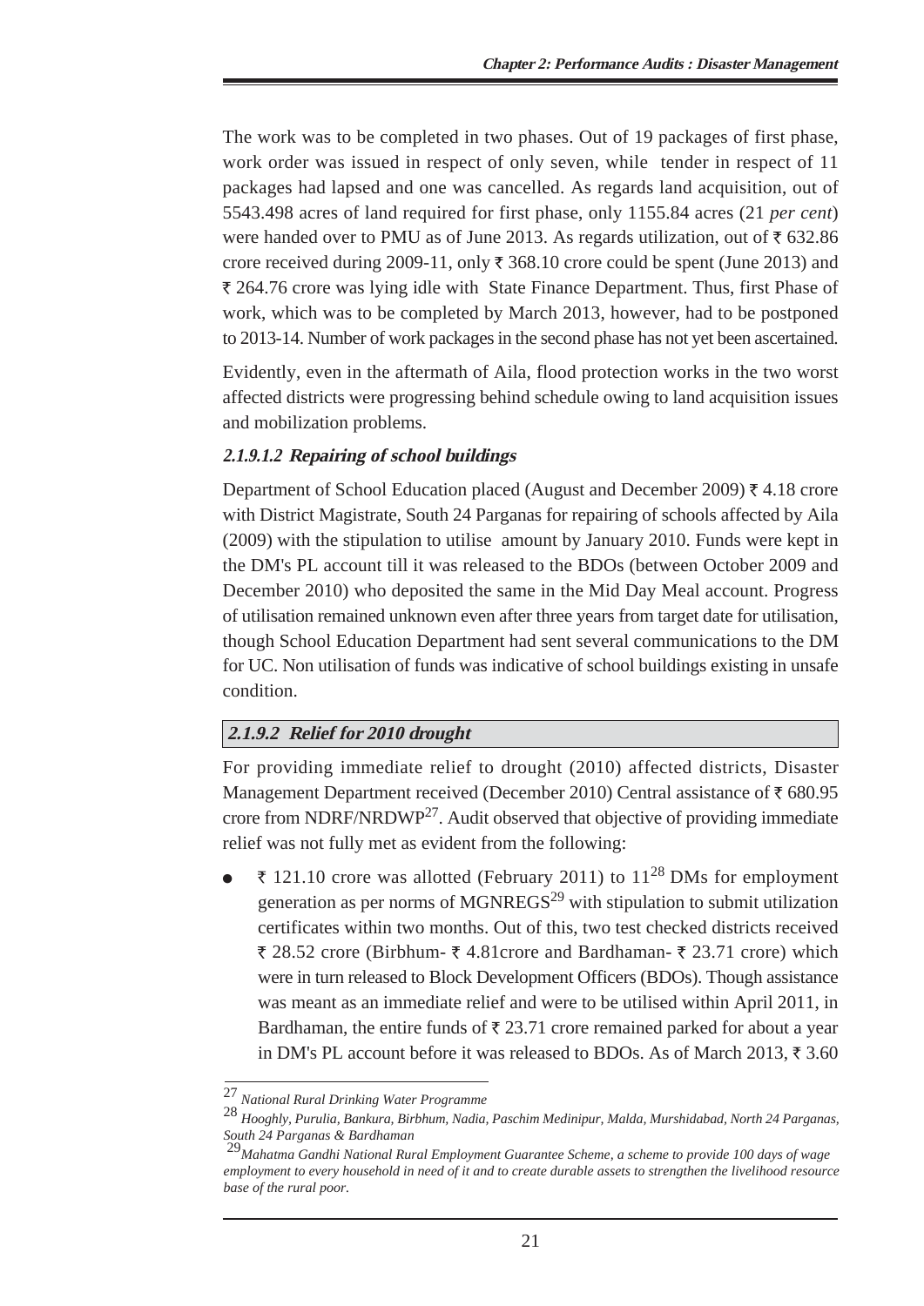The work was to be completed in two phases. Out of 19 packages of first phase, work order was issued in respect of only seven, while tender in respect of 11 packages had lapsed and one was cancelled. As regards land acquisition, out of 5543.498 acres of land required for first phase, only 1155.84 acres (21 *per cent*) were handed over to PMU as of June 2013. As regards utilization, out of ₹ 632.86 crore received during 2009-11, only ₹ 368.10 crore could be spent (June 2013) and ₹ 264.76 crore was lying idle with State Finance Department. Thus, first Phase of work, which was to be completed by March 2013, however, had to be postponed to 2013-14. Number of work packages in the second phase has not yet been ascertained.

Evidently, even in the aftermath of Aila, flood protection works in the two worst affected districts were progressing behind schedule owing to land acquisition issues and mobilization problems.

#### *2.1.9.1.2 Repairing of school buildings*

Department of School Education placed (August and December 2009) ₹ 4.18 crore with District Magistrate, South 24 Parganas for repairing of schools affected by Aila (2009) with the stipulation to utilise amount by January 2010. Funds were kept in the DM's PL account till it was released to the BDOs (between October 2009 and December 2010) who deposited the same in the Mid Day Meal account. Progress of utilisation remained unknown even after three years from target date for utilisation, though School Education Department had sent several communications to the DM for UC. Non utilisation of funds was indicative of school buildings existing in unsafe condition.

### *2.1.9.2 Relief for 2010 drought*

For providing immediate relief to drought (2010) affected districts, Disaster Management Department received (December 2010) Central assistance of ₹ 680.95 crore from NDRF/NRDWP[27]. Audit observed that objective of providing immediate relief was not fully met as evident from the following:

- ₹ 121.10 crore was allotted (February 2011) to 11[28] DMs for employment generation as per norms of MGNREGS[29] with stipulation to submit utilization certificates within two months. Out of this, two test checked districts received ₹ 28.52 crore (Birbhum- ₹ 4.81crore and Bardhaman- ₹ 23.71 crore) which were in turn released to Block Development Officers (BDOs). Though assistance was meant as an immediate relief and were to be utilised within April 2011, in Bardhaman, the entire funds of ₹ 23.71 crore remained parked for about a year in DM's PL account before it was released to BDOs. As of March 2013, ₹ 3.60

---

[27] *National Rural Drinking Water Programme*

[28] *Hooghly, Purulia, Bankura, Birbhum, Nadia, Paschim Medinipur, Malda, Murshidabad, North 24 Parganas, South 24 Parganas & Bardhaman*

[29] *Mahatma Gandhi National Rural Employment Guarantee Scheme, a scheme to provide 100 days of wage employment to every household in need of it and to create durable assets to strengthen the livelihood resource base of the rural poor.*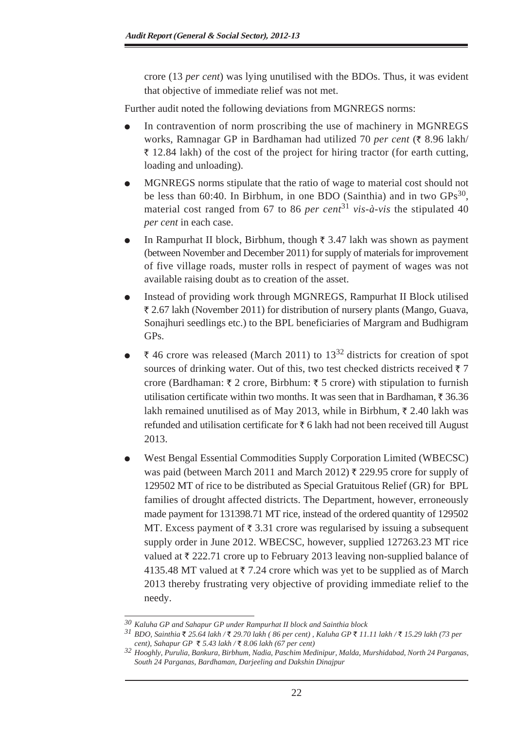crore (13 *per cent*) was lying unutilised with the BDOs. Thus, it was evident that objective of immediate relief was not met.

Further audit noted the following deviations from MGNREGS norms:

- In contravention of norm proscribing the use of machinery in MGNREGS works, Ramnagar GP in Bardhaman had utilized 70 *per cent* (₹ 8.96 lakh/ ₹ 12.84 lakh) of the cost of the project for hiring tractor (for earth cutting, loading and unloading).
- MGNREGS norms stipulate that the ratio of wage to material cost should not be less than 60:40. In Birbhum, in one BDO (Sainthia) and in two GPs[30], material cost ranged from 67 to 86 *per cent*[31] *vis-à-vis* the stipulated 40 *per cent* in each case.
- In Rampurhat II block, Birbhum, though ₹ 3.47 lakh was shown as payment (between November and December 2011) for supply of materials for improvement of five village roads, muster rolls in respect of payment of wages was not available raising doubt as to creation of the asset.
- Instead of providing work through MGNREGS, Rampurhat II Block utilised ₹ 2.67 lakh (November 2011) for distribution of nursery plants (Mango, Guava, Sonajhuri seedlings etc.) to the BPL beneficiaries of Margram and Budhigram GPs.
- ₹ 46 crore was released (March 2011) to 13[32] districts for creation of spot sources of drinking water. Out of this, two test checked districts received ₹ 7 crore (Bardhaman: ₹ 2 crore, Birbhum: ₹ 5 crore) with stipulation to furnish utilisation certificate within two months. It was seen that in Bardhaman, ₹ 36.36 lakh remained unutilised as of May 2013, while in Birbhum, ₹ 2.40 lakh was refunded and utilisation certificate for ₹ 6 lakh had not been received till August 2013.
- West Bengal Essential Commodities Supply Corporation Limited (WBECSC) was paid (between March 2011 and March 2012) ₹ 229.95 crore for supply of 129502 MT of rice to be distributed as Special Gratuitous Relief (GR) for BPL families of drought affected districts. The Department, however, erroneously made payment for 131398.71 MT rice, instead of the ordered quantity of 129502 MT. Excess payment of ₹ 3.31 crore was regularised by issuing a subsequent supply order in June 2012. WBECSC, however, supplied 127263.23 MT rice valued at ₹ 222.71 crore up to February 2013 leaving non-supplied balance of 4135.48 MT valued at ₹ 7.24 crore which was yet to be supplied as of March 2013 thereby frustrating very objective of providing immediate relief to the needy.

---

[30] *Kaluha GP and Sahapur GP under Rampurhat II block and Sainthia block*

[31] *BDO, Sainthia ₹ 25.64 lakh / ₹ 29.70 lakh ( 86 per cent) , Kaluha GP ₹ 11.11 lakh / ₹ 15.29 lakh (73 per cent), Sahapur GP ₹ 5.43 lakh / ₹ 8.06 lakh (67 per cent)*

[32] *Hooghly, Purulia, Bankura, Birbhum, Nadia, Paschim Medinipur, Malda, Murshidabad, North 24 Parganas, South 24 Parganas, Bardhaman, Darjeeling and Dakshin Dinajpur*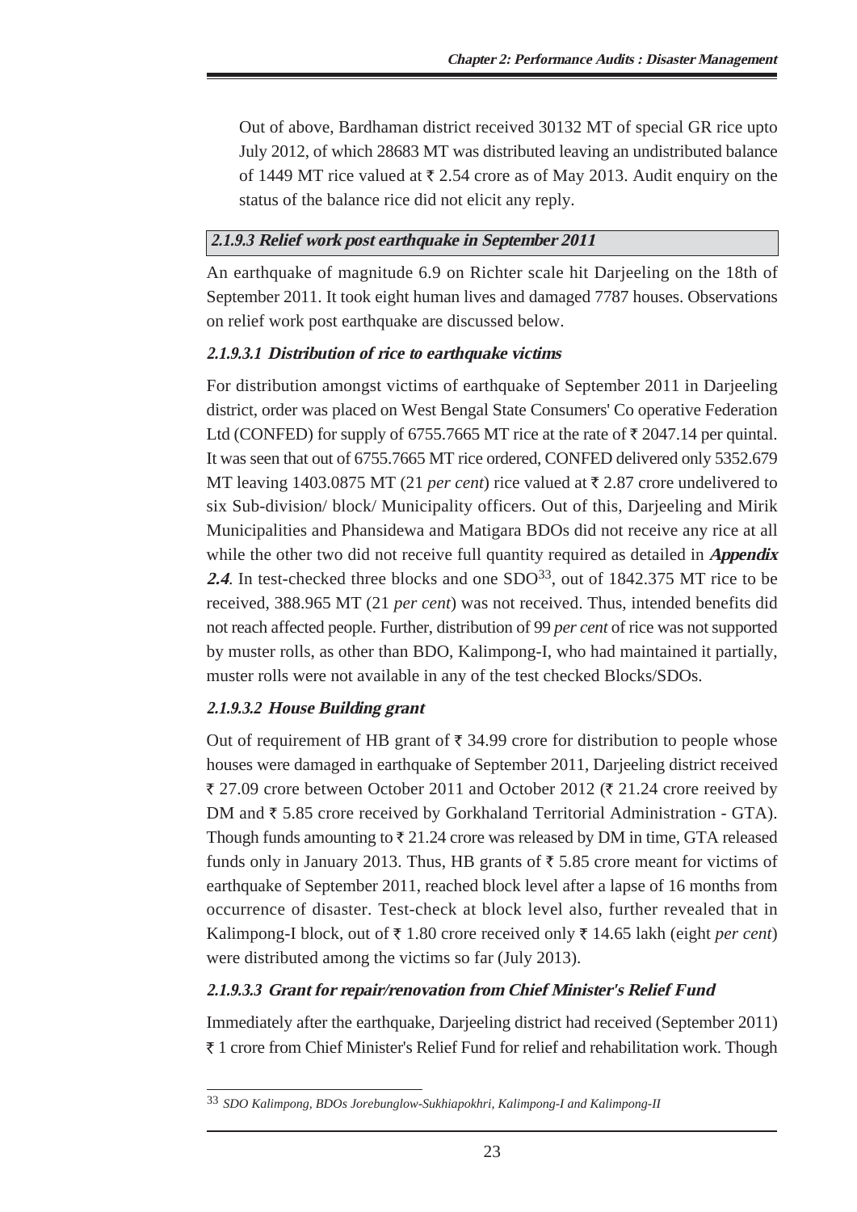Out of above, Bardhaman district received 30132 MT of special GR rice upto July 2012, of which 28683 MT was distributed leaving an undistributed balance of 1449 MT rice valued at ₹ 2.54 crore as of May 2013. Audit enquiry on the status of the balance rice did not elicit any reply.

### *2.1.9.3 Relief work post earthquake in September 2011*

An earthquake of magnitude 6.9 on Richter scale hit Darjeeling on the 18th of September 2011. It took eight human lives and damaged 7787 houses. Observations on relief work post earthquake are discussed below.

#### *2.1.9.3.1 Distribution of rice to earthquake victims*

For distribution amongst victims of earthquake of September 2011 in Darjeeling district, order was placed on West Bengal State Consumers' Co operative Federation Ltd (CONFED) for supply of 6755.7665 MT rice at the rate of ₹ 2047.14 per quintal. It was seen that out of 6755.7665 MT rice ordered, CONFED delivered only 5352.679 MT leaving 1403.0875 MT (21 *per cent*) rice valued at ₹ 2.87 crore undelivered to six Sub-division/ block/ Municipality officers. Out of this, Darjeeling and Mirik Municipalities and Phansidewa and Matigara BDOs did not receive any rice at all while the other two did not receive full quantity required as detailed in ***Appendix 2.4***. In test-checked three blocks and one SDO[33], out of 1842.375 MT rice to be received, 388.965 MT (21 *per cent*) was not received. Thus, intended benefits did not reach affected people. Further, distribution of 99 *per cent* of rice was not supported by muster rolls, as other than BDO, Kalimpong-I, who had maintained it partially, muster rolls were not available in any of the test checked Blocks/SDOs.

#### *2.1.9.3.2 House Building grant*

Out of requirement of HB grant of ₹ 34.99 crore for distribution to people whose houses were damaged in earthquake of September 2011, Darjeeling district received ₹ 27.09 crore between October 2011 and October 2012 (₹ 21.24 crore reeived by DM and ₹ 5.85 crore received by Gorkhaland Territorial Administration - GTA). Though funds amounting to ₹ 21.24 crore was released by DM in time, GTA released funds only in January 2013. Thus, HB grants of ₹ 5.85 crore meant for victims of earthquake of September 2011, reached block level after a lapse of 16 months from occurrence of disaster. Test-check at block level also, further revealed that in Kalimpong-I block, out of ₹ 1.80 crore received only ₹ 14.65 lakh (eight *per cent*) were distributed among the victims so far (July 2013).

#### *2.1.9.3.3 Grant for repair/renovation from Chief Minister's Relief Fund*

Immediately after the earthquake, Darjeeling district had received (September 2011) ₹ 1 crore from Chief Minister's Relief Fund for relief and rehabilitation work. Though

---

[33] *SDO Kalimpong, BDOs Jorebunglow-Sukhiapokhri, Kalimpong-I and Kalimpong-II*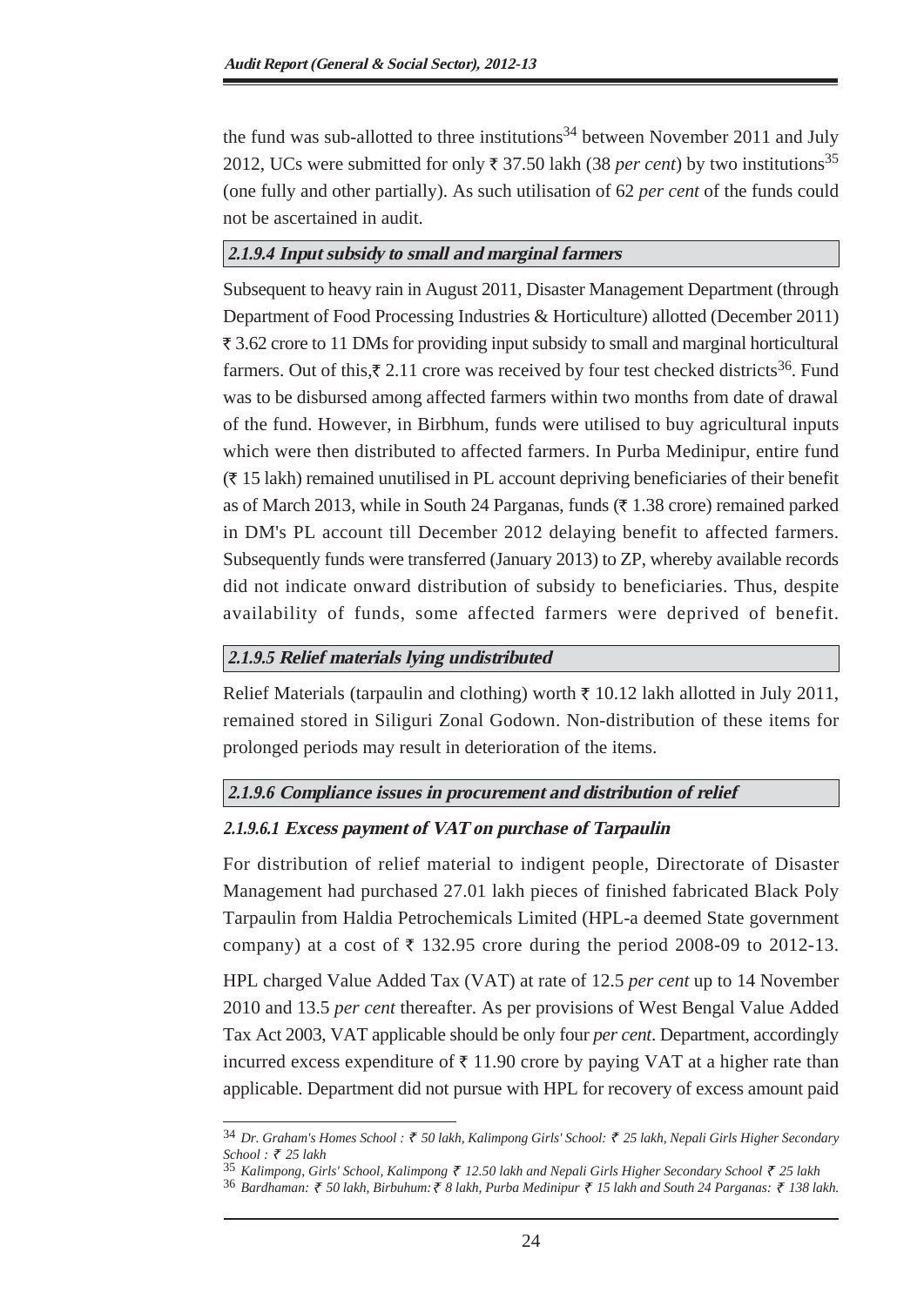the fund was sub-allotted to three institutions[34] between November 2011 and July 2012, UCs were submitted for only ₹ 37.50 lakh (38 *per cent*) by two institutions[35] (one fully and other partially). As such utilisation of 62 *per cent* of the funds could not be ascertained in audit.

#### *2.1.9.4 Input subsidy to small and marginal farmers*

Subsequent to heavy rain in August 2011, Disaster Management Department (through Department of Food Processing Industries & Horticulture) allotted (December 2011) ₹ 3.62 crore to 11 DMs for providing input subsidy to small and marginal horticultural farmers. Out of this,₹ 2.11 crore was received by four test checked districts[36]. Fund was to be disbursed among affected farmers within two months from date of drawal of the fund. However, in Birbhum, funds were utilised to buy agricultural inputs which were then distributed to affected farmers. In Purba Medinipur, entire fund (₹ 15 lakh) remained unutilised in PL account depriving beneficiaries of their benefit as of March 2013, while in South 24 Parganas, funds (₹ 1.38 crore) remained parked in DM's PL account till December 2012 delaying benefit to affected farmers. Subsequently funds were transferred (January 2013) to ZP, whereby available records did not indicate onward distribution of subsidy to beneficiaries. Thus, despite availability of funds, some affected farmers were deprived of benefit.

#### *2.1.9.5 Relief materials lying undistributed*

Relief Materials (tarpaulin and clothing) worth ₹ 10.12 lakh allotted in July 2011, remained stored in Siliguri Zonal Godown. Non-distribution of these items for prolonged periods may result in deterioration of the items.

#### *2.1.9.6 Compliance issues in procurement and distribution of relief*

##### *2.1.9.6.1 Excess payment of VAT on purchase of Tarpaulin*

For distribution of relief material to indigent people, Directorate of Disaster Management had purchased 27.01 lakh pieces of finished fabricated Black Poly Tarpaulin from Haldia Petrochemicals Limited (HPL-a deemed State government company) at a cost of ₹ 132.95 crore during the period 2008-09 to 2012-13.

HPL charged Value Added Tax (VAT) at rate of 12.5 *per cent* up to 14 November 2010 and 13.5 *per cent* thereafter. As per provisions of West Bengal Value Added Tax Act 2003, VAT applicable should be only four *per cent*. Department, accordingly incurred excess expenditure of ₹ 11.90 crore by paying VAT at a higher rate than applicable. Department did not pursue with HPL for recovery of excess amount paid

---

[34] *Dr. Graham's Homes School : ₹ 50 lakh, Kalimpong Girls' School: ₹ 25 lakh, Nepali Girls Higher Secondary School : ₹ 25 lakh*

[35] *Kalimpong, Girls' School, Kalimpong ₹ 12.50 lakh and Nepali Girls Higher Secondary School ₹ 25 lakh*

[36] *Bardhaman: ₹ 50 lakh, Birbuhum:₹ 8 lakh, Purba Medinipur ₹ 15 lakh and South 24 Parganas: ₹ 138 lakh.*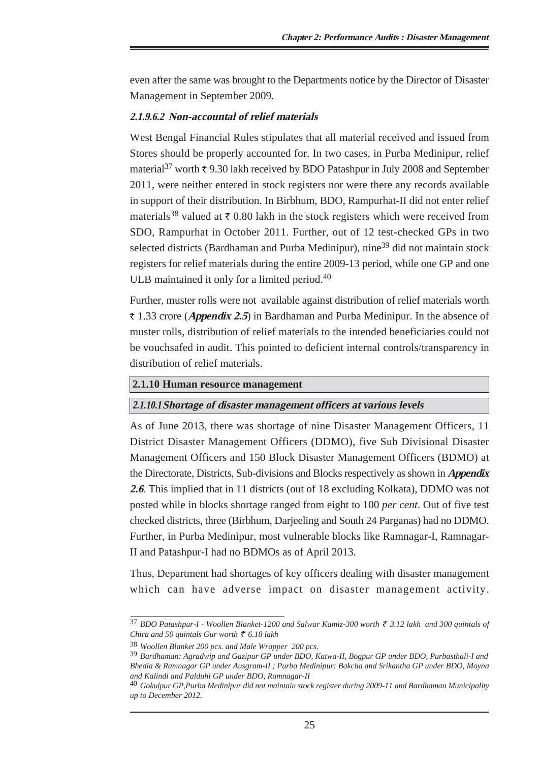even after the same was brought to the Departments notice by the Director of Disaster Management in September 2009.

#### *2.1.9.6.2 Non-accountal of relief materials*

West Bengal Financial Rules stipulates that all material received and issued from Stores should be properly accounted for. In two cases, in Purba Medinipur, relief material[37] worth ₹ 9.30 lakh received by BDO Patashpur in July 2008 and September 2011, were neither entered in stock registers nor were there any records available in support of their distribution. In Birbhum, BDO, Rampurhat-II did not enter relief materials[38] valued at ₹ 0.80 lakh in the stock registers which were received from SDO, Rampurhat in October 2011. Further, out of 12 test-checked GPs in two selected districts (Bardhaman and Purba Medinipur), nine[39] did not maintain stock registers for relief materials during the entire 2009-13 period, while one GP and one ULB maintained it only for a limited period.[40]

Further, muster rolls were not available against distribution of relief materials worth ₹ 1.33 crore (***Appendix 2.5***) in Bardhaman and Purba Medinipur. In the absence of muster rolls, distribution of relief materials to the intended beneficiaries could not be vouchsafed in audit. This pointed to deficient internal controls/transparency in distribution of relief materials.

### 2.1.10 Human resource management

#### *2.1.10.1 Shortage of disaster management officers at various levels*

As of June 2013, there was shortage of nine Disaster Management Officers, 11 District Disaster Management Officers (DDMO), five Sub Divisional Disaster Management Officers and 150 Block Disaster Management Officers (BDMO) at the Directorate, Districts, Sub-divisions and Blocks respectively as shown in ***Appendix 2.6***. This implied that in 11 districts (out of 18 excluding Kolkata), DDMO was not posted while in blocks shortage ranged from eight to 100 *per cent*. Out of five test checked districts, three (Birbhum, Darjeeling and South 24 Parganas) had no DDMO. Further, in Purba Medinipur, most vulnerable blocks like Ramnagar-I, Ramnagar-II and Patashpur-I had no BDMOs as of April 2013.

Thus, Department had shortages of key officers dealing with disaster management which can have adverse impact on disaster management activity.

---

[37] *BDO Patashpur-I - Woollen Blanket-1200 and Salwar Kamiz-300 worth ₹ 3.12 lakh and 300 quintals of Chira and 50 quintals Gur worth ₹ 6.18 lakh*

[38] *Woollen Blanket 200 pcs. and Male Wrapper 200 pcs.*

[39] *Bardhaman: Agradwip and Gazipur GP under BDO, Katwa-II, Bogpur GP under BDO, Purbasthali-I and Bhedia & Ramnagar GP under Ausgram-II ; Purba Medinipur: Bakcha and Srikantha GP under BDO, Moyna and Kalindi and Palduhi GP under BDO, Ramnagar-II*

[40] *Gokulpur GP,Purba Medinipur did not maintain stock register during 2009-11 and Bardhaman Municipality up to December 2012.*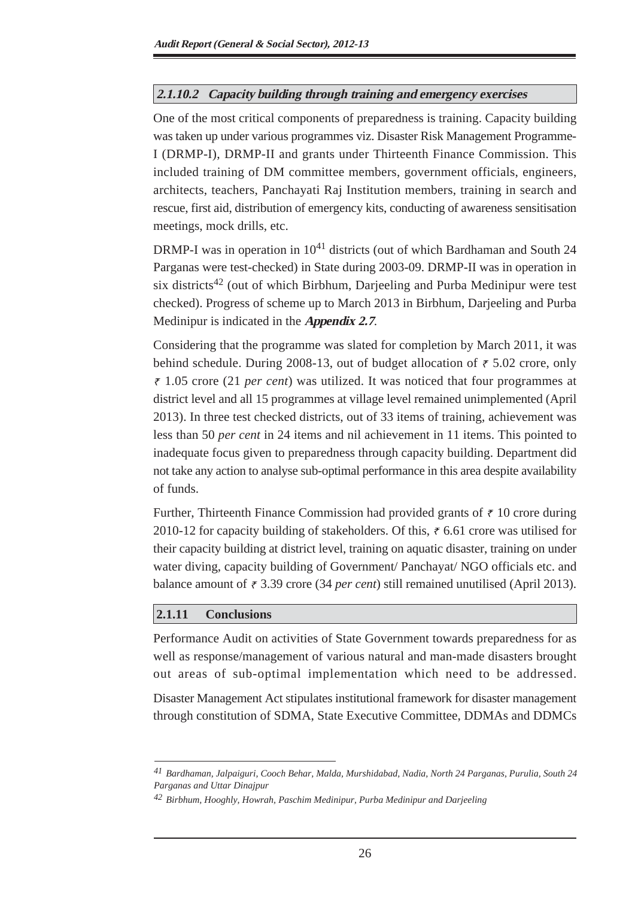### *2.1.10.2 Capacity building through training and emergency exercises*

One of the most critical components of preparedness is training. Capacity building was taken up under various programmes viz. Disaster Risk Management Programme-I (DRMP-I), DRMP-II and grants under Thirteenth Finance Commission. This included training of DM committee members, government officials, engineers, architects, teachers, Panchayati Raj Institution members, training in search and rescue, first aid, distribution of emergency kits, conducting of awareness sensitisation meetings, mock drills, etc.

DRMP-I was in operation in 10[41] districts (out of which Bardhaman and South 24 Parganas were test-checked) in State during 2003-09. DRMP-II was in operation in six districts[42] (out of which Birbhum, Darjeeling and Purba Medinipur were test checked). Progress of scheme up to March 2013 in Birbhum, Darjeeling and Purba Medinipur is indicated in the ***Appendix 2.7***.

Considering that the programme was slated for completion by March 2011, it was behind schedule. During 2008-13, out of budget allocation of ₹ 5.02 crore, only ₹ 1.05 crore (21 *per cent*) was utilized. It was noticed that four programmes at district level and all 15 programmes at village level remained unimplemented (April 2013). In three test checked districts, out of 33 items of training, achievement was less than 50 *per cent* in 24 items and nil achievement in 11 items. This pointed to inadequate focus given to preparedness through capacity building. Department did not take any action to analyse sub-optimal performance in this area despite availability of funds.

Further, Thirteenth Finance Commission had provided grants of ₹ 10 crore during 2010-12 for capacity building of stakeholders. Of this, ₹ 6.61 crore was utilised for their capacity building at district level, training on aquatic disaster, training on under water diving, capacity building of Government/ Panchayat/ NGO officials etc. and balance amount of ₹ 3.39 crore (34 *per cent*) still remained unutilised (April 2013).

### 2.1.11 Conclusions

Performance Audit on activities of State Government towards preparedness for as well as response/management of various natural and man-made disasters brought out areas of sub-optimal implementation which need to be addressed.

Disaster Management Act stipulates institutional framework for disaster management through constitution of SDMA, State Executive Committee, DDMAs and DDMCs

---

[41] *Bardhaman, Jalpaiguri, Cooch Behar, Malda, Murshidabad, Nadia, North 24 Parganas, Purulia, South 24 Parganas and Uttar Dinajpur*

[42] *Birbhum, Hooghly, Howrah, Paschim Medinipur, Purba Medinipur and Darjeeling*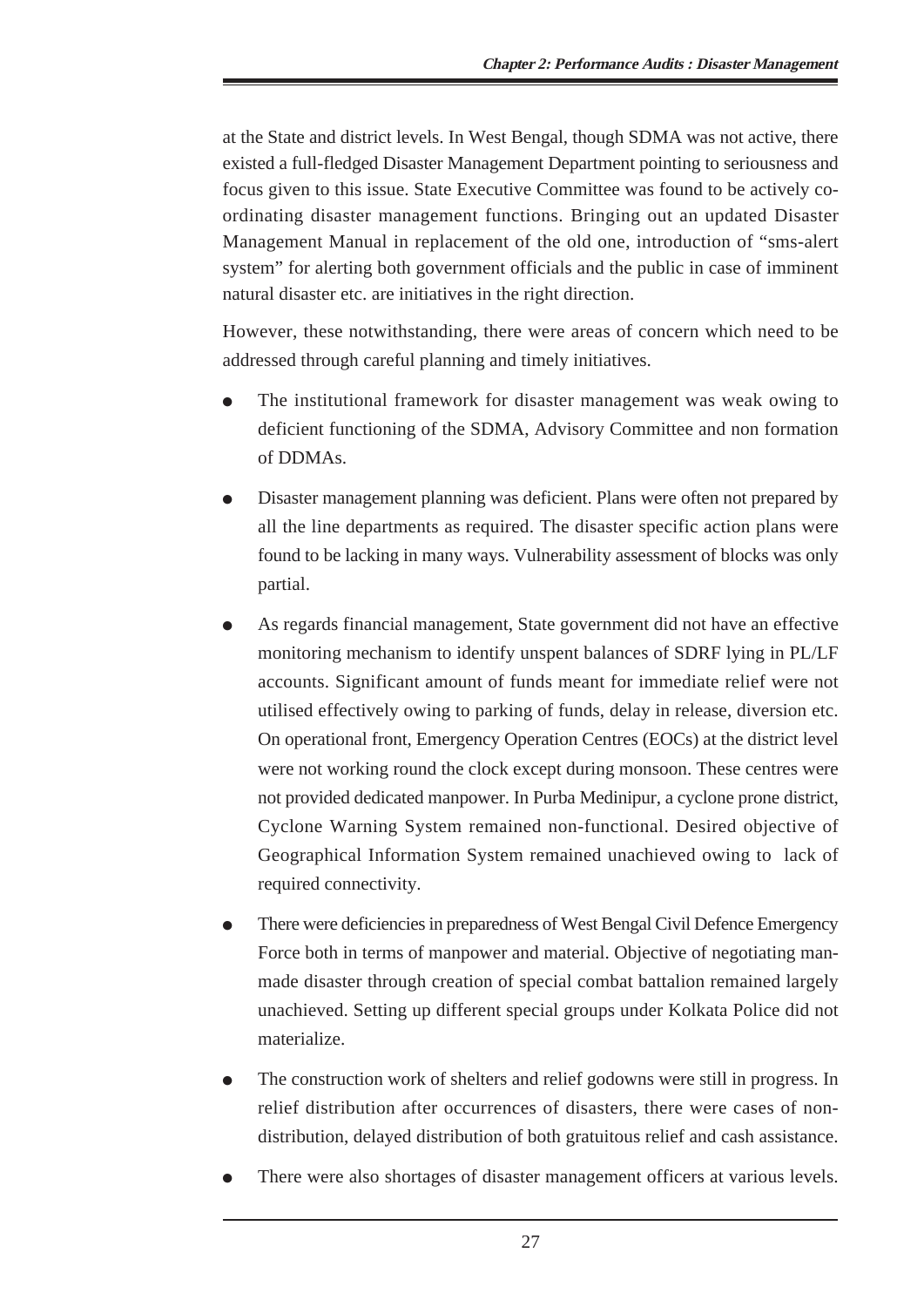at the State and district levels. In West Bengal, though SDMA was not active, there existed a full-fledged Disaster Management Department pointing to seriousness and focus given to this issue. State Executive Committee was found to be actively co-ordinating disaster management functions. Bringing out an updated Disaster Management Manual in replacement of the old one, introduction of "sms-alert system" for alerting both government officials and the public in case of imminent natural disaster etc. are initiatives in the right direction.

However, these notwithstanding, there were areas of concern which need to be addressed through careful planning and timely initiatives.

- The institutional framework for disaster management was weak owing to deficient functioning of the SDMA, Advisory Committee and non formation of DDMAs.
- Disaster management planning was deficient. Plans were often not prepared by all the line departments as required. The disaster specific action plans were found to be lacking in many ways. Vulnerability assessment of blocks was only partial.
- As regards financial management, State government did not have an effective monitoring mechanism to identify unspent balances of SDRF lying in PL/LF accounts. Significant amount of funds meant for immediate relief were not utilised effectively owing to parking of funds, delay in release, diversion etc. On operational front, Emergency Operation Centres (EOCs) at the district level were not working round the clock except during monsoon. These centres were not provided dedicated manpower. In Purba Medinipur, a cyclone prone district, Cyclone Warning System remained non-functional. Desired objective of Geographical Information System remained unachieved owing to lack of required connectivity.
- There were deficiencies in preparedness of West Bengal Civil Defence Emergency Force both in terms of manpower and material. Objective of negotiating man-made disaster through creation of special combat battalion remained largely unachieved. Setting up different special groups under Kolkata Police did not materialize.
- The construction work of shelters and relief godowns were still in progress. In relief distribution after occurrences of disasters, there were cases of non-distribution, delayed distribution of both gratuitous relief and cash assistance.
- There were also shortages of disaster management officers at various levels.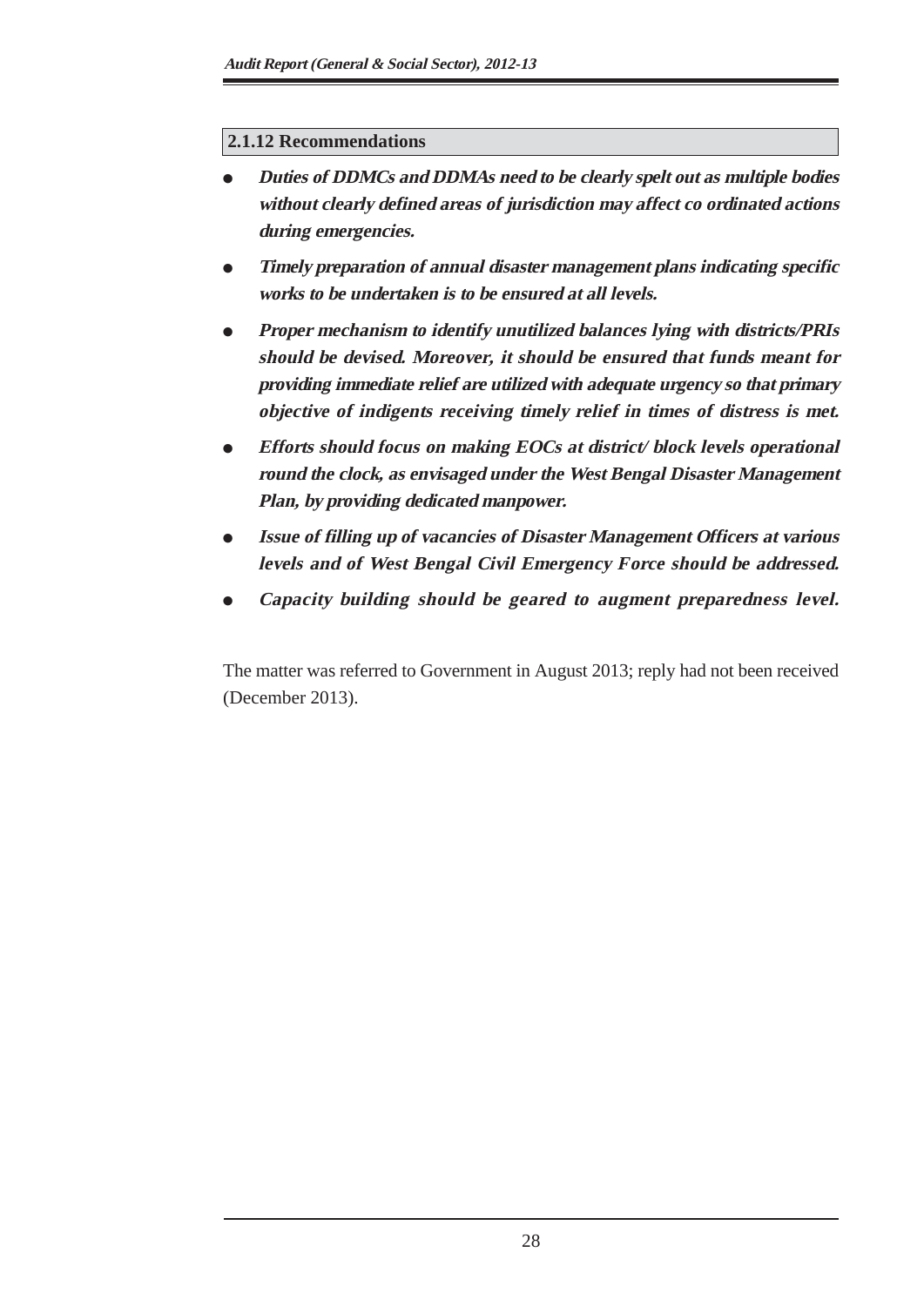### 2.1.12 Recommendations

- ***Duties of DDMCs and DDMAs need to be clearly spelt out as multiple bodies without clearly defined areas of jurisdiction may affect co ordinated actions during emergencies.***
- ***Timely preparation of annual disaster management plans indicating specific works to be undertaken is to be ensured at all levels.***
- ***Proper mechanism to identify unutilized balances lying with districts/PRIs should be devised. Moreover, it should be ensured that funds meant for providing immediate relief are utilized with adequate urgency so that primary objective of indigents receiving timely relief in times of distress is met.***
- ***Efforts should focus on making EOCs at district/ block levels operational round the clock, as envisaged under the West Bengal Disaster Management Plan, by providing dedicated manpower.***
- ***Issue of filling up of vacancies of Disaster Management Officers at various levels and of West Bengal Civil Emergency Force should be addressed.***
- ***Capacity building should be geared to augment preparedness level.***

The matter was referred to Government in August 2013; reply had not been received (December 2013).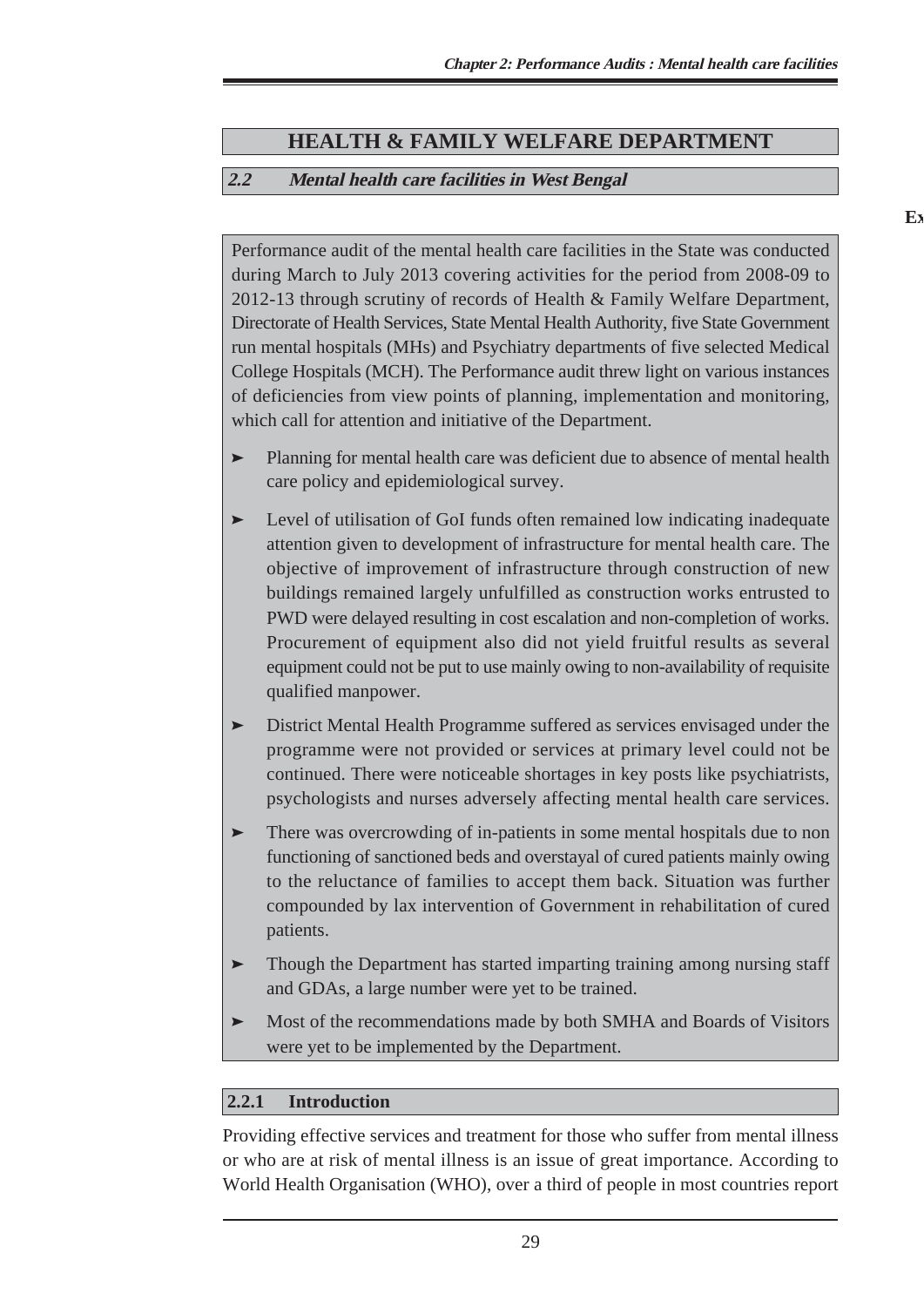# HEALTH & FAMILY WELFARE DEPARTMENT

## *2.2 Mental health care facilities in West Bengal*

Performance audit of the mental health care facilities in the State was conducted during March to July 2013 covering activities for the period from 2008-09 to 2012-13 through scrutiny of records of Health & Family Welfare Department, Directorate of Health Services, State Mental Health Authority, five State Government run mental hospitals (MHs) and Psychiatry departments of five selected Medical College Hospitals (MCH). The Performance audit threw light on various instances of deficiencies from view points of planning, implementation and monitoring, which call for attention and initiative of the Department.

- Planning for mental health care was deficient due to absence of mental health care policy and epidemiological survey.
- Level of utilisation of GoI funds often remained low indicating inadequate attention given to development of infrastructure for mental health care. The objective of improvement of infrastructure through construction of new buildings remained largely unfulfilled as construction works entrusted to PWD were delayed resulting in cost escalation and non-completion of works. Procurement of equipment also did not yield fruitful results as several equipment could not be put to use mainly owing to non-availability of requisite qualified manpower.
- District Mental Health Programme suffered as services envisaged under the programme were not provided or services at primary level could not be continued. There were noticeable shortages in key posts like psychiatrists, psychologists and nurses adversely affecting mental health care services.
- There was overcrowding of in-patients in some mental hospitals due to non functioning of sanctioned beds and overstayal of cured patients mainly owing to the reluctance of families to accept them back. Situation was further compounded by lax intervention of Government in rehabilitation of cured patients.
- Though the Department has started imparting training among nursing staff and GDAs, a large number were yet to be trained.
- Most of the recommendations made by both SMHA and Boards of Visitors were yet to be implemented by the Department.

### 2.2.1 Introduction

Providing effective services and treatment for those who suffer from mental illness or who are at risk of mental illness is an issue of great importance. According to World Health Organisation (WHO), over a third of people in most countries report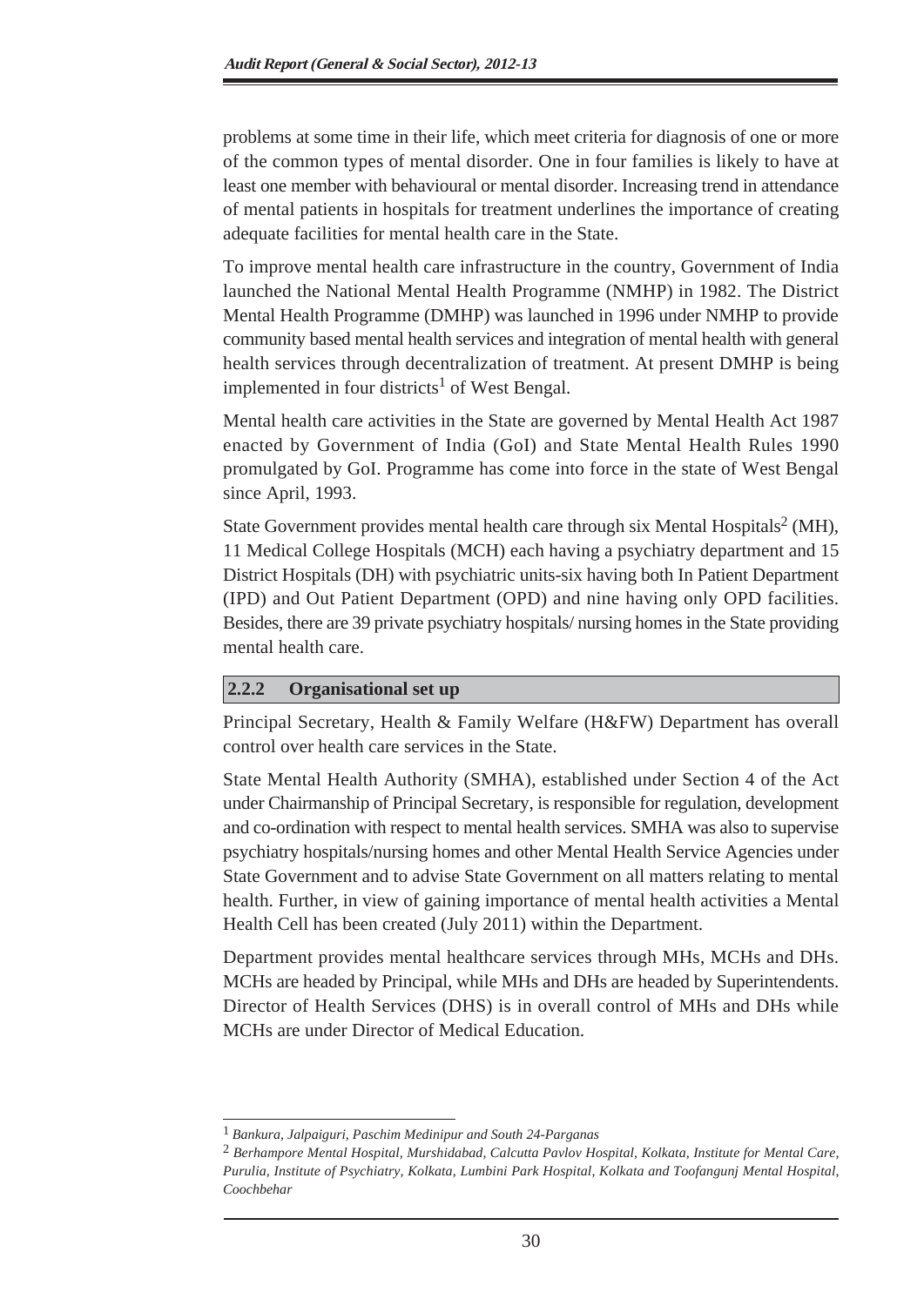problems at some time in their life, which meet criteria for diagnosis of one or more of the common types of mental disorder. One in four families is likely to have at least one member with behavioural or mental disorder. Increasing trend in attendance of mental patients in hospitals for treatment underlines the importance of creating adequate facilities for mental health care in the State.

To improve mental health care infrastructure in the country, Government of India launched the National Mental Health Programme (NMHP) in 1982. The District Mental Health Programme (DMHP) was launched in 1996 under NMHP to provide community based mental health services and integration of mental health with general health services through decentralization of treatment. At present DMHP is being implemented in four districts[1] of West Bengal.

Mental health care activities in the State are governed by Mental Health Act 1987 enacted by Government of India (GoI) and State Mental Health Rules 1990 promulgated by GoI. Programme has come into force in the state of West Bengal since April, 1993.

State Government provides mental health care through six Mental Hospitals[2] (MH), 11 Medical College Hospitals (MCH) each having a psychiatry department and 15 District Hospitals (DH) with psychiatric units-six having both In Patient Department (IPD) and Out Patient Department (OPD) and nine having only OPD facilities. Besides, there are 39 private psychiatry hospitals/ nursing homes in the State providing mental health care.

### 2.2.2 Organisational set up

Principal Secretary, Health & Family Welfare (H&FW) Department has overall control over health care services in the State.

State Mental Health Authority (SMHA), established under Section 4 of the Act under Chairmanship of Principal Secretary, is responsible for regulation, development and co-ordination with respect to mental health services. SMHA was also to supervise psychiatry hospitals/nursing homes and other Mental Health Service Agencies under State Government and to advise State Government on all matters relating to mental health. Further, in view of gaining importance of mental health activities a Mental Health Cell has been created (July 2011) within the Department.

Department provides mental healthcare services through MHs, MCHs and DHs. MCHs are headed by Principal, while MHs and DHs are headed by Superintendents. Director of Health Services (DHS) is in overall control of MHs and DHs while MCHs are under Director of Medical Education.

---

[1] *Bankura, Jalpaiguri, Paschim Medinipur and South 24-Parganas*

[2] *Berhampore Mental Hospital, Murshidabad, Calcutta Pavlov Hospital, Kolkata, Institute for Mental Care, Purulia, Institute of Psychiatry, Kolkata, Lumbini Park Hospital, Kolkata and Toofangunj Mental Hospital, Coochbehar*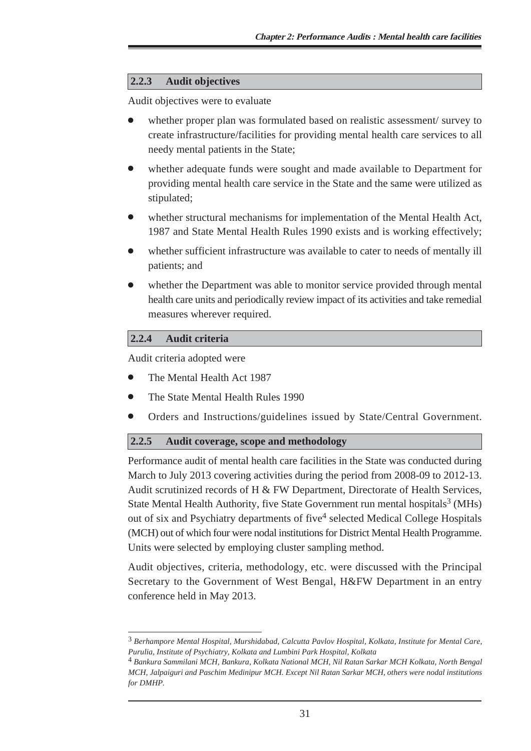### 2.2.3 Audit objectives

Audit objectives were to evaluate

- whether proper plan was formulated based on realistic assessment/ survey to create infrastructure/facilities for providing mental health care services to all needy mental patients in the State;
- whether adequate funds were sought and made available to Department for providing mental health care service in the State and the same were utilized as stipulated;
- whether structural mechanisms for implementation of the Mental Health Act, 1987 and State Mental Health Rules 1990 exists and is working effectively;
- whether sufficient infrastructure was available to cater to needs of mentally ill patients; and
- whether the Department was able to monitor service provided through mental health care units and periodically review impact of its activities and take remedial measures wherever required.

### 2.2.4 Audit criteria

Audit criteria adopted were

- The Mental Health Act 1987
- The State Mental Health Rules 1990
- Orders and Instructions/guidelines issued by State/Central Government.

### 2.2.5 Audit coverage, scope and methodology

Performance audit of mental health care facilities in the State was conducted during March to July 2013 covering activities during the period from 2008-09 to 2012-13. Audit scrutinized records of H & FW Department, Directorate of Health Services, State Mental Health Authority, five State Government run mental hospitals[3] (MHs) out of six and Psychiatry departments of five[4] selected Medical College Hospitals (MCH) out of which four were nodal institutions for District Mental Health Programme. Units were selected by employing cluster sampling method.

Audit objectives, criteria, methodology, etc. were discussed with the Principal Secretary to the Government of West Bengal, H&FW Department in an entry conference held in May 2013.

---

[3] *Berhampore Mental Hospital, Murshidabad, Calcutta Pavlov Hospital, Kolkata, Institute for Mental Care, Purulia, Institute of Psychiatry, Kolkata and Lumbini Park Hospital, Kolkata*

[4] *Bankura Sammilani MCH, Bankura, Kolkata National MCH, Nil Ratan Sarkar MCH Kolkata, North Bengal MCH, Jalpaiguri and Paschim Medinipur MCH. Except Nil Ratan Sarkar MCH, others were nodal institutions for DMHP.*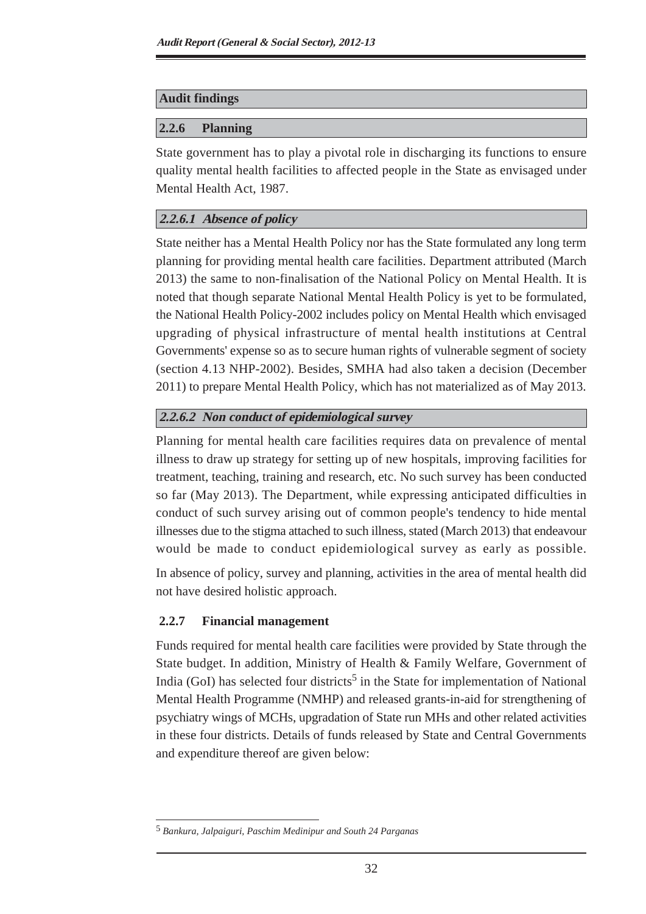## Audit findings

### 2.2.6 Planning

State government has to play a pivotal role in discharging its functions to ensure quality mental health facilities to affected people in the State as envisaged under Mental Health Act, 1987.

#### *2.2.6.1 Absence of policy*

State neither has a Mental Health Policy nor has the State formulated any long term planning for providing mental health care facilities. Department attributed (March 2013) the same to non-finalisation of the National Policy on Mental Health. It is noted that though separate National Mental Health Policy is yet to be formulated, the National Health Policy-2002 includes policy on Mental Health which envisaged upgrading of physical infrastructure of mental health institutions at Central Governments' expense so as to secure human rights of vulnerable segment of society (section 4.13 NHP-2002). Besides, SMHA had also taken a decision (December 2011) to prepare Mental Health Policy, which has not materialized as of May 2013.

#### *2.2.6.2 Non conduct of epidemiological survey*

Planning for mental health care facilities requires data on prevalence of mental illness to draw up strategy for setting up of new hospitals, improving facilities for treatment, teaching, training and research, etc. No such survey has been conducted so far (May 2013). The Department, while expressing anticipated difficulties in conduct of such survey arising out of common people's tendency to hide mental illnesses due to the stigma attached to such illness, stated (March 2013) that endeavour would be made to conduct epidemiological survey as early as possible.

In absence of policy, survey and planning, activities in the area of mental health did not have desired holistic approach.

### 2.2.7 Financial management

Funds required for mental health care facilities were provided by State through the State budget. In addition, Ministry of Health & Family Welfare, Government of India (GoI) has selected four districts[5] in the State for implementation of National Mental Health Programme (NMHP) and released grants-in-aid for strengthening of psychiatry wings of MCHs, upgradation of State run MHs and other related activities in these four districts. Details of funds released by State and Central Governments and expenditure thereof are given below:

---

[5] *Bankura, Jalpaiguri, Paschim Medinipur and South 24 Parganas*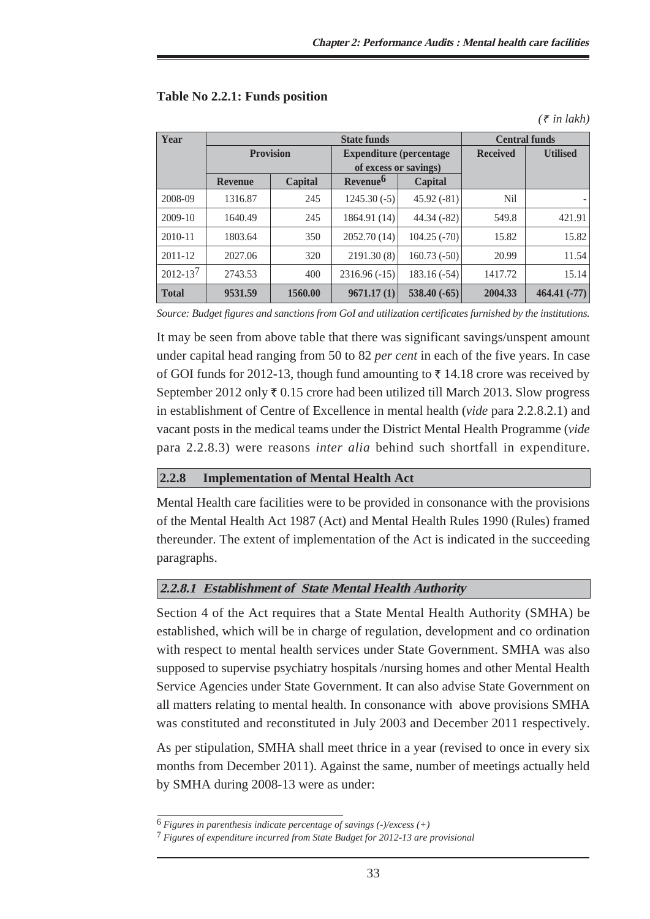**Table No 2.2.1: Funds position**

*(₹ in lakh)*

| Year | State funds | | | | Central funds | |
|---|---|---|---|---|---|---|
| | Provision | | Expenditure (percentage of excess or savings) | | Received | Utilised |
| | Revenue | Capital | Revenue[6] | Capital | | |
| 2008-09 | 1316.87 | 245 | 1245.30 (-5) | 45.92 (-81) | Nil | - |
| 2009-10 | 1640.49 | 245 | 1864.91 (14) | 44.34 (-82) | 549.8 | 421.91 |
| 2010-11 | 1803.64 | 350 | 2052.70 (14) | 104.25 (-70) | 15.82 | 15.82 |
| 2011-12 | 2027.06 | 320 | 2191.30 (8) | 160.73 (-50) | 20.99 | 11.54 |
| 2012-13[7] | 2743.53 | 400 | 2316.96 (-15) | 183.16 (-54) | 1417.72 | 15.14 |
| **Total** | **9531.59** | **1560.00** | **9671.17 (1)** | **538.40 (-65)** | **2004.33** | **464.41 (-77)** |

*Source: Budget figures and sanctions from GoI and utilization certificates furnished by the institutions.*

It may be seen from above table that there was significant savings/unspent amount under capital head ranging from 50 to 82 *per cent* in each of the five years. In case of GOI funds for 2012-13, though fund amounting to ₹ 14.18 crore was received by September 2012 only ₹ 0.15 crore had been utilized till March 2013. Slow progress in establishment of Centre of Excellence in mental health (*vide* para 2.2.8.2.1) and vacant posts in the medical teams under the District Mental Health Programme (*vide* para 2.2.8.3) were reasons *inter alia* behind such shortfall in expenditure.

## 2.2.8 Implementation of Mental Health Act

Mental Health care facilities were to be provided in consonance with the provisions of the Mental Health Act 1987 (Act) and Mental Health Rules 1990 (Rules) framed thereunder. The extent of implementation of the Act is indicated in the succeeding paragraphs.

### *2.2.8.1 Establishment of State Mental Health Authority*

Section 4 of the Act requires that a State Mental Health Authority (SMHA) be established, which will be in charge of regulation, development and co ordination with respect to mental health services under State Government. SMHA was also supposed to supervise psychiatry hospitals /nursing homes and other Mental Health Service Agencies under State Government. It can also advise State Government on all matters relating to mental health. In consonance with above provisions SMHA was constituted and reconstituted in July 2003 and December 2011 respectively.

As per stipulation, SMHA shall meet thrice in a year (revised to once in every six months from December 2011). Against the same, number of meetings actually held by SMHA during 2008-13 were as under:

---

[6] *Figures in parenthesis indicate percentage of savings (-)/excess (+)*

[7] *Figures of expenditure incurred from State Budget for 2012-13 are provisional*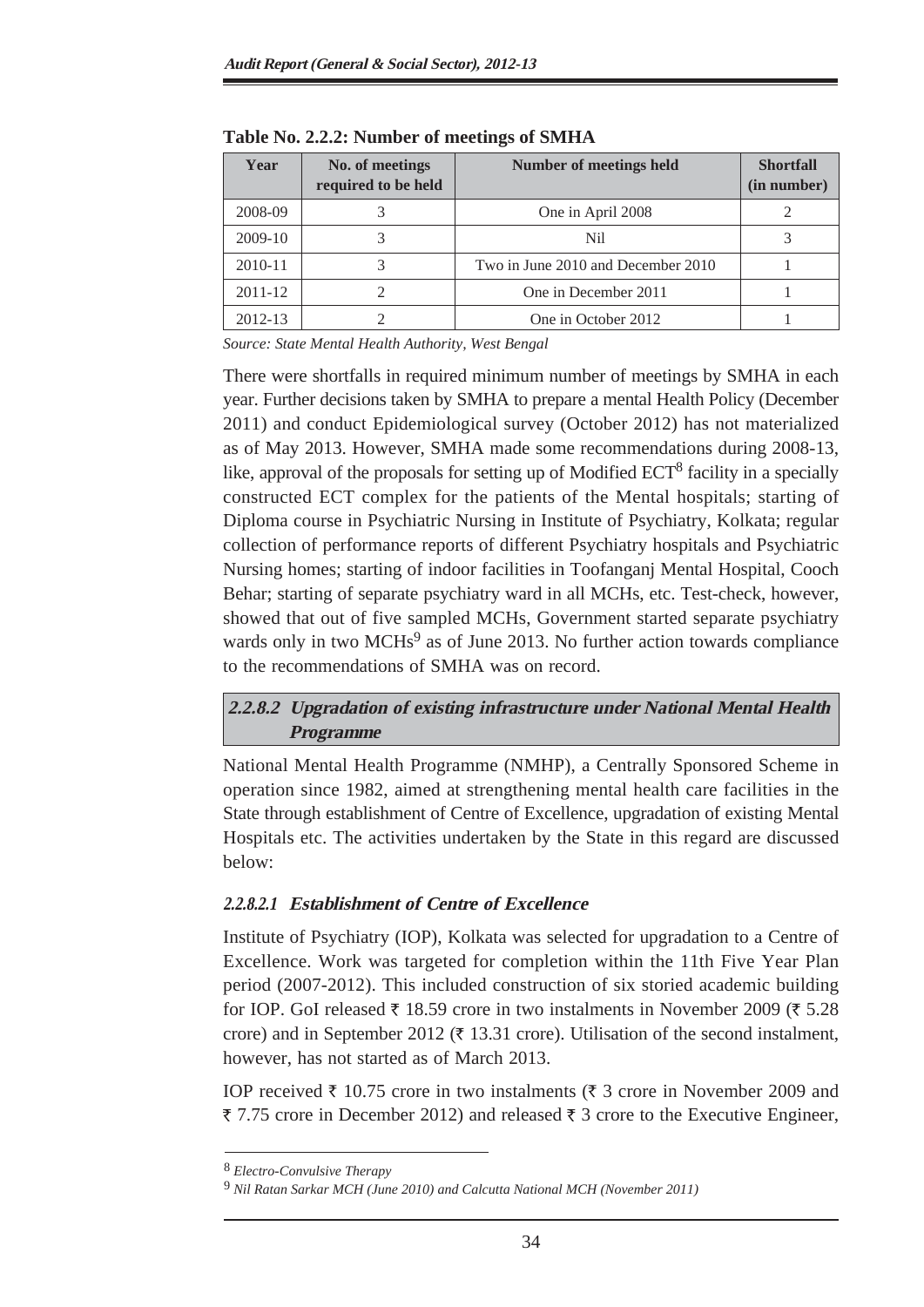**Table No. 2.2.2: Number of meetings of SMHA**

| Year | No. of meetings required to be held | Number of meetings held | Shortfall (in number) |
|---|---|---|---|
| 2008-09 | 3 | One in April 2008 | 2 |
| 2009-10 | 3 | Nil | 3 |
| 2010-11 | 3 | Two in June 2010 and December 2010 | 1 |
| 2011-12 | 2 | One in December 2011 | 1 |
| 2012-13 | 2 | One in October 2012 | 1 |

*Source: State Mental Health Authority, West Bengal*

There were shortfalls in required minimum number of meetings by SMHA in each year. Further decisions taken by SMHA to prepare a mental Health Policy (December 2011) and conduct Epidemiological survey (October 2012) has not materialized as of May 2013. However, SMHA made some recommendations during 2008-13, like, approval of the proposals for setting up of Modified ECT[8] facility in a specially constructed ECT complex for the patients of the Mental hospitals; starting of Diploma course in Psychiatric Nursing in Institute of Psychiatry, Kolkata; regular collection of performance reports of different Psychiatry hospitals and Psychiatric Nursing homes; starting of indoor facilities in Toofanganj Mental Hospital, Cooch Behar; starting of separate psychiatry ward in all MCHs, etc. Test-check, however, showed that out of five sampled MCHs, Government started separate psychiatry wards only in two MCHs[9] as of June 2013. No further action towards compliance to the recommendations of SMHA was on record.

### 2.2.8.2 Upgradation of existing infrastructure under National Mental Health Programme

National Mental Health Programme (NMHP), a Centrally Sponsored Scheme in operation since 1982, aimed at strengthening mental health care facilities in the State through establishment of Centre of Excellence, upgradation of existing Mental Hospitals etc. The activities undertaken by the State in this regard are discussed below:

#### 2.2.8.2.1 Establishment of Centre of Excellence

Institute of Psychiatry (IOP), Kolkata was selected for upgradation to a Centre of Excellence. Work was targeted for completion within the 11th Five Year Plan period (2007-2012). This included construction of six storied academic building for IOP. GoI released ₹ 18.59 crore in two instalments in November 2009 (₹ 5.28 crore) and in September 2012 (₹ 13.31 crore). Utilisation of the second instalment, however, has not started as of March 2013.

IOP received ₹ 10.75 crore in two instalments (₹ 3 crore in November 2009 and ₹ 7.75 crore in December 2012) and released ₹ 3 crore to the Executive Engineer,

---

[8] *Electro-Convulsive Therapy*

[9] *Nil Ratan Sarkar MCH (June 2010) and Calcutta National MCH (November 2011)*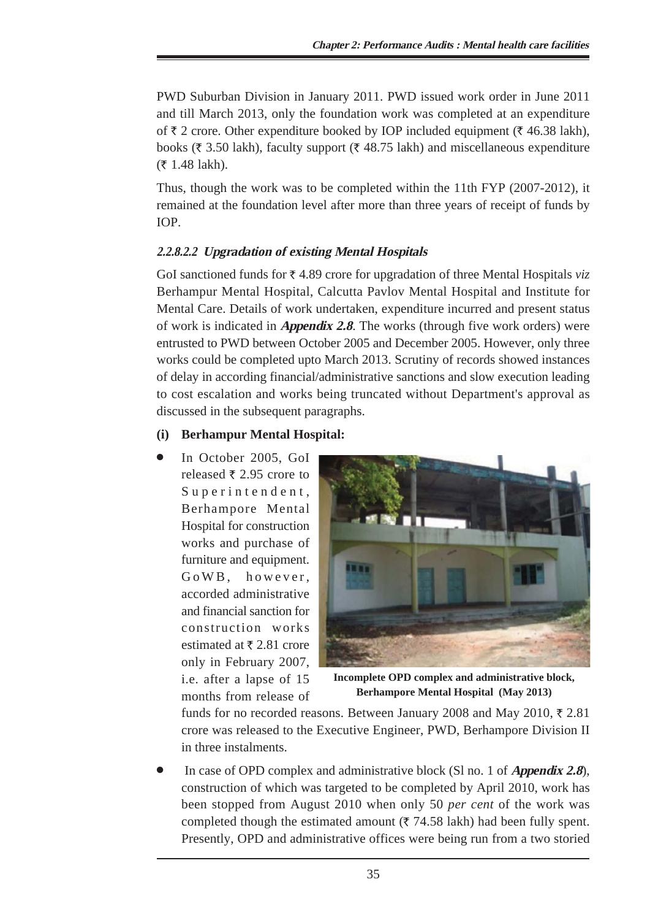PWD Suburban Division in January 2011. PWD issued work order in June 2011 and till March 2013, only the foundation work was completed at an expenditure of ₹ 2 crore. Other expenditure booked by IOP included equipment (₹ 46.38 lakh), books (₹ 3.50 lakh), faculty support (₹ 48.75 lakh) and miscellaneous expenditure (₹ 1.48 lakh).

Thus, though the work was to be completed within the 11th FYP (2007-2012), it remained at the foundation level after more than three years of receipt of funds by IOP.

#### *2.2.8.2.2 Upgradation of existing Mental Hospitals*

GoI sanctioned funds for ₹ 4.89 crore for upgradation of three Mental Hospitals *viz* Berhampur Mental Hospital, Calcutta Pavlov Mental Hospital and Institute for Mental Care. Details of work undertaken, expenditure incurred and present status of work is indicated in ***Appendix 2.8***. The works (through five work orders) were entrusted to PWD between October 2005 and December 2005. However, only three works could be completed upto March 2013. Scrutiny of records showed instances of delay in according financial/administrative sanctions and slow execution leading to cost escalation and works being truncated without Department's approval as discussed in the subsequent paragraphs.

**(i) Berhampur Mental Hospital:**

- In October 2005, GoI released ₹ 2.95 crore to Superintendent, Berhampore Mental Hospital for construction works and purchase of furniture and equipment. GoWB, however, accorded administrative and financial sanction for construction works estimated at ₹ 2.81 crore only in February 2007, i.e. after a lapse of 15 months from release of funds for no recorded reasons. Between January 2008 and May 2010, ₹ 2.81 crore was released to the Executive Engineer, PWD, Berhampore Division II in three instalments.

**Incomplete OPD complex and administrative block, Berhampore Mental Hospital (May 2013)**

- In case of OPD complex and administrative block (Sl no. 1 of ***Appendix 2.8***), construction of which was targeted to be completed by April 2010, work has been stopped from August 2010 when only 50 *per cent* of the work was completed though the estimated amount (₹ 74.58 lakh) had been fully spent. Presently, OPD and administrative offices were being run from a two storied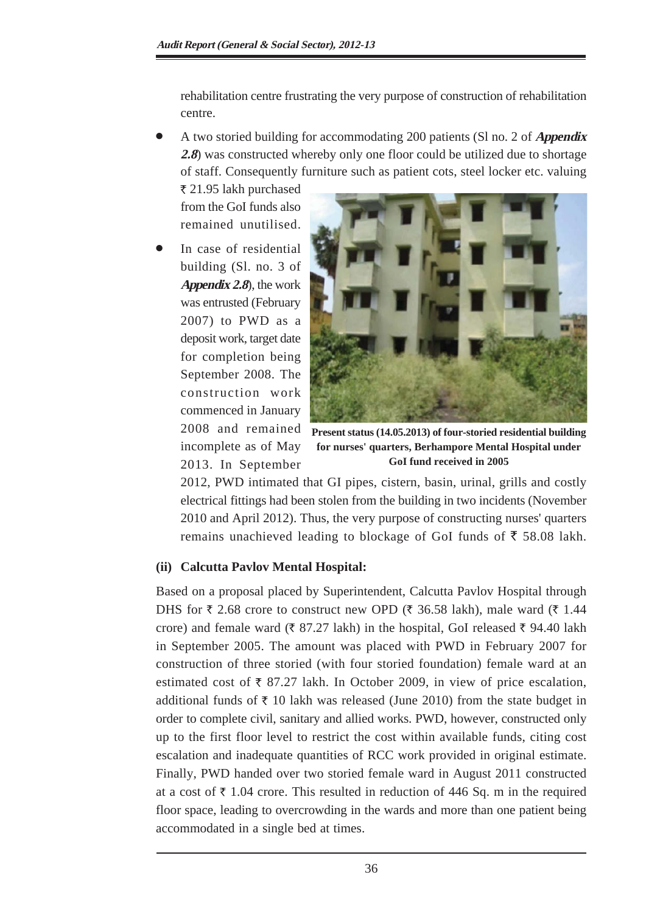rehabilitation centre frustrating the very purpose of construction of rehabilitation centre.

- A two storied building for accommodating 200 patients (Sl no. 2 of ***Appendix 2.8***) was constructed whereby only one floor could be utilized due to shortage of staff. Consequently furniture such as patient cots, steel locker etc. valuing ₹ 21.95 lakh purchased from the GoI funds also remained unutilised.

- In case of residential building (Sl. no. 3 of ***Appendix 2.8***), the work was entrusted (February 2007) to PWD as a deposit work, target date for completion being September 2008. The construction work commenced in January 2008 and remained incomplete as of May 2013. In September 2012, PWD intimated that GI pipes, cistern, basin, urinal, grills and costly electrical fittings had been stolen from the building in two incidents (November 2010 and April 2012). Thus, the very purpose of constructing nurses' quarters remains unachieved leading to blockage of GoI funds of ₹ 58.08 lakh.

**Present status (14.05.2013) of four-storied residential building for nurses' quarters, Berhampore Mental Hospital under GoI fund received in 2005**

**(ii) Calcutta Pavlov Mental Hospital:**

Based on a proposal placed by Superintendent, Calcutta Pavlov Hospital through DHS for ₹ 2.68 crore to construct new OPD (₹ 36.58 lakh), male ward (₹ 1.44 crore) and female ward (₹ 87.27 lakh) in the hospital, GoI released ₹ 94.40 lakh in September 2005. The amount was placed with PWD in February 2007 for construction of three storied (with four storied foundation) female ward at an estimated cost of ₹ 87.27 lakh. In October 2009, in view of price escalation, additional funds of ₹ 10 lakh was released (June 2010) from the state budget in order to complete civil, sanitary and allied works. PWD, however, constructed only up to the first floor level to restrict the cost within available funds, citing cost escalation and inadequate quantities of RCC work provided in original estimate. Finally, PWD handed over two storied female ward in August 2011 constructed at a cost of ₹ 1.04 crore. This resulted in reduction of 446 Sq. m in the required floor space, leading to overcrowding in the wards and more than one patient being accommodated in a single bed at times.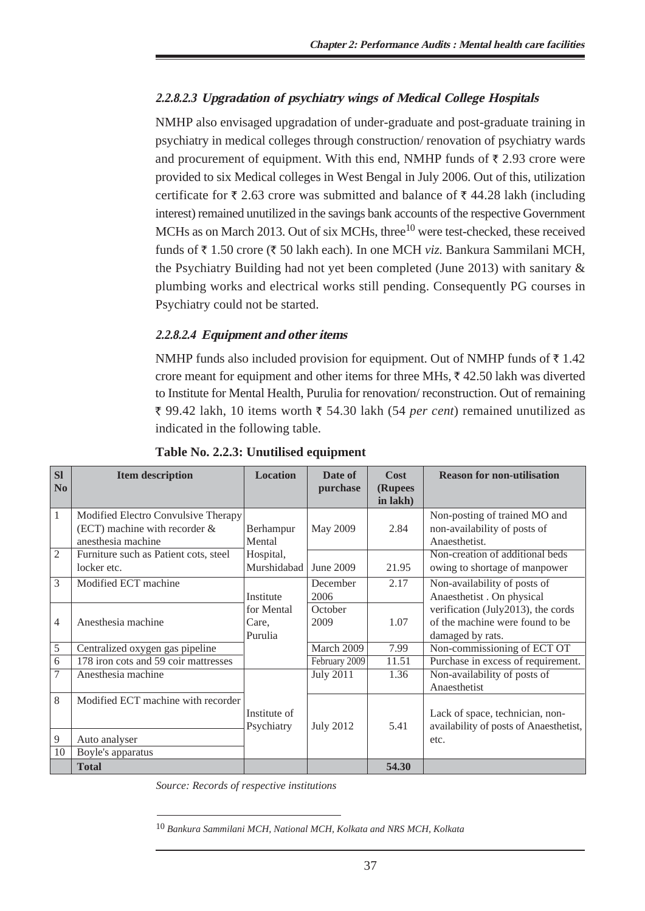#### *2.2.8.2.3 Upgradation of psychiatry wings of Medical College Hospitals*

NMHP also envisaged upgradation of under-graduate and post-graduate training in psychiatry in medical colleges through construction/ renovation of psychiatry wards and procurement of equipment. With this end, NMHP funds of ₹ 2.93 crore were provided to six Medical colleges in West Bengal in July 2006. Out of this, utilization certificate for ₹ 2.63 crore was submitted and balance of ₹ 44.28 lakh (including interest) remained unutilized in the savings bank accounts of the respective Government MCHs as on March 2013. Out of six MCHs, three[10] were test-checked, these received funds of ₹ 1.50 crore (₹ 50 lakh each). In one MCH *viz.* Bankura Sammilani MCH, the Psychiatry Building had not yet been completed (June 2013) with sanitary & plumbing works and electrical works still pending. Consequently PG courses in Psychiatry could not be started.

#### *2.2.8.2.4 Equipment and other items*

NMHP funds also included provision for equipment. Out of NMHP funds of ₹ 1.42 crore meant for equipment and other items for three MHs, ₹ 42.50 lakh was diverted to Institute for Mental Health, Purulia for renovation/ reconstruction. Out of remaining ₹ 99.42 lakh, 10 items worth ₹ 54.30 lakh (54 *per cent*) remained unutilized as indicated in the following table.

**Table No. 2.2.3: Unutilised equipment**

| Sl No | Item description | Location | Date of purchase | Cost (Rupees in lakh) | Reason for non-utilisation |
|---|---|---|---|---|---|
| 1 | Modified Electro Convulsive Therapy (ECT) machine with recorder & anesthesia machine | Berhampur Mental Hospital, Murshidabad | May 2009 | 2.84 | Non-posting of trained MO and non-availability of posts of Anaesthetist. |
| 2 | Furniture such as Patient cots, steel locker etc. | | June 2009 | 21.95 | Non-creation of additional beds owing to shortage of manpower |
| 3 | Modified ECT machine | Institute for Mental Care, Purulia | December 2006 | 2.17 | Non-availability of posts of Anaesthetist . On physical verification (July2013), the cords of the machine were found to be damaged by rats. |
| 4 | Anesthesia machine | | October 2009 | 1.07 | |
| 5 | Centralized oxygen gas pipeline | | March 2009 | 7.99 | Non-commissioning of ECT OT |
| 6 | 178 iron cots and 59 coir mattresses | | February 2009 | 11.51 | Purchase in excess of requirement. |
| 7 | Anesthesia machine | Institute of Psychiatry | July 2011 | 1.36 | Non-availability of posts of Anaesthetist |
| 8 | Modified ECT machine with recorder | | July 2012 | 5.41 | Lack of space, technician, non-availability of posts of Anaesthetist, etc. |
| 9 | Auto analyser | | | | |
| 10 | Boyle's apparatus | | | | |
| | **Total** | | | **54.30** | |

*Source: Records of respective institutions*

[10] *Bankura Sammilani MCH, National MCH, Kolkata and NRS MCH, Kolkata*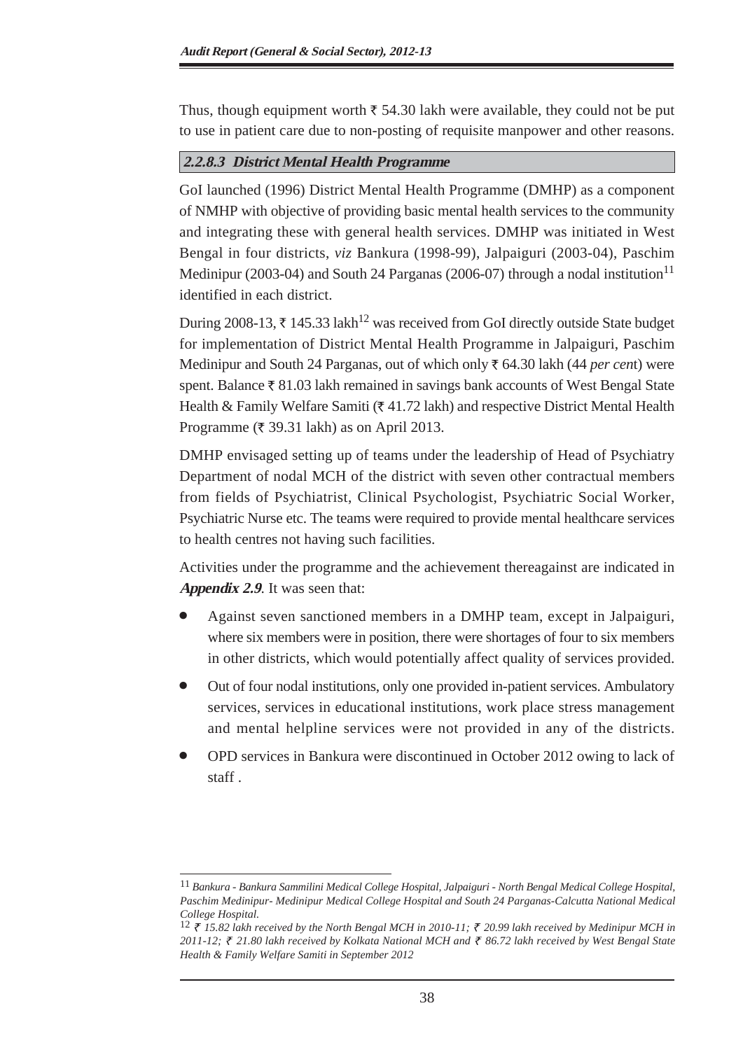Thus, though equipment worth ₹ 54.30 lakh were available, they could not be put to use in patient care due to non-posting of requisite manpower and other reasons.

#### *2.2.8.3 District Mental Health Programme*

GoI launched (1996) District Mental Health Programme (DMHP) as a component of NMHP with objective of providing basic mental health services to the community and integrating these with general health services. DMHP was initiated in West Bengal in four districts, *viz* Bankura (1998-99), Jalpaiguri (2003-04), Paschim Medinipur (2003-04) and South 24 Parganas (2006-07) through a nodal institution[11] identified in each district.

During 2008-13, ₹ 145.33 lakh[12] was received from GoI directly outside State budget for implementation of District Mental Health Programme in Jalpaiguri, Paschim Medinipur and South 24 Parganas, out of which only ₹ 64.30 lakh (44 *per cent*) were spent. Balance ₹ 81.03 lakh remained in savings bank accounts of West Bengal State Health & Family Welfare Samiti (₹ 41.72 lakh) and respective District Mental Health Programme (₹ 39.31 lakh) as on April 2013.

DMHP envisaged setting up of teams under the leadership of Head of Psychiatry Department of nodal MCH of the district with seven other contractual members from fields of Psychiatrist, Clinical Psychologist, Psychiatric Social Worker, Psychiatric Nurse etc. The teams were required to provide mental healthcare services to health centres not having such facilities.

Activities under the programme and the achievement thereagainst are indicated in ***Appendix 2.9***. It was seen that:

- Against seven sanctioned members in a DMHP team, except in Jalpaiguri, where six members were in position, there were shortages of four to six members in other districts, which would potentially affect quality of services provided.
- Out of four nodal institutions, only one provided in-patient services. Ambulatory services, services in educational institutions, work place stress management and mental helpline services were not provided in any of the districts.
- OPD services in Bankura were discontinued in October 2012 owing to lack of staff .

---

[11] *Bankura - Bankura Sammilini Medical College Hospital, Jalpaiguri - North Bengal Medical College Hospital, Paschim Medinipur- Medinipur Medical College Hospital and South 24 Parganas-Calcutta National Medical College Hospital.*

[12] *₹ 15.82 lakh received by the North Bengal MCH in 2010-11; ₹ 20.99 lakh received by Medinipur MCH in 2011-12; ₹ 21.80 lakh received by Kolkata National MCH and ₹ 86.72 lakh received by West Bengal State Health & Family Welfare Samiti in September 2012*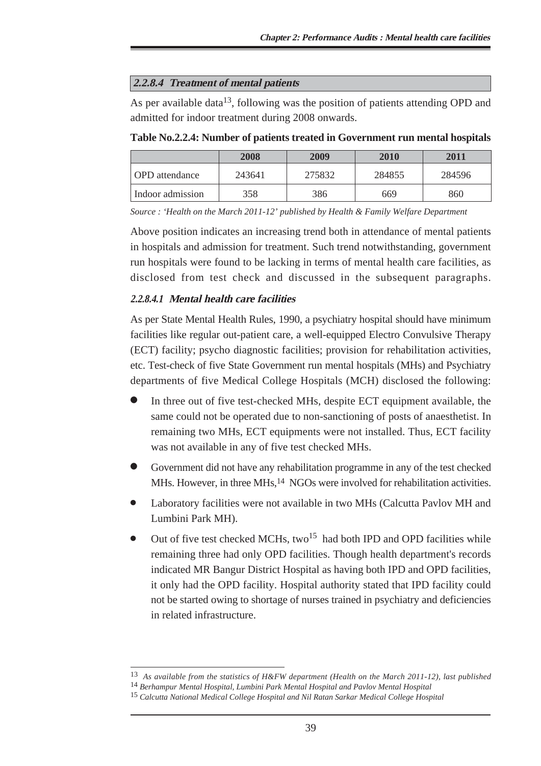### 2.2.8.4 Treatment of mental patients

As per available data[13], following was the position of patients attending OPD and admitted for indoor treatment during 2008 onwards.

**Table No.2.2.4: Number of patients treated in Government run mental hospitals**

| | 2008 | 2009 | 2010 | 2011 |
|---|---|---|---|---|
| OPD attendance | 243641 | 275832 | 284855 | 284596 |
| Indoor admission | 358 | 386 | 669 | 860 |

*Source : 'Health on the March 2011-12' published by Health & Family Welfare Department*

Above position indicates an increasing trend both in attendance of mental patients in hospitals and admission for treatment. Such trend notwithstanding, government run hospitals were found to be lacking in terms of mental health care facilities, as disclosed from test check and discussed in the subsequent paragraphs.

#### 2.2.8.4.1 Mental health care facilities

As per State Mental Health Rules, 1990, a psychiatry hospital should have minimum facilities like regular out-patient care, a well-equipped Electro Convulsive Therapy (ECT) facility; psycho diagnostic facilities; provision for rehabilitation activities, etc. Test-check of five State Government run mental hospitals (MHs) and Psychiatry departments of five Medical College Hospitals (MCH) disclosed the following:

- In three out of five test-checked MHs, despite ECT equipment available, the same could not be operated due to non-sanctioning of posts of anaesthetist. In remaining two MHs, ECT equipments were not installed. Thus, ECT facility was not available in any of five test checked MHs.
- Government did not have any rehabilitation programme in any of the test checked MHs. However, in three MHs,[14] NGOs were involved for rehabilitation activities.
- Laboratory facilities were not available in two MHs (Calcutta Pavlov MH and Lumbini Park MH).
- Out of five test checked MCHs, two[15] had both IPD and OPD facilities while remaining three had only OPD facilities. Though health department's records indicated MR Bangur District Hospital as having both IPD and OPD facilities, it only had the OPD facility. Hospital authority stated that IPD facility could not be started owing to shortage of nurses trained in psychiatry and deficiencies in related infrastructure.

---

[13] *As available from the statistics of H&FW department (Health on the March 2011-12), last published*

[14] *Berhampur Mental Hospital, Lumbini Park Mental Hospital and Pavlov Mental Hospital*

[15] *Calcutta National Medical College Hospital and Nil Ratan Sarkar Medical College Hospital*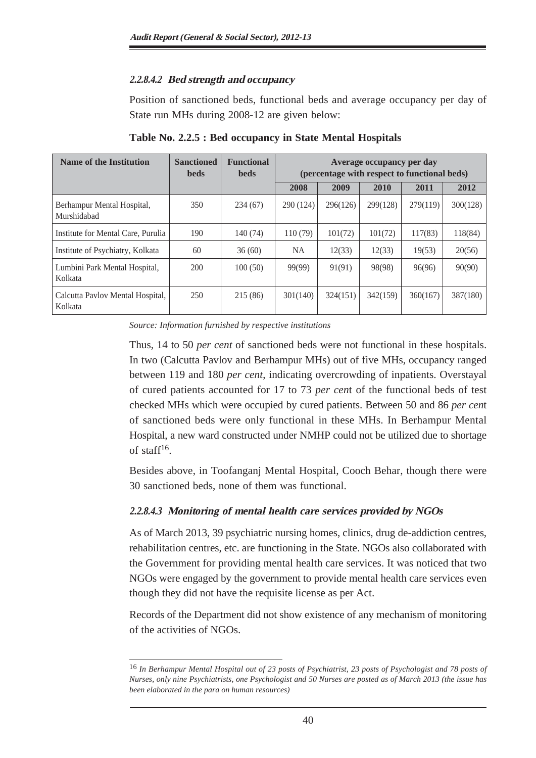#### *2.2.8.4.2 Bed strength and occupancy*

Position of sanctioned beds, functional beds and average occupancy per day of State run MHs during 2008-12 are given below:

**Table No. 2.2.5 : Bed occupancy in State Mental Hospitals**

| Name of the Institution | Sanctioned beds | Functional beds | Average occupancy per day (percentage with respect to functional beds) | | | | |
|---|---|---|---|---|---|---|---|
| | | | 2008 | 2009 | 2010 | 2011 | 2012 |
| Berhampur Mental Hospital, Murshidabad | 350 | 234 (67) | 290 (124) | 296(126) | 299(128) | 279(119) | 300(128) |
| Institute for Mental Care, Purulia | 190 | 140 (74) | 110 (79) | 101(72) | 101(72) | 117(83) | 118(84) |
| Institute of Psychiatry, Kolkata | 60 | 36 (60) | NA | 12(33) | 12(33) | 19(53) | 20(56) |
| Lumbini Park Mental Hospital, Kolkata | 200 | 100 (50) | 99(99) | 91(91) | 98(98) | 96(96) | 90(90) |
| Calcutta Pavlov Mental Hospital, Kolkata | 250 | 215 (86) | 301(140) | 324(151) | 342(159) | 360(167) | 387(180) |

*Source: Information furnished by respective institutions*

Thus, 14 to 50 *per cent* of sanctioned beds were not functional in these hospitals. In two (Calcutta Pavlov and Berhampur MHs) out of five MHs, occupancy ranged between 119 and 180 *per cent*, indicating overcrowding of inpatients. Overstayal of cured patients accounted for 17 to 73 *per cent* of the functional beds of test checked MHs which were occupied by cured patients. Between 50 and 86 *per cent* of sanctioned beds were only functional in these MHs. In Berhampur Mental Hospital, a new ward constructed under NMHP could not be utilized due to shortage of staff[16].

Besides above, in Toofanganj Mental Hospital, Cooch Behar, though there were 30 sanctioned beds, none of them was functional.

#### *2.2.8.4.3 Monitoring of mental health care services provided by NGOs*

As of March 2013, 39 psychiatric nursing homes, clinics, drug de-addiction centres, rehabilitation centres, etc. are functioning in the State. NGOs also collaborated with the Government for providing mental health care services. It was noticed that two NGOs were engaged by the government to provide mental health care services even though they did not have the requisite license as per Act.

Records of the Department did not show existence of any mechanism of monitoring of the activities of NGOs.

---

[16] *In Berhampur Mental Hospital out of 23 posts of Psychiatrist, 23 posts of Psychologist and 78 posts of Nurses, only nine Psychiatrists, one Psychologist and 50 Nurses are posted as of March 2013 (the issue has been elaborated in the para on human resources)*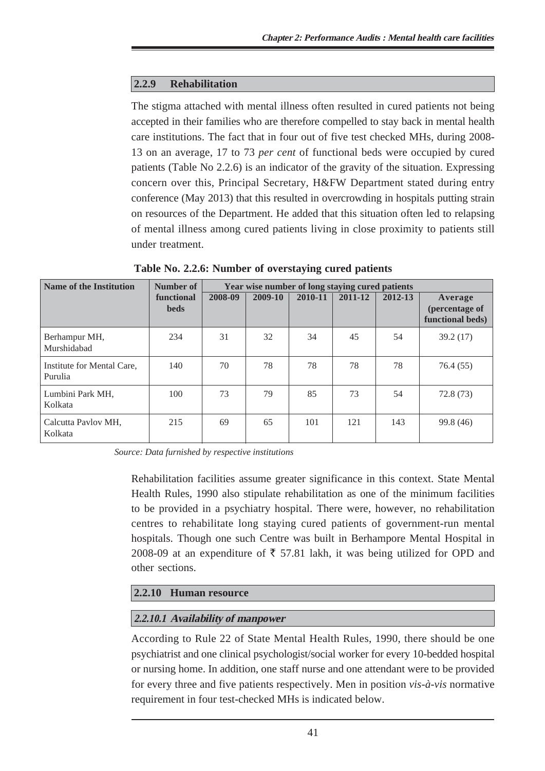### 2.2.9 Rehabilitation

The stigma attached with mental illness often resulted in cured patients not being accepted in their families who are therefore compelled to stay back in mental health care institutions. The fact that in four out of five test checked MHs, during 2008-13 on an average, 17 to 73 *per cent* of functional beds were occupied by cured patients (Table No 2.2.6) is an indicator of the gravity of the situation. Expressing concern over this, Principal Secretary, H&FW Department stated during entry conference (May 2013) that this resulted in overcrowding in hospitals putting strain on resources of the Department. He added that this situation often led to relapsing of mental illness among cured patients living in close proximity to patients still under treatment.

**Table No. 2.2.6: Number of overstaying cured patients**

| Name of the Institution | Number of functional beds | Year wise number of long staying cured patients | | | | | |
|---|---|---|---|---|---|---|---|
| | | 2008-09 | 2009-10 | 2010-11 | 2011-12 | 2012-13 | Average (percentage of functional beds) |
| Berhampur MH, Murshidabad | 234 | 31 | 32 | 34 | 45 | 54 | 39.2 (17) |
| Institute for Mental Care, Purulia | 140 | 70 | 78 | 78 | 78 | 78 | 76.4 (55) |
| Lumbini Park MH, Kolkata | 100 | 73 | 79 | 85 | 73 | 54 | 72.8 (73) |
| Calcutta Pavlov MH, Kolkata | 215 | 69 | 65 | 101 | 121 | 143 | 99.8 (46) |

*Source: Data furnished by respective institutions*

Rehabilitation facilities assume greater significance in this context. State Mental Health Rules, 1990 also stipulate rehabilitation as one of the minimum facilities to be provided in a psychiatry hospital. There were, however, no rehabilitation centres to rehabilitate long staying cured patients of government-run mental hospitals. Though one such Centre was built in Berhampore Mental Hospital in 2008-09 at an expenditure of ₹ 57.81 lakh, it was being utilized for OPD and other sections.

### 2.2.10 Human resource

#### *2.2.10.1 Availability of manpower*

According to Rule 22 of State Mental Health Rules, 1990, there should be one psychiatrist and one clinical psychologist/social worker for every 10-bedded hospital or nursing home. In addition, one staff nurse and one attendant were to be provided for every three and five patients respectively. Men in position *vis-à-vis* normative requirement in four test-checked MHs is indicated below.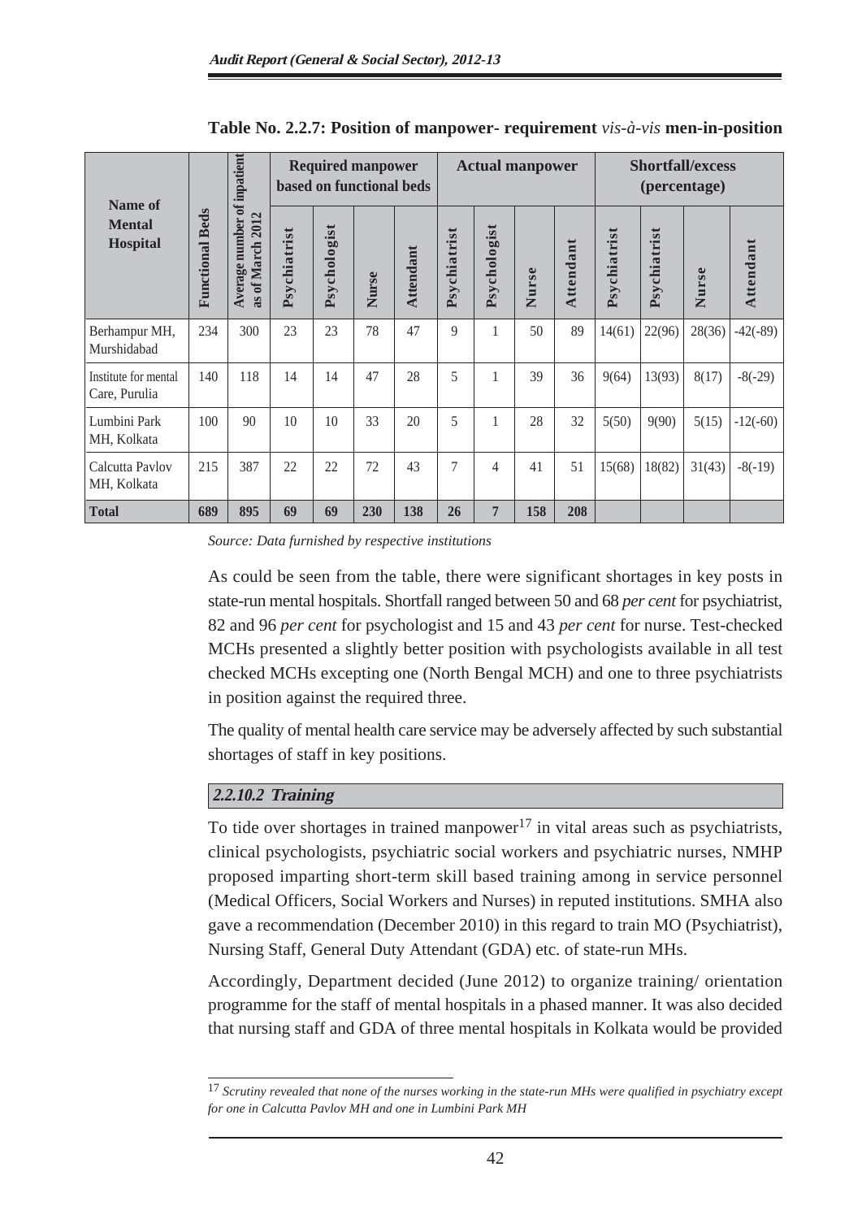**Table No. 2.2.7: Position of manpower- requirement *vis-à-vis* men-in-position**

| Name of Mental Hospital | Functional Beds | Average number of inpatient as of March 2012 | Required manpower based on functional beds | | | | Actual manpower | | | | Shortfall/excess (percentage) | | | |
|---|---|---|---|---|---|---|---|---|---|---|---|---|---|---|
| | | | Psychiatrist | Psychologist | Nurse | Attendant | Psychiatrist | Psychologist | Nurse | Attendant | Psychiatrist | Psychiatrist | Nurse | Attendant |
| Berhampur MH, Murshidabad | 234 | 300 | 23 | 23 | 78 | 47 | 9 | 1 | 50 | 89 | 14(61) | 22(96) | 28(36) | -42(-89) |
| Institute for mental Care, Purulia | 140 | 118 | 14 | 14 | 47 | 28 | 5 | 1 | 39 | 36 | 9(64) | 13(93) | 8(17) | -8(-29) |
| Lumbini Park MH, Kolkata | 100 | 90 | 10 | 10 | 33 | 20 | 5 | 1 | 28 | 32 | 5(50) | 9(90) | 5(15) | -12(-60) |
| Calcutta Pavlov MH, Kolkata | 215 | 387 | 22 | 22 | 72 | 43 | 7 | 4 | 41 | 51 | 15(68) | 18(82) | 31(43) | -8(-19) |
| **Total** | **689** | **895** | **69** | **69** | **230** | **138** | **26** | **7** | **158** | **208** | | | | |

*Source: Data furnished by respective institutions*

As could be seen from the table, there were significant shortages in key posts in state-run mental hospitals. Shortfall ranged between 50 and 68 *per cent* for psychiatrist, 82 and 96 *per cent* for psychologist and 15 and 43 *per cent* for nurse. Test-checked MCHs presented a slightly better position with psychologists available in all test checked MCHs excepting one (North Bengal MCH) and one to three psychiatrists in position against the required three.

The quality of mental health care service may be adversely affected by such substantial shortages of staff in key positions.

### *2.2.10.2 Training*

To tide over shortages in trained manpower[17] in vital areas such as psychiatrists, clinical psychologists, psychiatric social workers and psychiatric nurses, NMHP proposed imparting short-term skill based training among in service personnel (Medical Officers, Social Workers and Nurses) in reputed institutions. SMHA also gave a recommendation (December 2010) in this regard to train MO (Psychiatrist), Nursing Staff, General Duty Attendant (GDA) etc. of state-run MHs.

Accordingly, Department decided (June 2012) to organize training/ orientation programme for the staff of mental hospitals in a phased manner. It was also decided that nursing staff and GDA of three mental hospitals in Kolkata would be provided

[17] *Scrutiny revealed that none of the nurses working in the state-run MHs were qualified in psychiatry except for one in Calcutta Pavlov MH and one in Lumbini Park MH*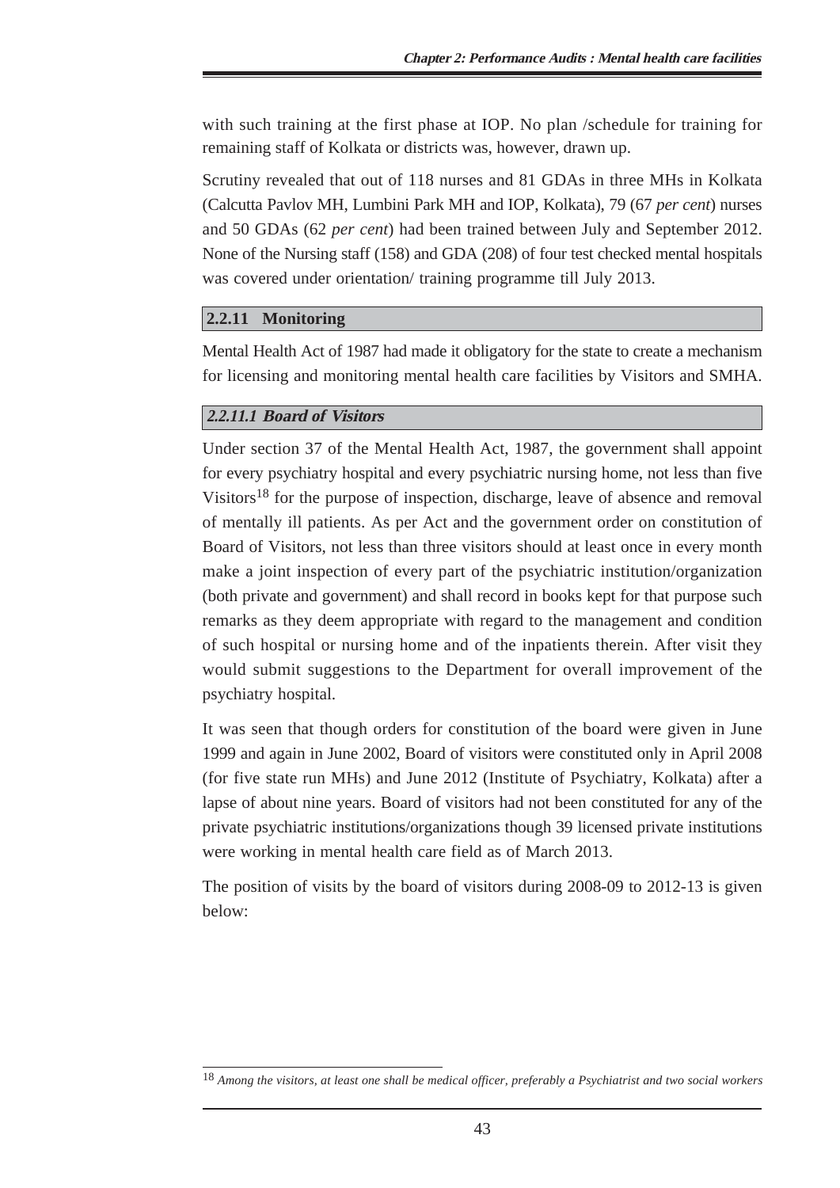with such training at the first phase at IOP. No plan /schedule for training for remaining staff of Kolkata or districts was, however, drawn up.

Scrutiny revealed that out of 118 nurses and 81 GDAs in three MHs in Kolkata (Calcutta Pavlov MH, Lumbini Park MH and IOP, Kolkata), 79 (67 *per cent*) nurses and 50 GDAs (62 *per cent*) had been trained between July and September 2012. None of the Nursing staff (158) and GDA (208) of four test checked mental hospitals was covered under orientation/ training programme till July 2013.

## 2.2.11 Monitoring

Mental Health Act of 1987 had made it obligatory for the state to create a mechanism for licensing and monitoring mental health care facilities by Visitors and SMHA.

### *2.2.11.1 Board of Visitors*

Under section 37 of the Mental Health Act, 1987, the government shall appoint for every psychiatry hospital and every psychiatric nursing home, not less than five Visitors[18] for the purpose of inspection, discharge, leave of absence and removal of mentally ill patients. As per Act and the government order on constitution of Board of Visitors, not less than three visitors should at least once in every month make a joint inspection of every part of the psychiatric institution/organization (both private and government) and shall record in books kept for that purpose such remarks as they deem appropriate with regard to the management and condition of such hospital or nursing home and of the inpatients therein. After visit they would submit suggestions to the Department for overall improvement of the psychiatry hospital.

It was seen that though orders for constitution of the board were given in June 1999 and again in June 2002, Board of visitors were constituted only in April 2008 (for five state run MHs) and June 2012 (Institute of Psychiatry, Kolkata) after a lapse of about nine years. Board of visitors had not been constituted for any of the private psychiatric institutions/organizations though 39 licensed private institutions were working in mental health care field as of March 2013.

The position of visits by the board of visitors during 2008-09 to 2012-13 is given below:

[18] *Among the visitors, at least one shall be medical officer, preferably a Psychiatrist and two social workers*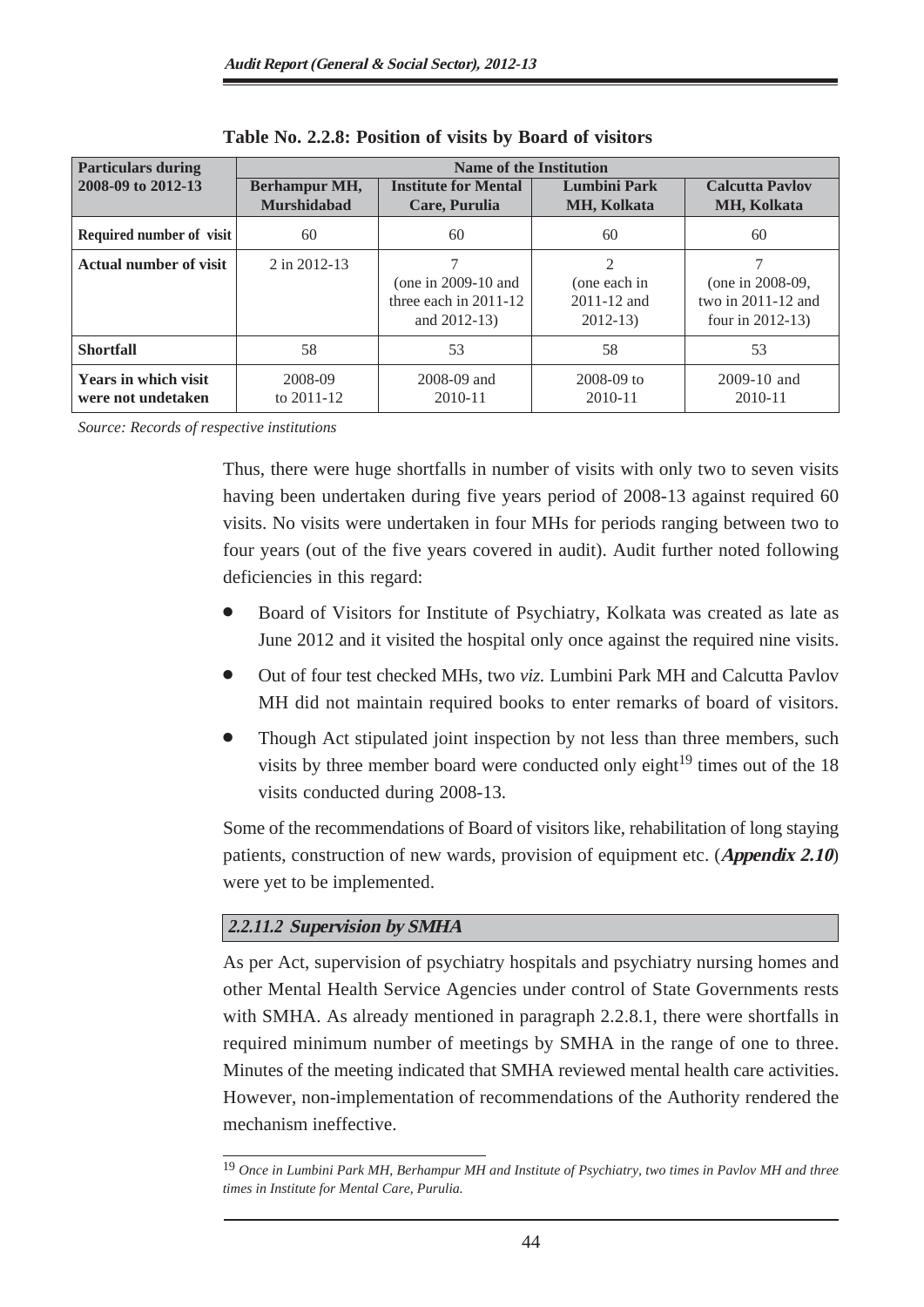**Table No. 2.2.8: Position of visits by Board of visitors**

| Particulars during 2008-09 to 2012-13 | Name of the Institution | | | |
|---|---|---|---|---|
| | Berhampur MH, Murshidabad | Institute for Mental Care, Purulia | Lumbini Park MH, Kolkata | Calcutta Pavlov MH, Kolkata |
| Required number of visit | 60 | 60 | 60 | 60 |
| Actual number of visit | 2 in 2012-13 | 7 (one in 2009-10 and three each in 2011-12 and 2012-13) | 2 (one each in 2011-12 and 2012-13) | 7 (one in 2008-09, two in 2011-12 and four in 2012-13) |
| Shortfall | 58 | 53 | 58 | 53 |
| Years in which visit were not undetaken | 2008-09 to 2011-12 | 2008-09 and 2010-11 | 2008-09 to 2010-11 | 2009-10 and 2010-11 |

*Source: Records of respective institutions*

Thus, there were huge shortfalls in number of visits with only two to seven visits having been undertaken during five years period of 2008-13 against required 60 visits. No visits were undertaken in four MHs for periods ranging between two to four years (out of the five years covered in audit). Audit further noted following deficiencies in this regard:

- Board of Visitors for Institute of Psychiatry, Kolkata was created as late as June 2012 and it visited the hospital only once against the required nine visits.
- Out of four test checked MHs, two *viz.* Lumbini Park MH and Calcutta Pavlov MH did not maintain required books to enter remarks of board of visitors.
- Though Act stipulated joint inspection by not less than three members, such visits by three member board were conducted only eight[19] times out of the 18 visits conducted during 2008-13.

Some of the recommendations of Board of visitors like, rehabilitation of long staying patients, construction of new wards, provision of equipment etc. (***Appendix 2.10***) were yet to be implemented.

#### *2.2.11.2 Supervision by SMHA*

As per Act, supervision of psychiatry hospitals and psychiatry nursing homes and other Mental Health Service Agencies under control of State Governments rests with SMHA. As already mentioned in paragraph 2.2.8.1, there were shortfalls in required minimum number of meetings by SMHA in the range of one to three. Minutes of the meeting indicated that SMHA reviewed mental health care activities. However, non-implementation of recommendations of the Authority rendered the mechanism ineffective.

---

[19] *Once in Lumbini Park MH, Berhampur MH and Institute of Psychiatry, two times in Pavlov MH and three times in Institute for Mental Care, Purulia.*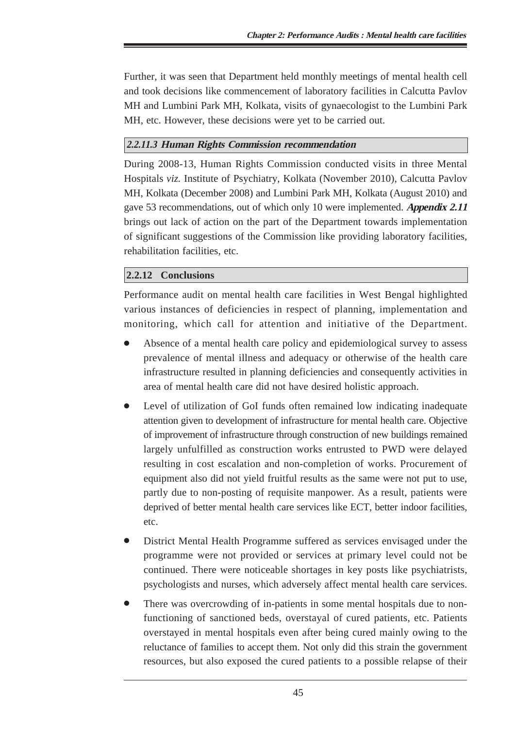Further, it was seen that Department held monthly meetings of mental health cell and took decisions like commencement of laboratory facilities in Calcutta Pavlov MH and Lumbini Park MH, Kolkata, visits of gynaecologist to the Lumbini Park MH, etc. However, these decisions were yet to be carried out.

#### *2.2.11.3 Human Rights Commission recommendation*

During 2008-13, Human Rights Commission conducted visits in three Mental Hospitals *viz.* Institute of Psychiatry, Kolkata (November 2010), Calcutta Pavlov MH, Kolkata (December 2008) and Lumbini Park MH, Kolkata (August 2010) and gave 53 recommendations, out of which only 10 were implemented. ***Appendix 2.11*** brings out lack of action on the part of the Department towards implementation of significant suggestions of the Commission like providing laboratory facilities, rehabilitation facilities, etc.

### 2.2.12 Conclusions

Performance audit on mental health care facilities in West Bengal highlighted various instances of deficiencies in respect of planning, implementation and monitoring, which call for attention and initiative of the Department.

- Absence of a mental health care policy and epidemiological survey to assess prevalence of mental illness and adequacy or otherwise of the health care infrastructure resulted in planning deficiencies and consequently activities in area of mental health care did not have desired holistic approach.
- Level of utilization of GoI funds often remained low indicating inadequate attention given to development of infrastructure for mental health care. Objective of improvement of infrastructure through construction of new buildings remained largely unfulfilled as construction works entrusted to PWD were delayed resulting in cost escalation and non-completion of works. Procurement of equipment also did not yield fruitful results as the same were not put to use, partly due to non-posting of requisite manpower. As a result, patients were deprived of better mental health care services like ECT, better indoor facilities, etc.
- District Mental Health Programme suffered as services envisaged under the programme were not provided or services at primary level could not be continued. There were noticeable shortages in key posts like psychiatrists, psychologists and nurses, which adversely affect mental health care services.
- There was overcrowding of in-patients in some mental hospitals due to non-functioning of sanctioned beds, overstayal of cured patients, etc. Patients overstayed in mental hospitals even after being cured mainly owing to the reluctance of families to accept them. Not only did this strain the government resources, but also exposed the cured patients to a possible relapse of their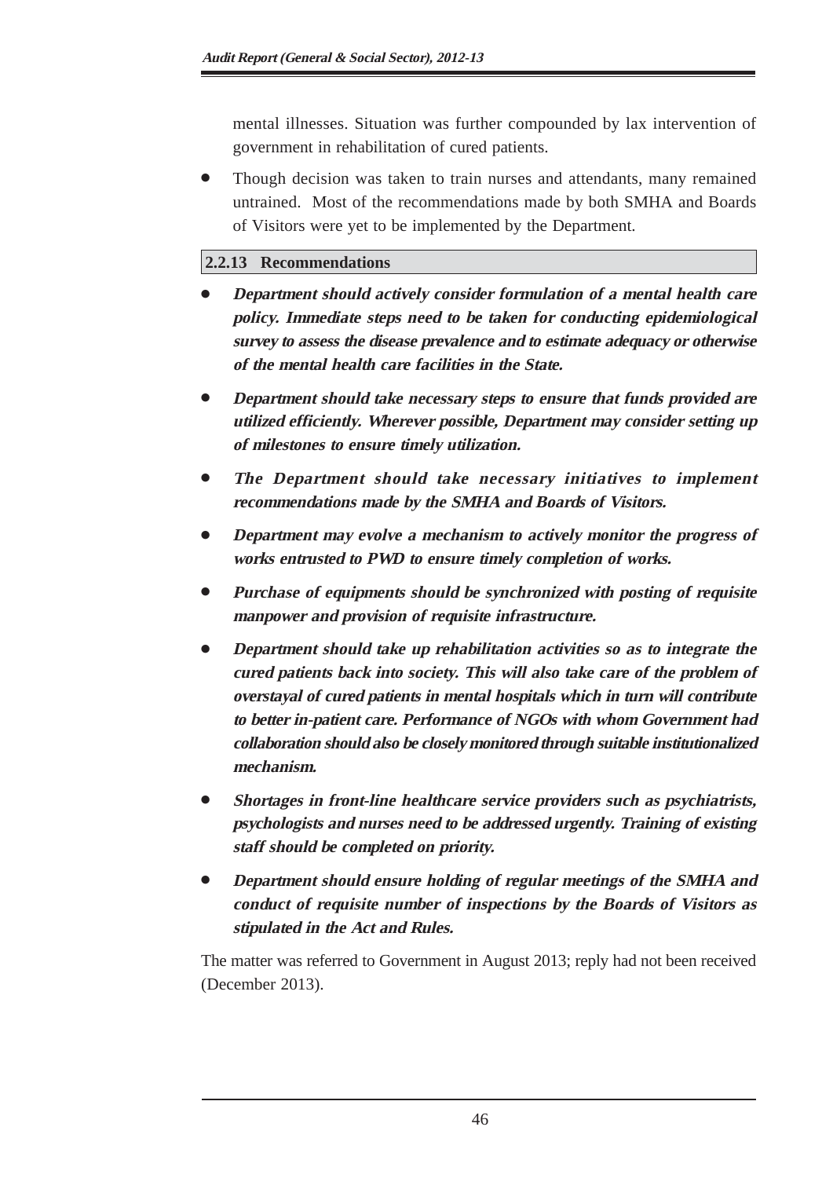mental illnesses. Situation was further compounded by lax intervention of government in rehabilitation of cured patients.

- Though decision was taken to train nurses and attendants, many remained untrained. Most of the recommendations made by both SMHA and Boards of Visitors were yet to be implemented by the Department.

### 2.2.13 Recommendations

- ***Department should actively consider formulation of a mental health care policy. Immediate steps need to be taken for conducting epidemiological survey to assess the disease prevalence and to estimate adequacy or otherwise of the mental health care facilities in the State.***
- ***Department should take necessary steps to ensure that funds provided are utilized efficiently. Wherever possible, Department may consider setting up of milestones to ensure timely utilization.***
- ***The Department should take necessary initiatives to implement recommendations made by the SMHA and Boards of Visitors.***
- ***Department may evolve a mechanism to actively monitor the progress of works entrusted to PWD to ensure timely completion of works.***
- ***Purchase of equipments should be synchronized with posting of requisite manpower and provision of requisite infrastructure.***
- ***Department should take up rehabilitation activities so as to integrate the cured patients back into society. This will also take care of the problem of overstayal of cured patients in mental hospitals which in turn will contribute to better in-patient care. Performance of NGOs with whom Government had collaboration should also be closely monitored through suitable institutionalized mechanism.***
- ***Shortages in front-line healthcare service providers such as psychiatrists, psychologists and nurses need to be addressed urgently. Training of existing staff should be completed on priority.***
- ***Department should ensure holding of regular meetings of the SMHA and conduct of requisite number of inspections by the Boards of Visitors as stipulated in the Act and Rules.***

The matter was referred to Government in August 2013; reply had not been received (December 2013).